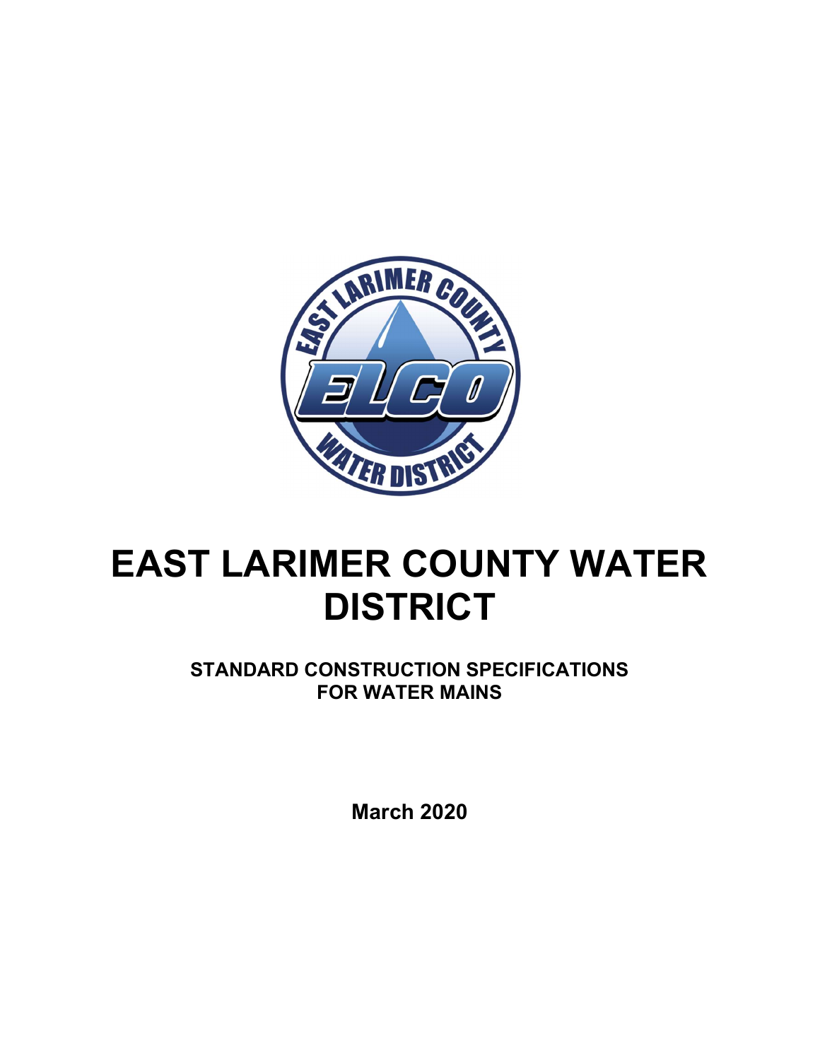# EAST LARIMER COUNTY WATER DISTRICT

**STANDARD CONSTRUCTION SPECIFICATIONS FOR WATER MAINS**

**March 2020**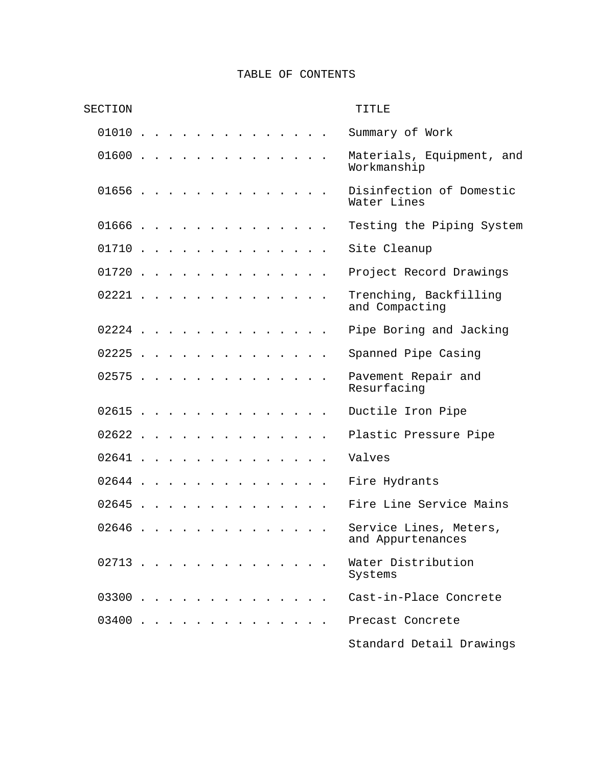# TABLE OF CONTENTS

| SECTION | TITLE |
|---|---|
| 01010 | Summary of Work |
| 01600 | Materials, Equipment, and Workmanship |
| 01656 | Disinfection of Domestic Water Lines |
| 01666 | Testing the Piping System |
| 01710 | Site Cleanup |
| 01720 | Project Record Drawings |
| 02221 | Trenching, Backfilling and Compacting |
| 02224 | Pipe Boring and Jacking |
| 02225 | Spanned Pipe Casing |
| 02575 | Pavement Repair and Resurfacing |
| 02615 | Ductile Iron Pipe |
| 02622 | Plastic Pressure Pipe |
| 02641 | Valves |
| 02644 | Fire Hydrants |
| 02645 | Fire Line Service Mains |
| 02646 | Service Lines, Meters, and Appurtenances |
| 02713 | Water Distribution Systems |
| 03300 | Cast-in-Place Concrete |
| 03400 | Precast Concrete |
| | Standard Detail Drawings |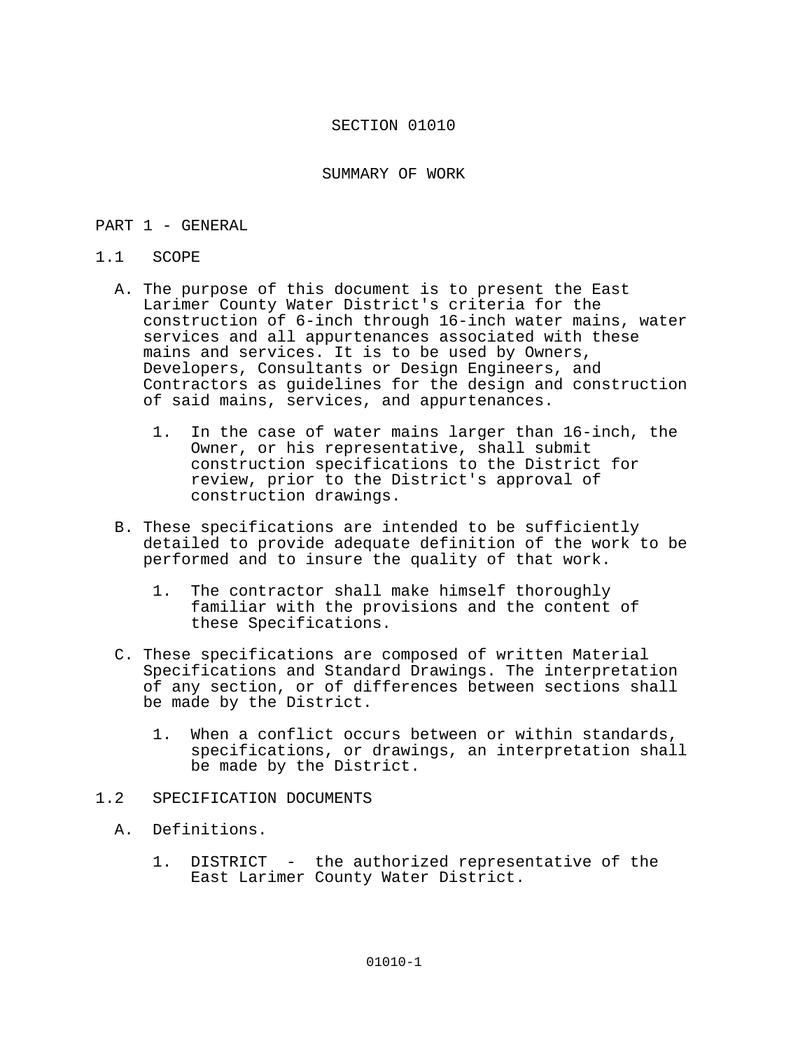# SECTION 01010

## SUMMARY OF WORK

### PART 1 - GENERAL

#### 1.1 SCOPE

A. The purpose of this document is to present the East Larimer County Water District's criteria for the construction of 6-inch through 16-inch water mains, water services and all appurtenances associated with these mains and services. It is to be used by Owners, Developers, Consultants or Design Engineers, and Contractors as guidelines for the design and construction of said mains, services, and appurtenances.

   1. In the case of water mains larger than 16-inch, the Owner, or his representative, shall submit construction specifications to the District for review, prior to the District's approval of construction drawings.

B. These specifications are intended to be sufficiently detailed to provide adequate definition of the work to be performed and to insure the quality of that work.

   1. The contractor shall make himself thoroughly familiar with the provisions and the content of these Specifications.

C. These specifications are composed of written Material Specifications and Standard Drawings. The interpretation of any section, or of differences between sections shall be made by the District.

   1. When a conflict occurs between or within standards, specifications, or drawings, an interpretation shall be made by the District.

#### 1.2 SPECIFICATION DOCUMENTS

A. Definitions.

   1. DISTRICT - the authorized representative of the East Larimer County Water District.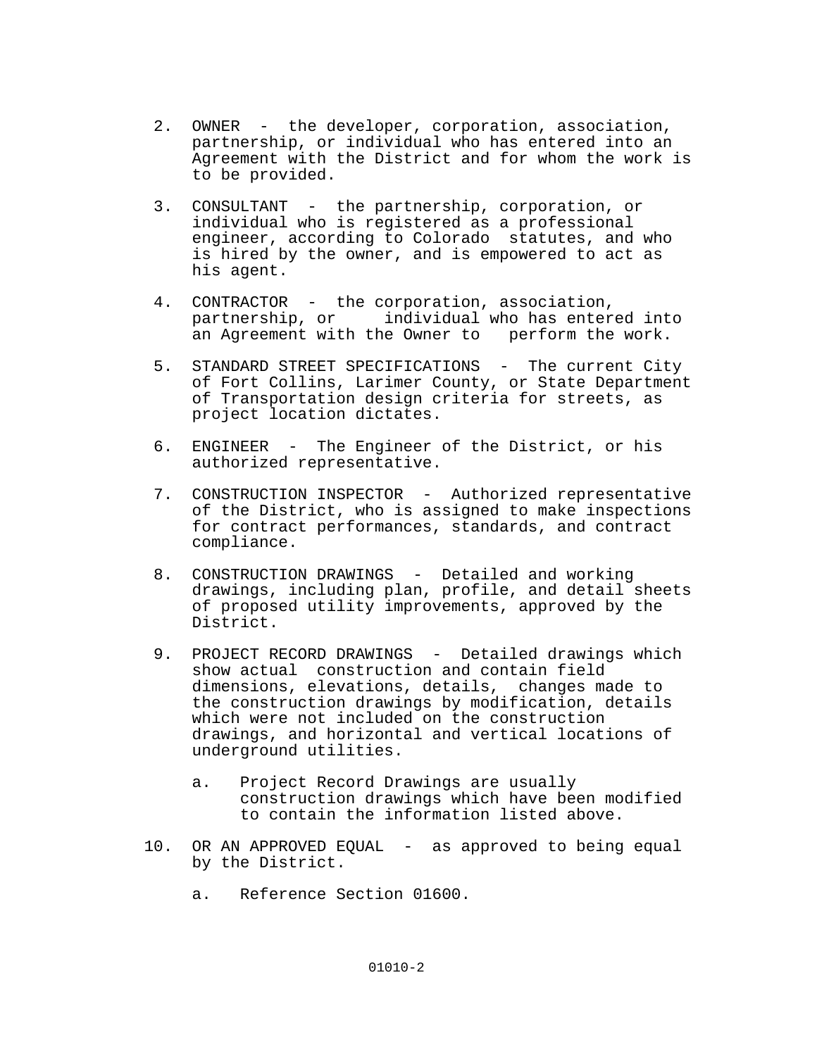2. OWNER - the developer, corporation, association, partnership, or individual who has entered into an Agreement with the District and for whom the work is to be provided.

3. CONSULTANT - the partnership, corporation, or individual who is registered as a professional engineer, according to Colorado statutes, and who is hired by the owner, and is empowered to act as his agent.

4. CONTRACTOR - the corporation, association, partnership, or individual who has entered into an Agreement with the Owner to perform the work.

5. STANDARD STREET SPECIFICATIONS - The current City of Fort Collins, Larimer County, or State Department of Transportation design criteria for streets, as project location dictates.

6. ENGINEER - The Engineer of the District, or his authorized representative.

7. CONSTRUCTION INSPECTOR - Authorized representative of the District, who is assigned to make inspections for contract performances, standards, and contract compliance.

8. CONSTRUCTION DRAWINGS - Detailed and working drawings, including plan, profile, and detail sheets of proposed utility improvements, approved by the District.

9. PROJECT RECORD DRAWINGS - Detailed drawings which show actual construction and contain field dimensions, elevations, details, changes made to the construction drawings by modification, details which were not included on the construction drawings, and horizontal and vertical locations of underground utilities.

   a. Project Record Drawings are usually construction drawings which have been modified to contain the information listed above.

10. OR AN APPROVED EQUAL - as approved to being equal by the District.

   a. Reference Section 01600.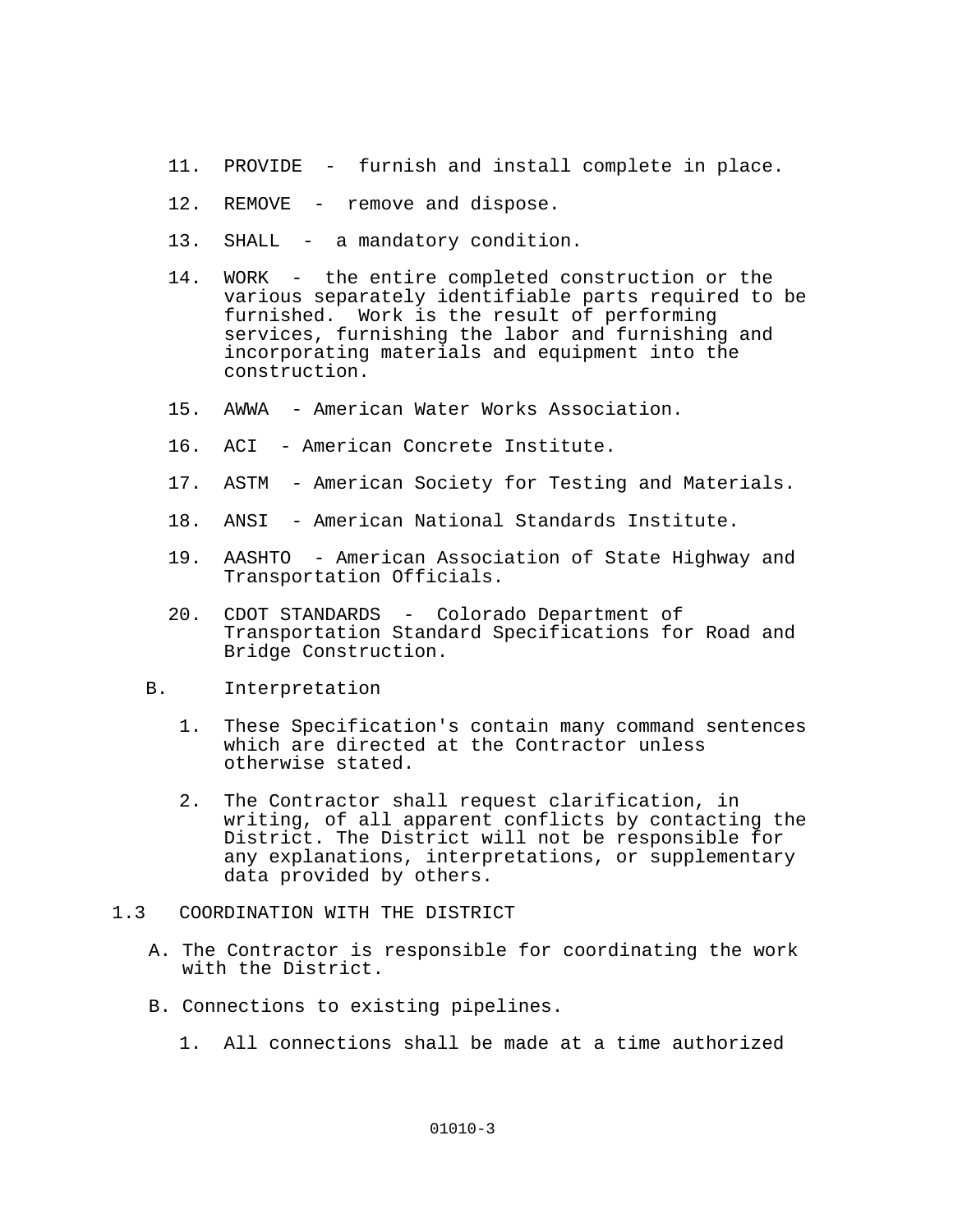11. PROVIDE - furnish and install complete in place.

12. REMOVE - remove and dispose.

13. SHALL - a mandatory condition.

14. WORK - the entire completed construction or the various separately identifiable parts required to be furnished. Work is the result of performing services, furnishing the labor and furnishing and incorporating materials and equipment into the construction.

15. AWWA - American Water Works Association.

16. ACI - American Concrete Institute.

17. ASTM - American Society for Testing and Materials.

18. ANSI - American National Standards Institute.

19. AASHTO - American Association of State Highway and Transportation Officials.

20. CDOT STANDARDS - Colorado Department of Transportation Standard Specifications for Road and Bridge Construction.

B. Interpretation

1. These Specification's contain many command sentences which are directed at the Contractor unless otherwise stated.

2. The Contractor shall request clarification, in writing, of all apparent conflicts by contacting the District. The District will not be responsible for any explanations, interpretations, or supplementary data provided by others.

## 1.3 COORDINATION WITH THE DISTRICT

A. The Contractor is responsible for coordinating the work with the District.

B. Connections to existing pipelines.

1. All connections shall be made at a time authorized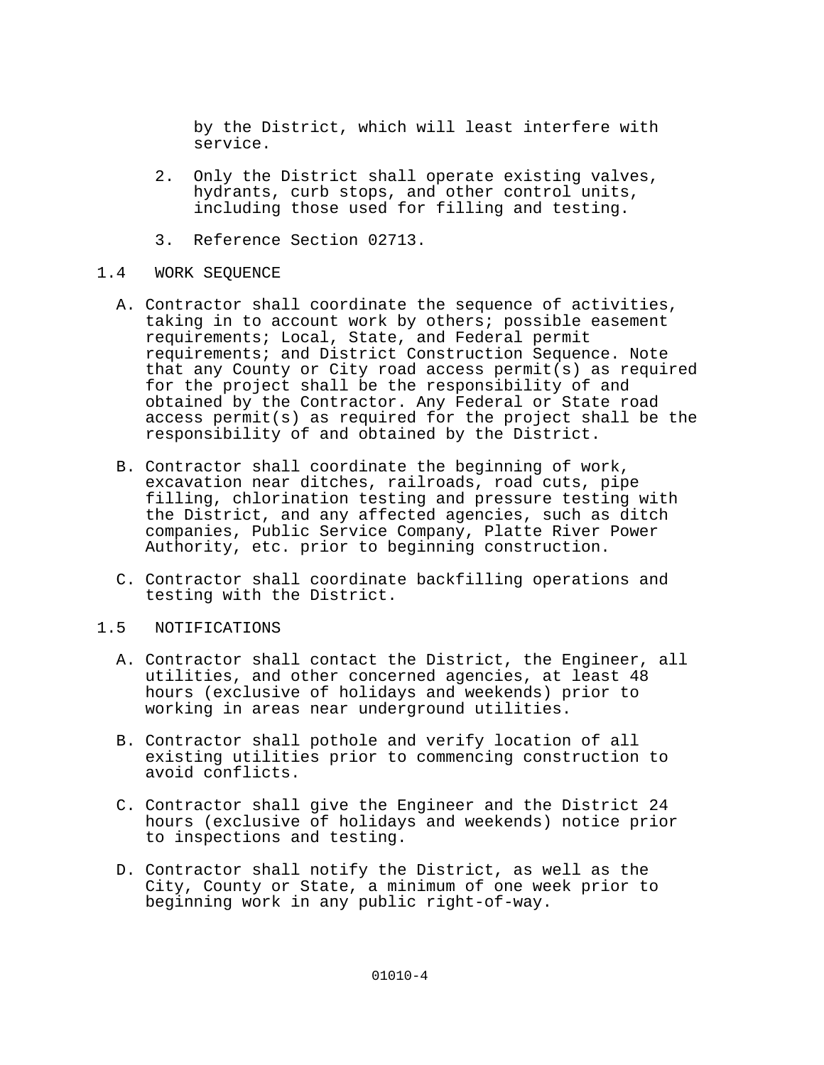by the District, which will least interfere with service.

2. Only the District shall operate existing valves, hydrants, curb stops, and other control units, including those used for filling and testing.

3. Reference Section 02713.

## 1.4 WORK SEQUENCE

A. Contractor shall coordinate the sequence of activities, taking in to account work by others; possible easement requirements; Local, State, and Federal permit requirements; and District Construction Sequence. Note that any County or City road access permit(s) as required for the project shall be the responsibility of and obtained by the Contractor. Any Federal or State road access permit(s) as required for the project shall be the responsibility of and obtained by the District.

B. Contractor shall coordinate the beginning of work, excavation near ditches, railroads, road cuts, pipe filling, chlorination testing and pressure testing with the District, and any affected agencies, such as ditch companies, Public Service Company, Platte River Power Authority, etc. prior to beginning construction.

C. Contractor shall coordinate backfilling operations and testing with the District.

## 1.5 NOTIFICATIONS

A. Contractor shall contact the District, the Engineer, all utilities, and other concerned agencies, at least 48 hours (exclusive of holidays and weekends) prior to working in areas near underground utilities.

B. Contractor shall pothole and verify location of all existing utilities prior to commencing construction to avoid conflicts.

C. Contractor shall give the Engineer and the District 24 hours (exclusive of holidays and weekends) notice prior to inspections and testing.

D. Contractor shall notify the District, as well as the City, County or State, a minimum of one week prior to beginning work in any public right-of-way.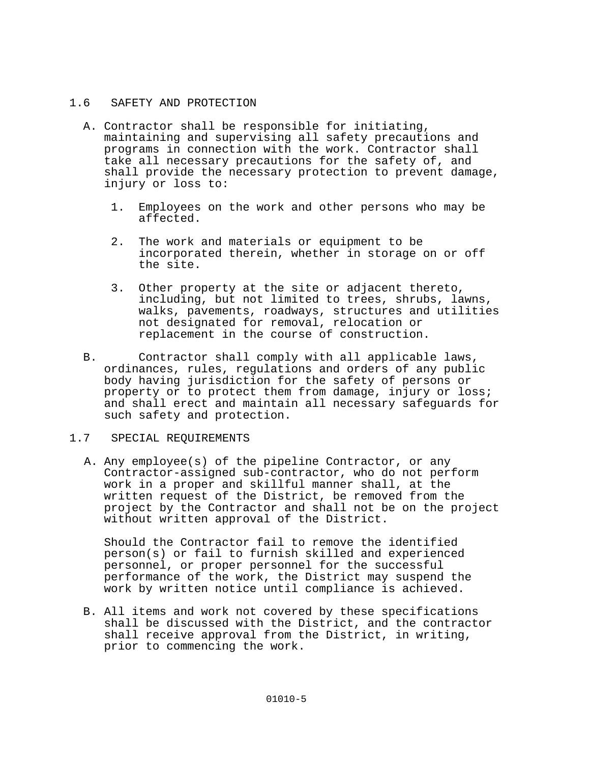## 1.6 SAFETY AND PROTECTION

A. Contractor shall be responsible for initiating, maintaining and supervising all safety precautions and programs in connection with the work. Contractor shall take all necessary precautions for the safety of, and shall provide the necessary protection to prevent damage, injury or loss to:

   1. Employees on the work and other persons who may be affected.

   2. The work and materials or equipment to be incorporated therein, whether in storage on or off the site.

   3. Other property at the site or adjacent thereto, including, but not limited to trees, shrubs, lawns, walks, pavements, roadways, structures and utilities not designated for removal, relocation or replacement in the course of construction.

B. Contractor shall comply with all applicable laws, ordinances, rules, regulations and orders of any public body having jurisdiction for the safety of persons or property or to protect them from damage, injury or loss; and shall erect and maintain all necessary safeguards for such safety and protection.

## 1.7 SPECIAL REQUIREMENTS

A. Any employee(s) of the pipeline Contractor, or any Contractor-assigned sub-contractor, who do not perform work in a proper and skillful manner shall, at the written request of the District, be removed from the project by the Contractor and shall not be on the project without written approval of the District.

   Should the Contractor fail to remove the identified person(s) or fail to furnish skilled and experienced personnel, or proper personnel for the successful performance of the work, the District may suspend the work by written notice until compliance is achieved.

B. All items and work not covered by these specifications shall be discussed with the District, and the contractor shall receive approval from the District, in writing, prior to commencing the work.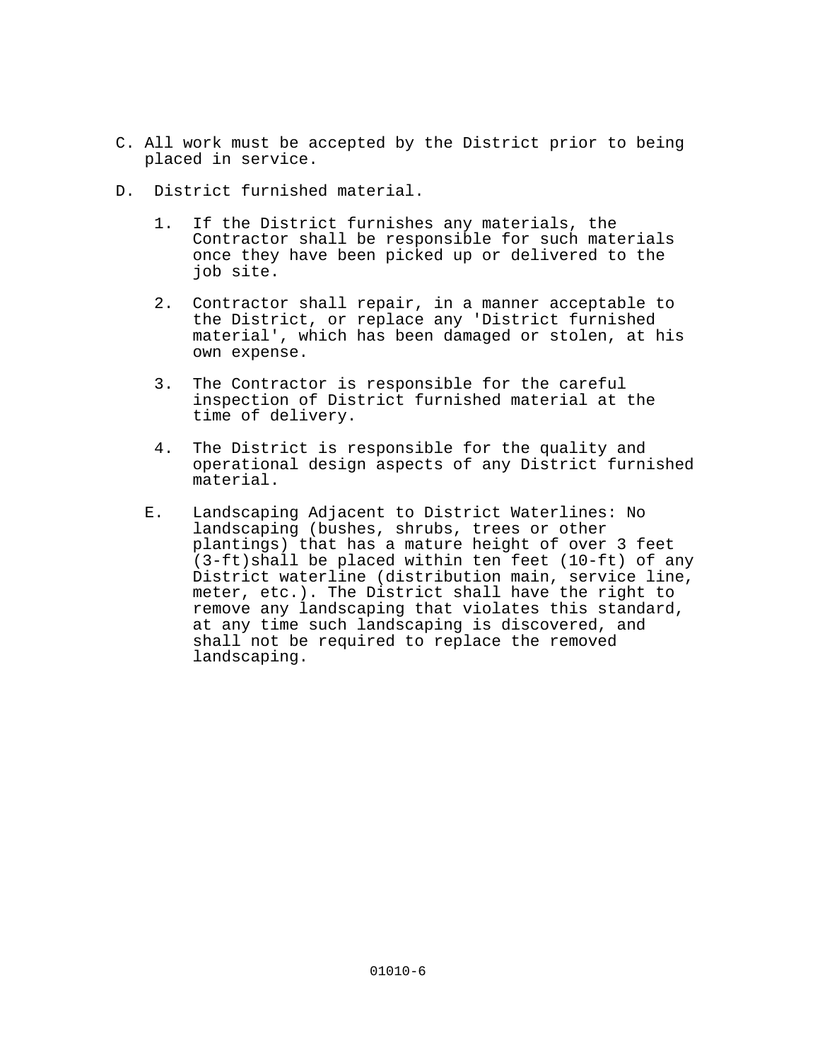C. All work must be accepted by the District prior to being placed in service.

D. District furnished material.

1. If the District furnishes any materials, the Contractor shall be responsible for such materials once they have been picked up or delivered to the job site.

2. Contractor shall repair, in a manner acceptable to the District, or replace any 'District furnished material', which has been damaged or stolen, at his own expense.

3. The Contractor is responsible for the careful inspection of District furnished material at the time of delivery.

4. The District is responsible for the quality and operational design aspects of any District furnished material.

E. Landscaping Adjacent to District Waterlines: No landscaping (bushes, shrubs, trees or other plantings) that has a mature height of over 3 feet (3-ft)shall be placed within ten feet (10-ft) of any District waterline (distribution main, service line, meter, etc.). The District shall have the right to remove any landscaping that violates this standard, at any time such landscaping is discovered, and shall not be required to replace the removed landscaping.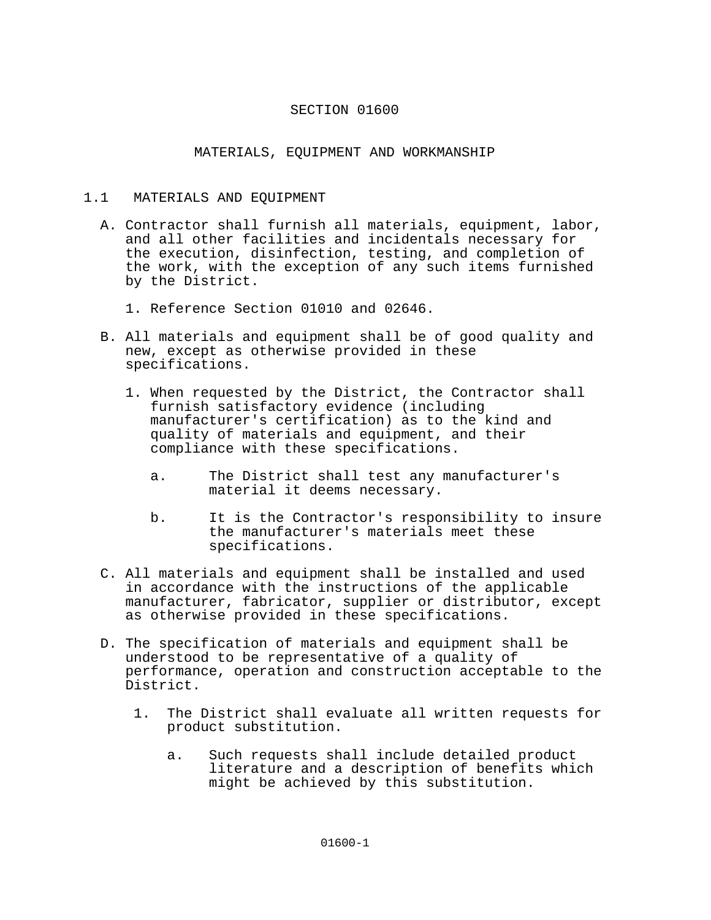# SECTION 01600

## MATERIALS, EQUIPMENT AND WORKMANSHIP

### 1.1 MATERIALS AND EQUIPMENT

A. Contractor shall furnish all materials, equipment, labor, and all other facilities and incidentals necessary for the execution, disinfection, testing, and completion of the work, with the exception of any such items furnished by the District.

   1. Reference Section 01010 and 02646.

B. All materials and equipment shall be of good quality and new, except as otherwise provided in these specifications.

   1. When requested by the District, the Contractor shall furnish satisfactory evidence (including manufacturer's certification) as to the kind and quality of materials and equipment, and their compliance with these specifications.

      a. The District shall test any manufacturer's material it deems necessary.

      b. It is the Contractor's responsibility to insure the manufacturer's materials meet these specifications.

C. All materials and equipment shall be installed and used in accordance with the instructions of the applicable manufacturer, fabricator, supplier or distributor, except as otherwise provided in these specifications.

D. The specification of materials and equipment shall be understood to be representative of a quality of performance, operation and construction acceptable to the District.

   1. The District shall evaluate all written requests for product substitution.

      a. Such requests shall include detailed product literature and a description of benefits which might be achieved by this substitution.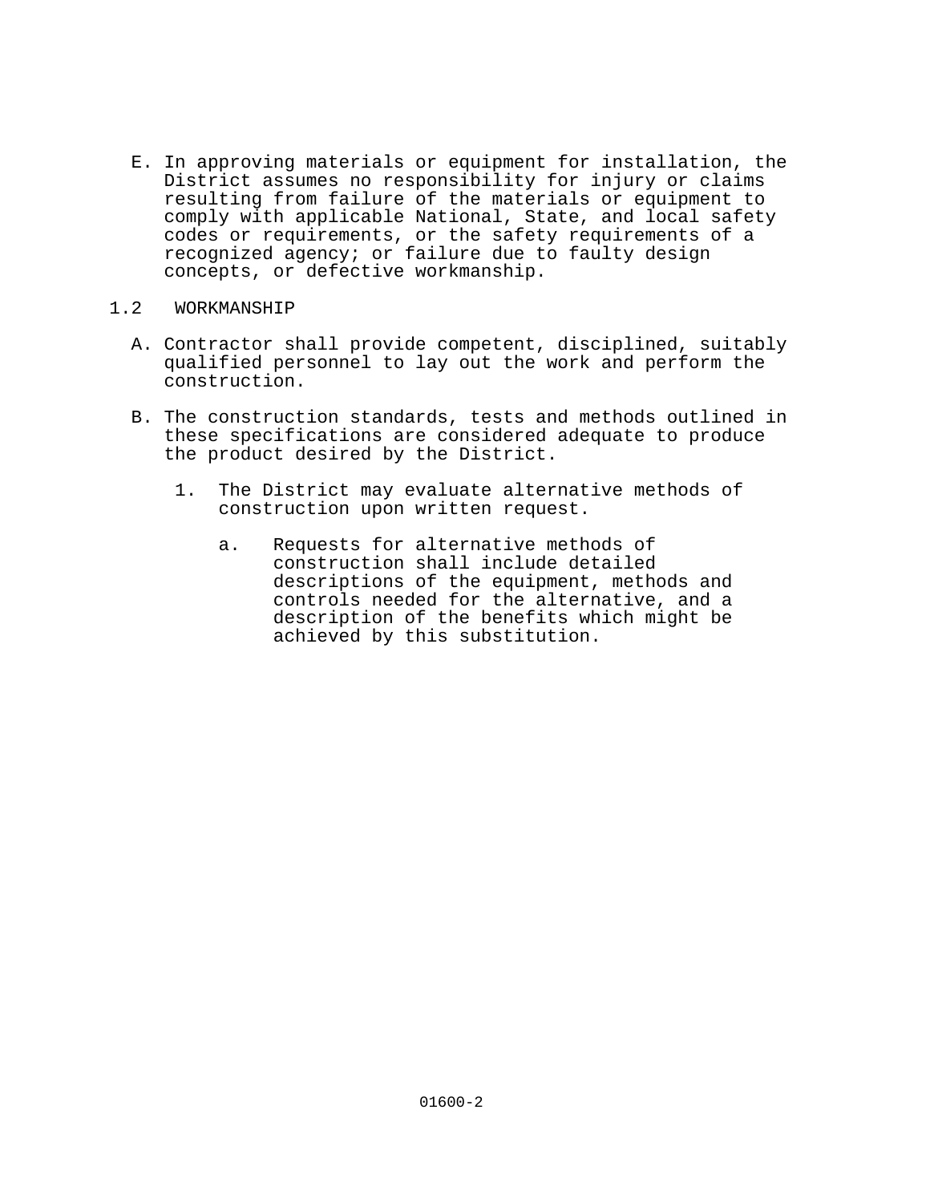E. In approving materials or equipment for installation, the District assumes no responsibility for injury or claims resulting from failure of the materials or equipment to comply with applicable National, State, and local safety codes or requirements, or the safety requirements of a recognized agency; or failure due to faulty design concepts, or defective workmanship.

## 1.2 WORKMANSHIP

A. Contractor shall provide competent, disciplined, suitably qualified personnel to lay out the work and perform the construction.

B. The construction standards, tests and methods outlined in these specifications are considered adequate to produce the product desired by the District.

   1. The District may evaluate alternative methods of construction upon written request.

      a. Requests for alternative methods of construction shall include detailed descriptions of the equipment, methods and controls needed for the alternative, and a description of the benefits which might be achieved by this substitution.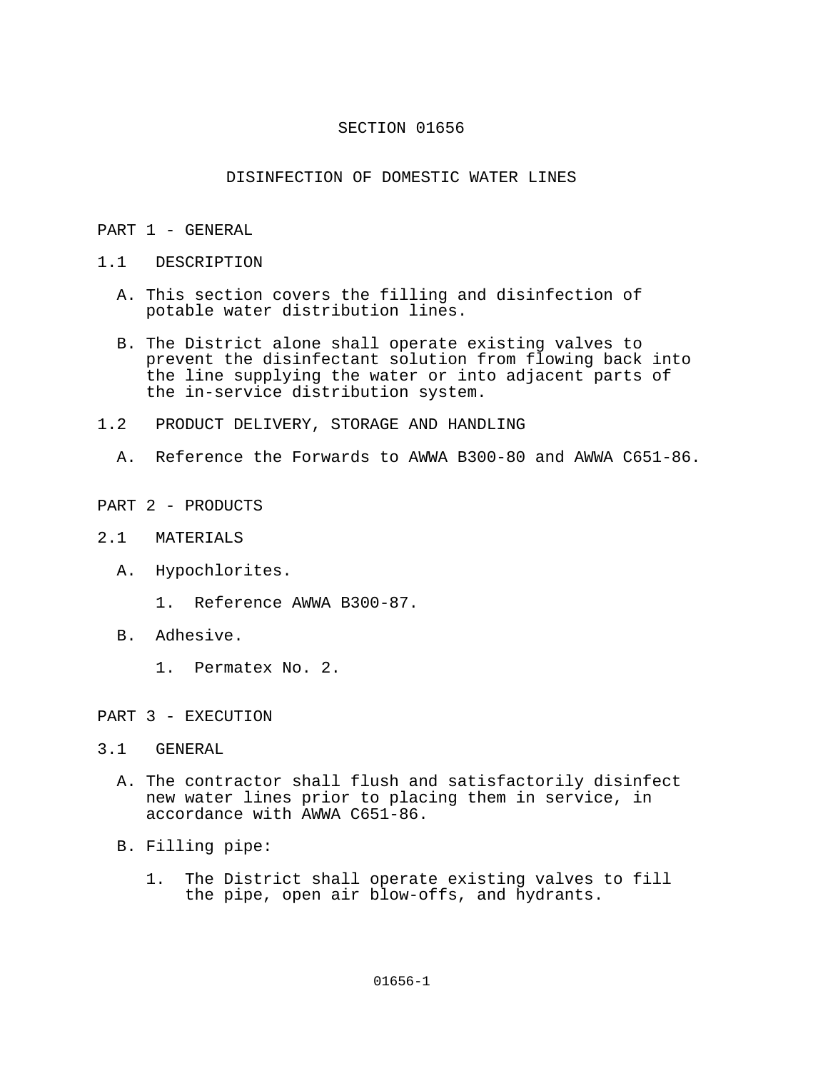# SECTION 01656

## DISINFECTION OF DOMESTIC WATER LINES

## PART 1 - GENERAL

### 1.1 DESCRIPTION

A. This section covers the filling and disinfection of potable water distribution lines.

B. The District alone shall operate existing valves to prevent the disinfectant solution from flowing back into the line supplying the water or into adjacent parts of the in-service distribution system.

### 1.2 PRODUCT DELIVERY, STORAGE AND HANDLING

A. Reference the Forwards to AWWA B300-80 and AWWA C651-86.

## PART 2 - PRODUCTS

### 2.1 MATERIALS

A. Hypochlorites.

1. Reference AWWA B300-87.

B. Adhesive.

1. Permatex No. 2.

## PART 3 - EXECUTION

### 3.1 GENERAL

A. The contractor shall flush and satisfactorily disinfect new water lines prior to placing them in service, in accordance with AWWA C651-86.

B. Filling pipe:

1. The District shall operate existing valves to fill the pipe, open air blow-offs, and hydrants.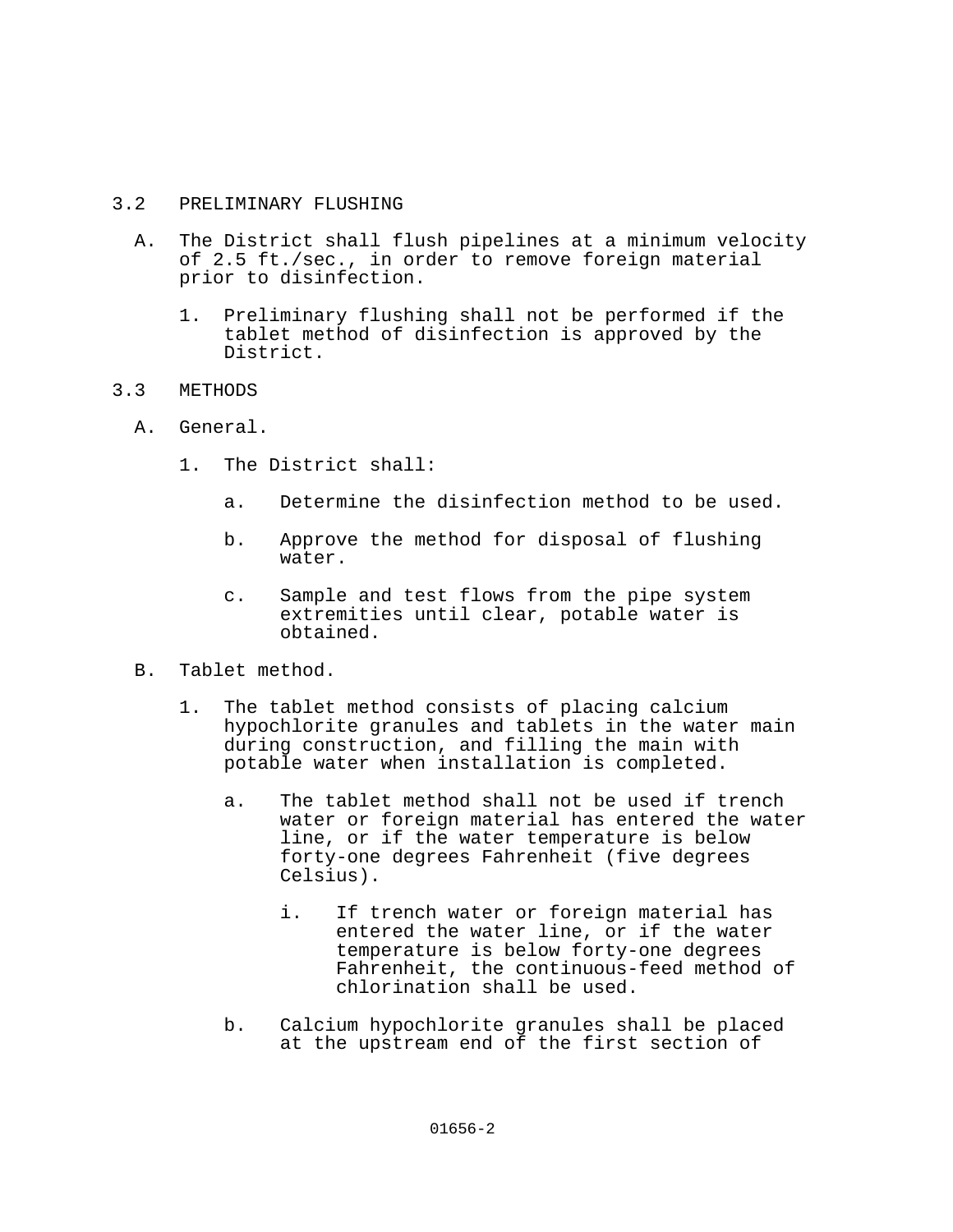## 3.2 PRELIMINARY FLUSHING

A. The District shall flush pipelines at a minimum velocity of 2.5 ft./sec., in order to remove foreign material prior to disinfection.

   1. Preliminary flushing shall not be performed if the tablet method of disinfection is approved by the District.

## 3.3 METHODS

A. General.

   1. The District shall:

      a. Determine the disinfection method to be used.

      b. Approve the method for disposal of flushing water.

      c. Sample and test flows from the pipe system extremities until clear, potable water is obtained.

B. Tablet method.

   1. The tablet method consists of placing calcium hypochlorite granules and tablets in the water main during construction, and filling the main with potable water when installation is completed.

      a. The tablet method shall not be used if trench water or foreign material has entered the water line, or if the water temperature is below forty-one degrees Fahrenheit (five degrees Celsius).

         i. If trench water or foreign material has entered the water line, or if the water temperature is below forty-one degrees Fahrenheit, the continuous-feed method of chlorination shall be used.

      b. Calcium hypochlorite granules shall be placed at the upstream end of the first section of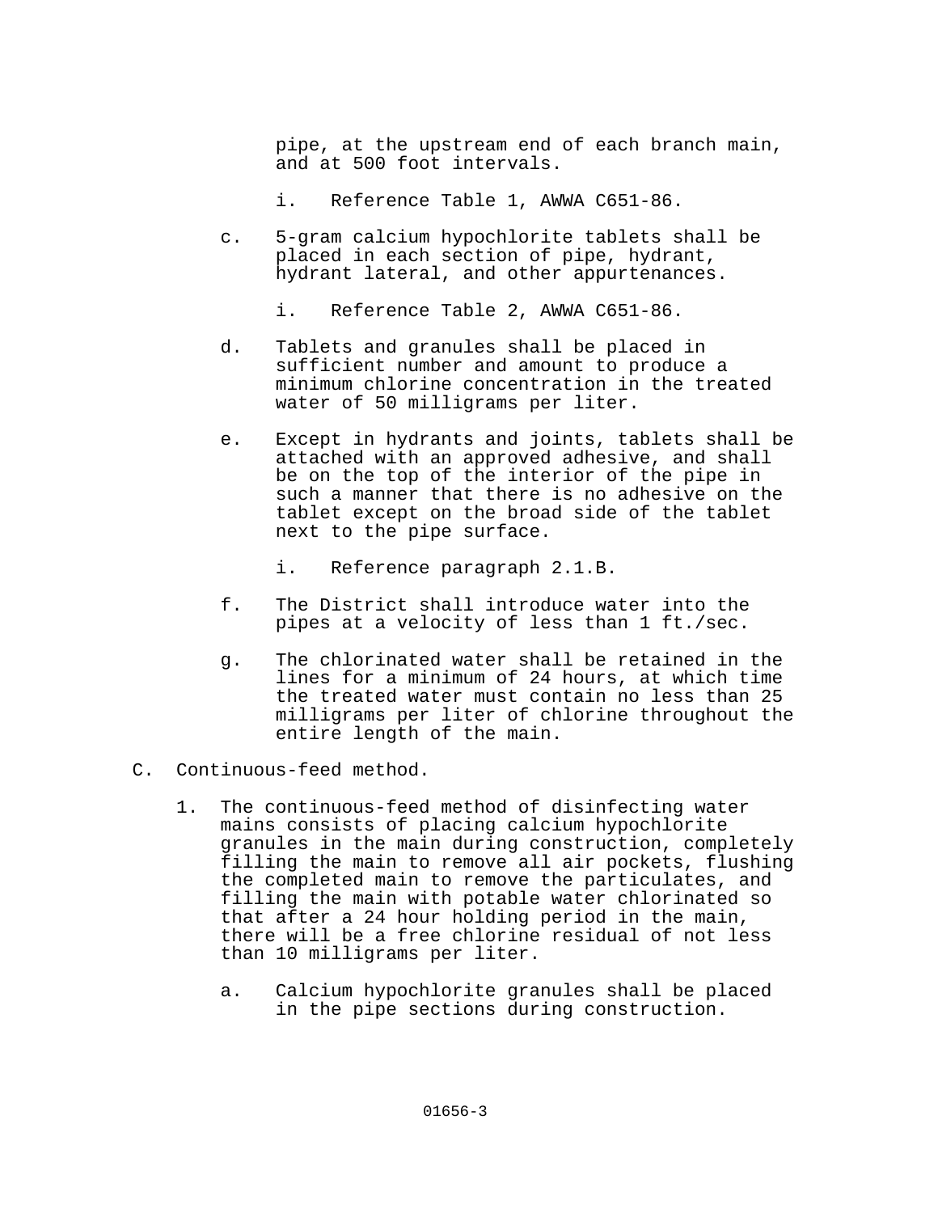pipe, at the upstream end of each branch main, and at 500 foot intervals.

i. Reference Table 1, AWWA C651-86.

c. 5-gram calcium hypochlorite tablets shall be placed in each section of pipe, hydrant, hydrant lateral, and other appurtenances.

i. Reference Table 2, AWWA C651-86.

d. Tablets and granules shall be placed in sufficient number and amount to produce a minimum chlorine concentration in the treated water of 50 milligrams per liter.

e. Except in hydrants and joints, tablets shall be attached with an approved adhesive, and shall be on the top of the interior of the pipe in such a manner that there is no adhesive on the tablet except on the broad side of the tablet next to the pipe surface.

i. Reference paragraph 2.1.B.

f. The District shall introduce water into the pipes at a velocity of less than 1 ft./sec.

g. The chlorinated water shall be retained in the lines for a minimum of 24 hours, at which time the treated water must contain no less than 25 milligrams per liter of chlorine throughout the entire length of the main.

C. Continuous-feed method.

1. The continuous-feed method of disinfecting water mains consists of placing calcium hypochlorite granules in the main during construction, completely filling the main to remove all air pockets, flushing the completed main to remove the particulates, and filling the main with potable water chlorinated so that after a 24 hour holding period in the main, there will be a free chlorine residual of not less than 10 milligrams per liter.

a. Calcium hypochlorite granules shall be placed in the pipe sections during construction.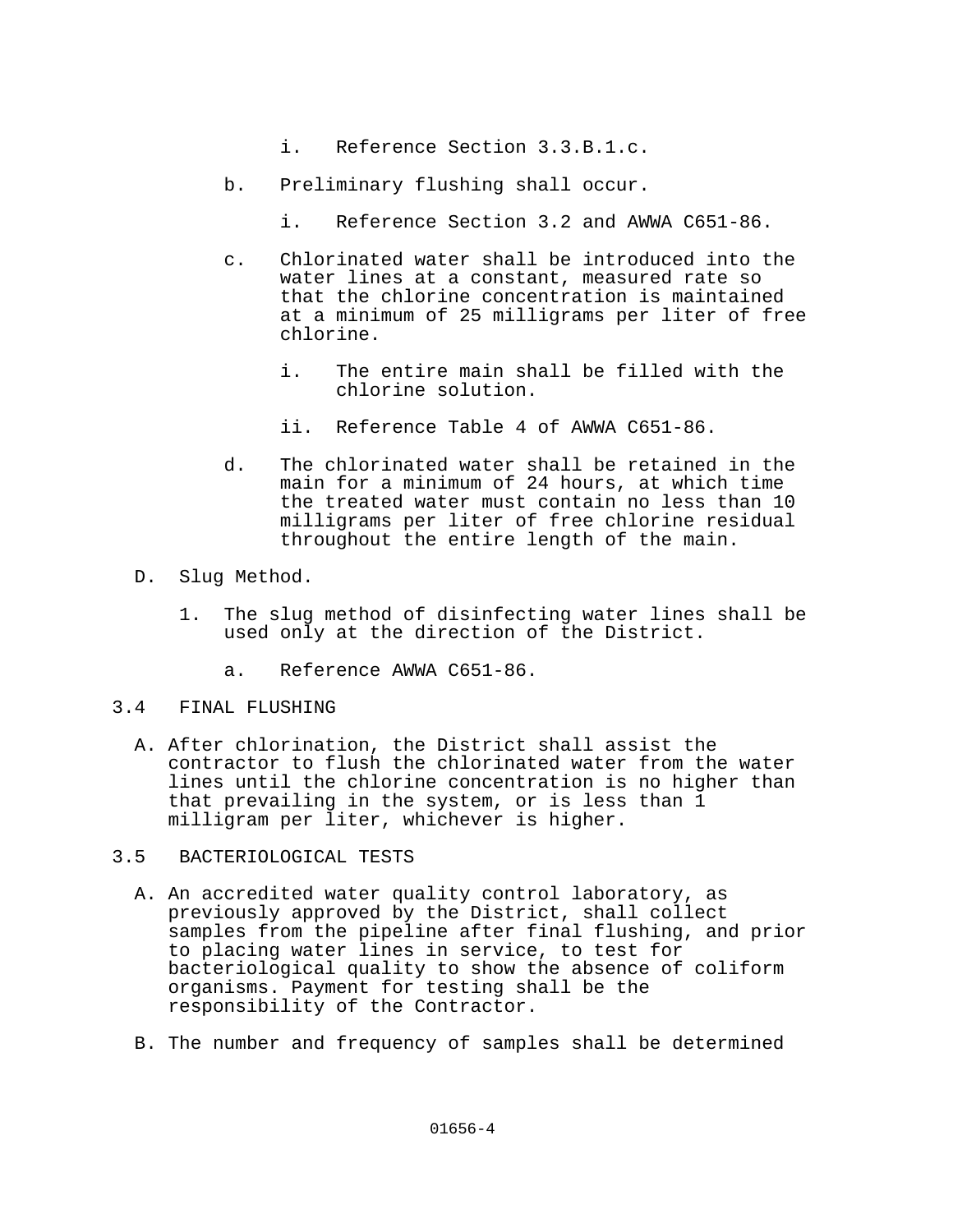i. Reference Section 3.3.B.1.c.

b. Preliminary flushing shall occur.

   i. Reference Section 3.2 and AWWA C651-86.

c. Chlorinated water shall be introduced into the water lines at a constant, measured rate so that the chlorine concentration is maintained at a minimum of 25 milligrams per liter of free chlorine.

   i. The entire main shall be filled with the chlorine solution.

   ii. Reference Table 4 of AWWA C651-86.

d. The chlorinated water shall be retained in the main for a minimum of 24 hours, at which time the treated water must contain no less than 10 milligrams per liter of free chlorine residual throughout the entire length of the main.

D. Slug Method.

1. The slug method of disinfecting water lines shall be used only at the direction of the District.

   a. Reference AWWA C651-86.

## 3.4 FINAL FLUSHING

A. After chlorination, the District shall assist the contractor to flush the chlorinated water from the water lines until the chlorine concentration is no higher than that prevailing in the system, or is less than 1 milligram per liter, whichever is higher.

## 3.5 BACTERIOLOGICAL TESTS

A. An accredited water quality control laboratory, as previously approved by the District, shall collect samples from the pipeline after final flushing, and prior to placing water lines in service, to test for bacteriological quality to show the absence of coliform organisms. Payment for testing shall be the responsibility of the Contractor.

B. The number and frequency of samples shall be determined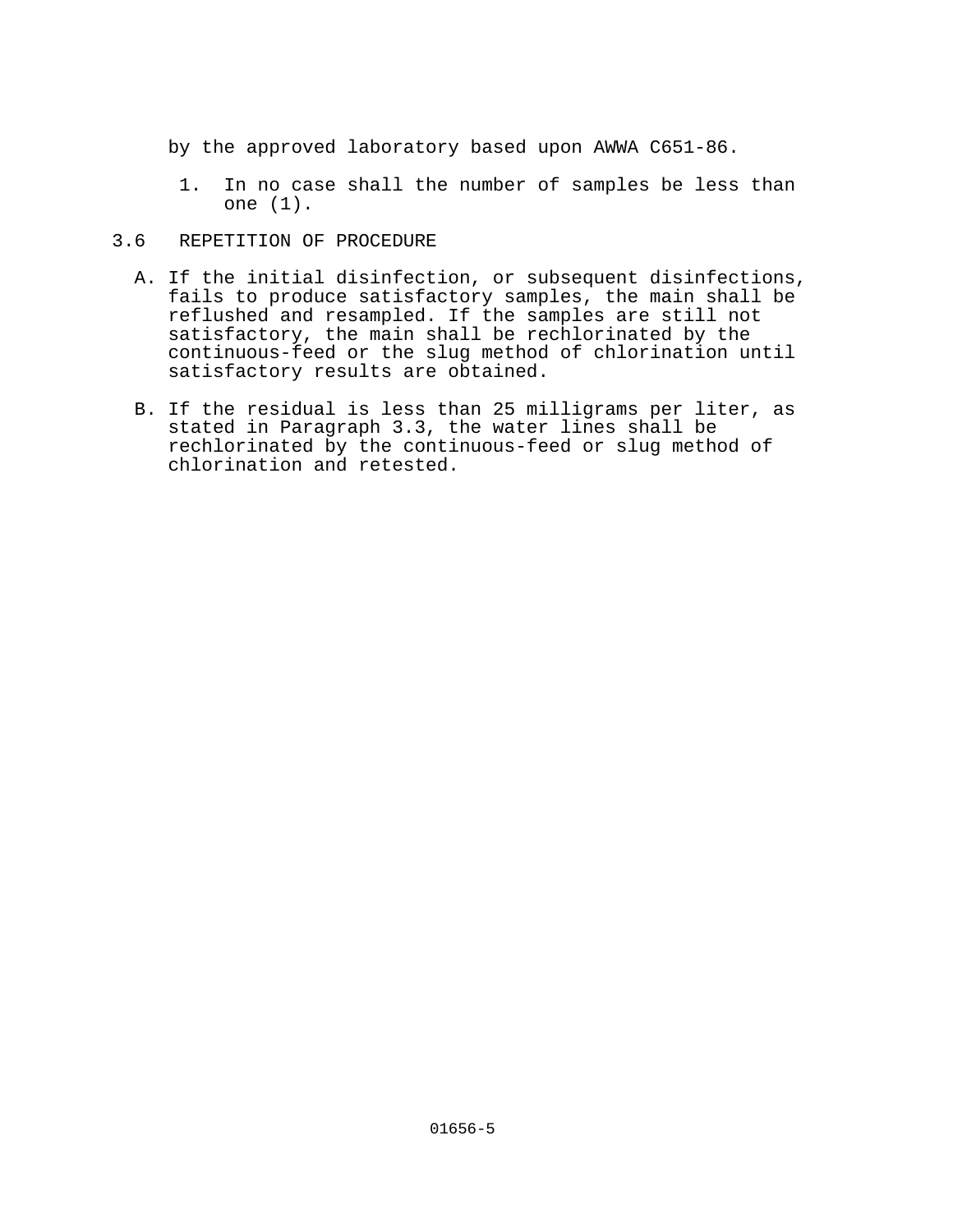by the approved laboratory based upon AWWA C651-86.

1. In no case shall the number of samples be less than one (1).

## 3.6 REPETITION OF PROCEDURE

A. If the initial disinfection, or subsequent disinfections, fails to produce satisfactory samples, the main shall be reflushed and resampled. If the samples are still not satisfactory, the main shall be rechlorinated by the continuous-feed or the slug method of chlorination until satisfactory results are obtained.

B. If the residual is less than 25 milligrams per liter, as stated in Paragraph 3.3, the water lines shall be rechlorinated by the continuous-feed or slug method of chlorination and retested.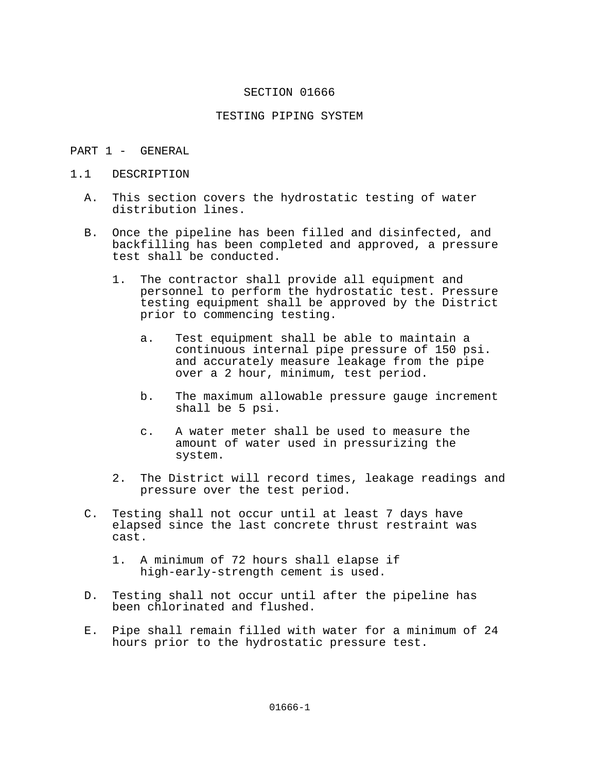# SECTION 01666

## TESTING PIPING SYSTEM

## PART 1 - GENERAL

### 1.1 DESCRIPTION

A. This section covers the hydrostatic testing of water distribution lines.

B. Once the pipeline has been filled and disinfected, and backfilling has been completed and approved, a pressure test shall be conducted.

   1. The contractor shall provide all equipment and personnel to perform the hydrostatic test. Pressure testing equipment shall be approved by the District prior to commencing testing.

      a. Test equipment shall be able to maintain a continuous internal pipe pressure of 150 psi. and accurately measure leakage from the pipe over a 2 hour, minimum, test period.

      b. The maximum allowable pressure gauge increment shall be 5 psi.

      c. A water meter shall be used to measure the amount of water used in pressurizing the system.

   2. The District will record times, leakage readings and pressure over the test period.

C. Testing shall not occur until at least 7 days have elapsed since the last concrete thrust restraint was cast.

   1. A minimum of 72 hours shall elapse if high-early-strength cement is used.

D. Testing shall not occur until after the pipeline has been chlorinated and flushed.

E. Pipe shall remain filled with water for a minimum of 24 hours prior to the hydrostatic pressure test.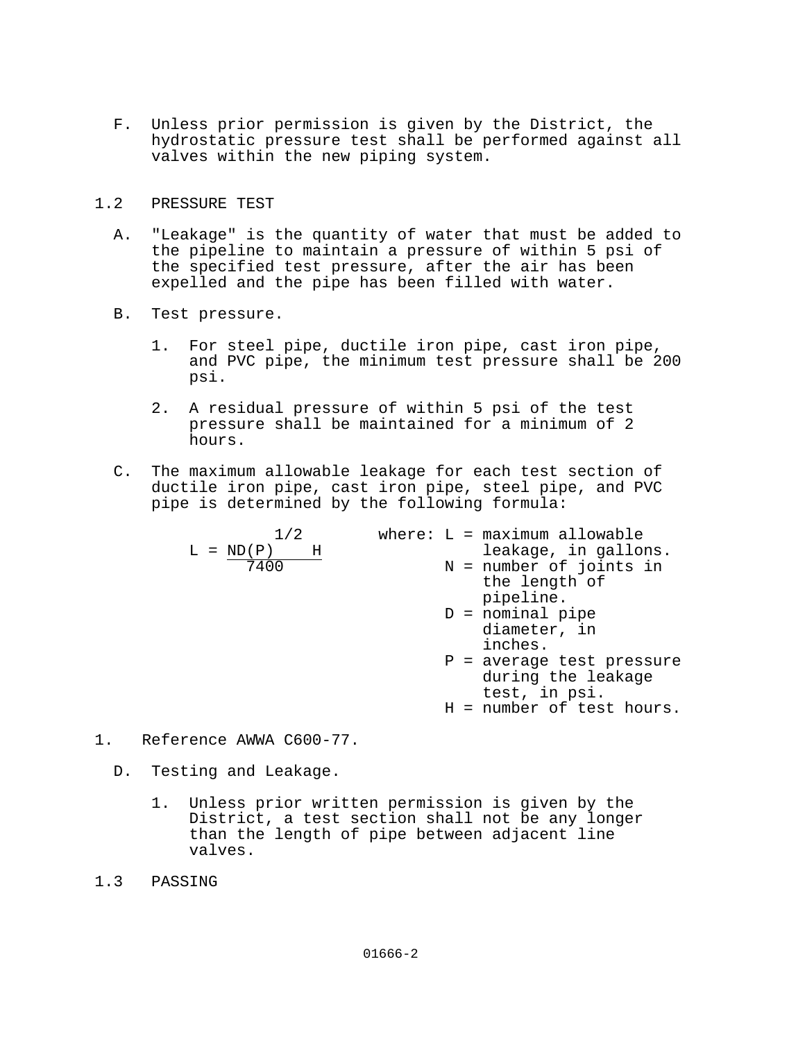F. Unless prior permission is given by the District, the hydrostatic pressure test shall be performed against all valves within the new piping system.

## 1.2 PRESSURE TEST

A. "Leakage" is the quantity of water that must be added to the pipeline to maintain a pressure of within 5 psi of the specified test pressure, after the air has been expelled and the pipe has been filled with water.

B. Test pressure.

1. For steel pipe, ductile iron pipe, cast iron pipe, and PVC pipe, the minimum test pressure shall be 200 psi.

2. A residual pressure of within 5 psi of the test pressure shall be maintained for a minimum of 2 hours.

C. The maximum allowable leakage for each test section of ductile iron pipe, cast iron pipe, steel pipe, and PVC pipe is determined by the following formula:

$$L = \frac{ND(P)^{1/2}H}{7400}$$

where:
- L = maximum allowable leakage, in gallons.
- N = number of joints in the length of pipeline.
- D = nominal pipe diameter, in inches.
- P = average test pressure during the leakage test, in psi.
- H = number of test hours.

1. Reference AWWA C600-77.

D. Testing and Leakage.

1. Unless prior written permission is given by the District, a test section shall not be any longer than the length of pipe between adjacent line valves.

## 1.3 PASSING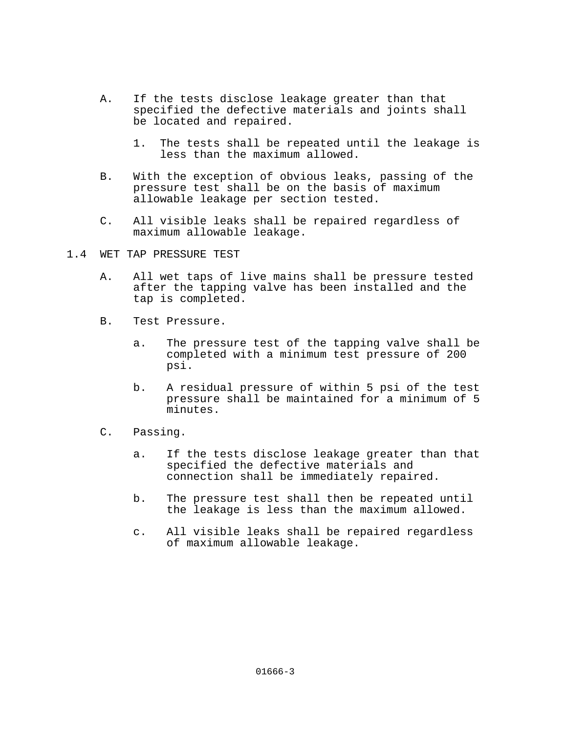A. If the tests disclose leakage greater than that specified the defective materials and joints shall be located and repaired.

   1. The tests shall be repeated until the leakage is less than the maximum allowed.

B. With the exception of obvious leaks, passing of the pressure test shall be on the basis of maximum allowable leakage per section tested.

C. All visible leaks shall be repaired regardless of maximum allowable leakage.

## 1.4 WET TAP PRESSURE TEST

A. All wet taps of live mains shall be pressure tested after the tapping valve has been installed and the tap is completed.

B. Test Pressure.

   a. The pressure test of the tapping valve shall be completed with a minimum test pressure of 200 psi.

   b. A residual pressure of within 5 psi of the test pressure shall be maintained for a minimum of 5 minutes.

C. Passing.

   a. If the tests disclose leakage greater than that specified the defective materials and connection shall be immediately repaired.

   b. The pressure test shall then be repeated until the leakage is less than the maximum allowed.

   c. All visible leaks shall be repaired regardless of maximum allowable leakage.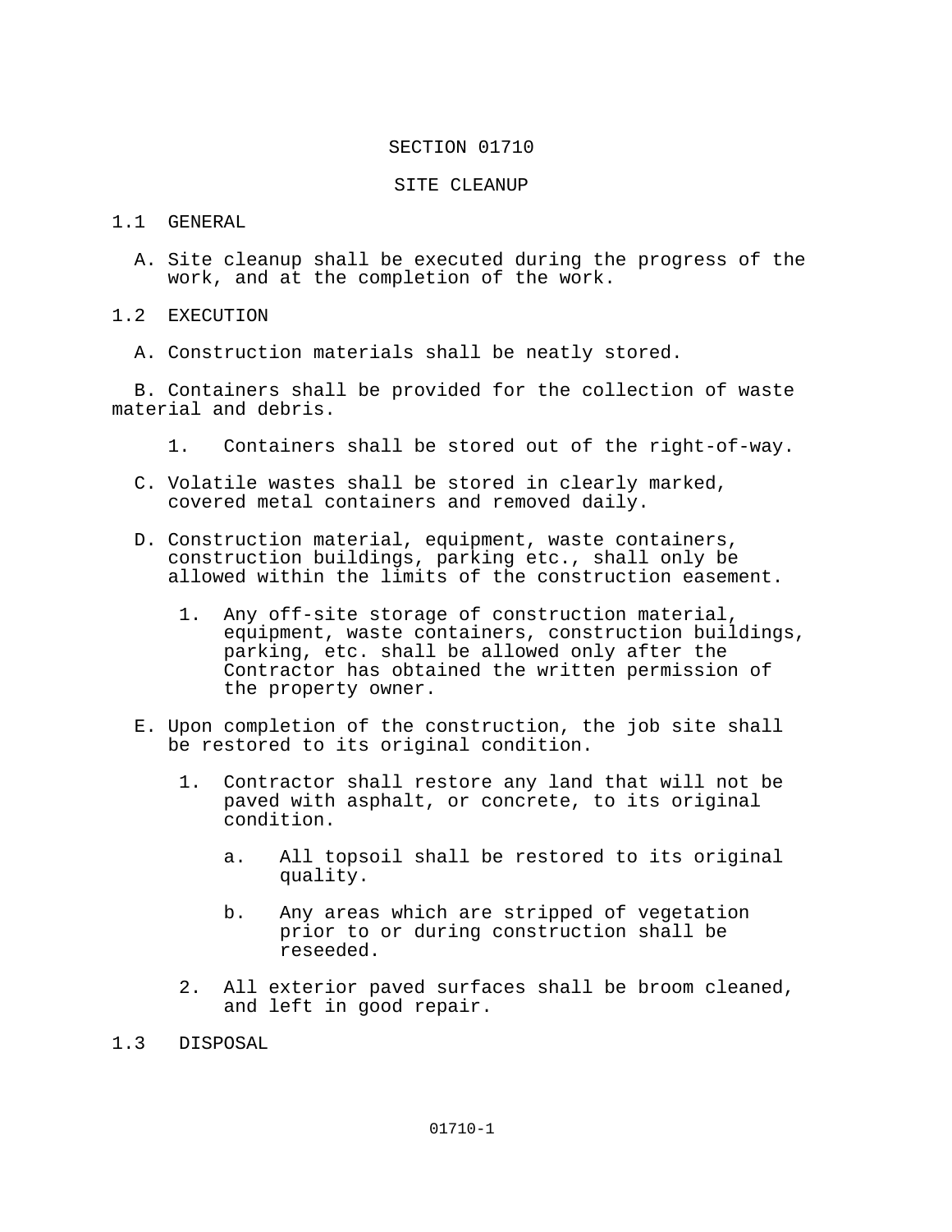# SECTION 01710

## SITE CLEANUP

## 1.1 GENERAL

A. Site cleanup shall be executed during the progress of the work, and at the completion of the work.

## 1.2 EXECUTION

A. Construction materials shall be neatly stored.

B. Containers shall be provided for the collection of waste material and debris.

1. Containers shall be stored out of the right-of-way.

C. Volatile wastes shall be stored in clearly marked, covered metal containers and removed daily.

D. Construction material, equipment, waste containers, construction buildings, parking etc., shall only be allowed within the limits of the construction easement.

1. Any off-site storage of construction material, equipment, waste containers, construction buildings, parking, etc. shall be allowed only after the Contractor has obtained the written permission of the property owner.

E. Upon completion of the construction, the job site shall be restored to its original condition.

1. Contractor shall restore any land that will not be paved with asphalt, or concrete, to its original condition.

   a. All topsoil shall be restored to its original quality.

   b. Any areas which are stripped of vegetation prior to or during construction shall be reseeded.

2. All exterior paved surfaces shall be broom cleaned, and left in good repair.

## 1.3 DISPOSAL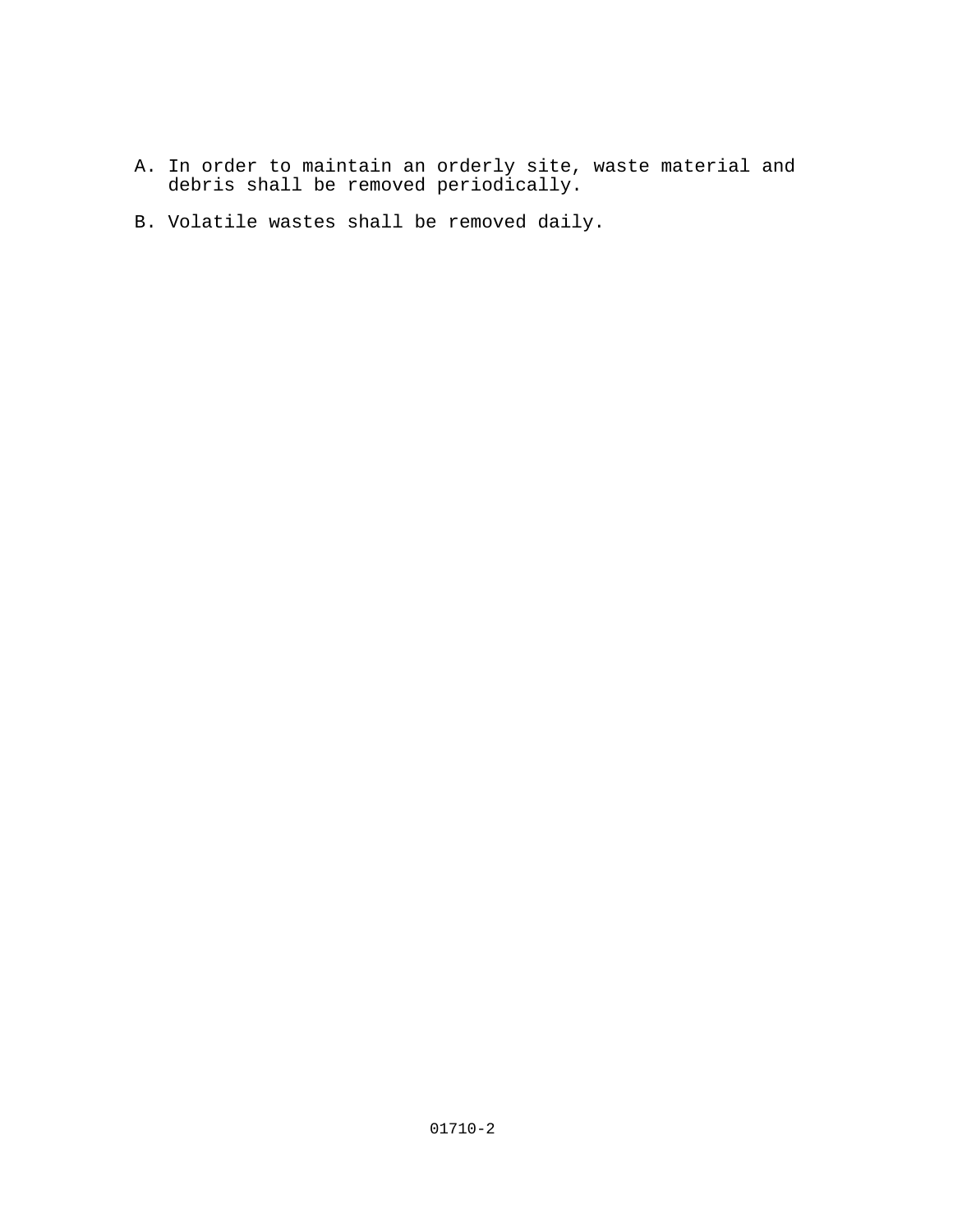A. In order to maintain an orderly site, waste material and debris shall be removed periodically.

B. Volatile wastes shall be removed daily.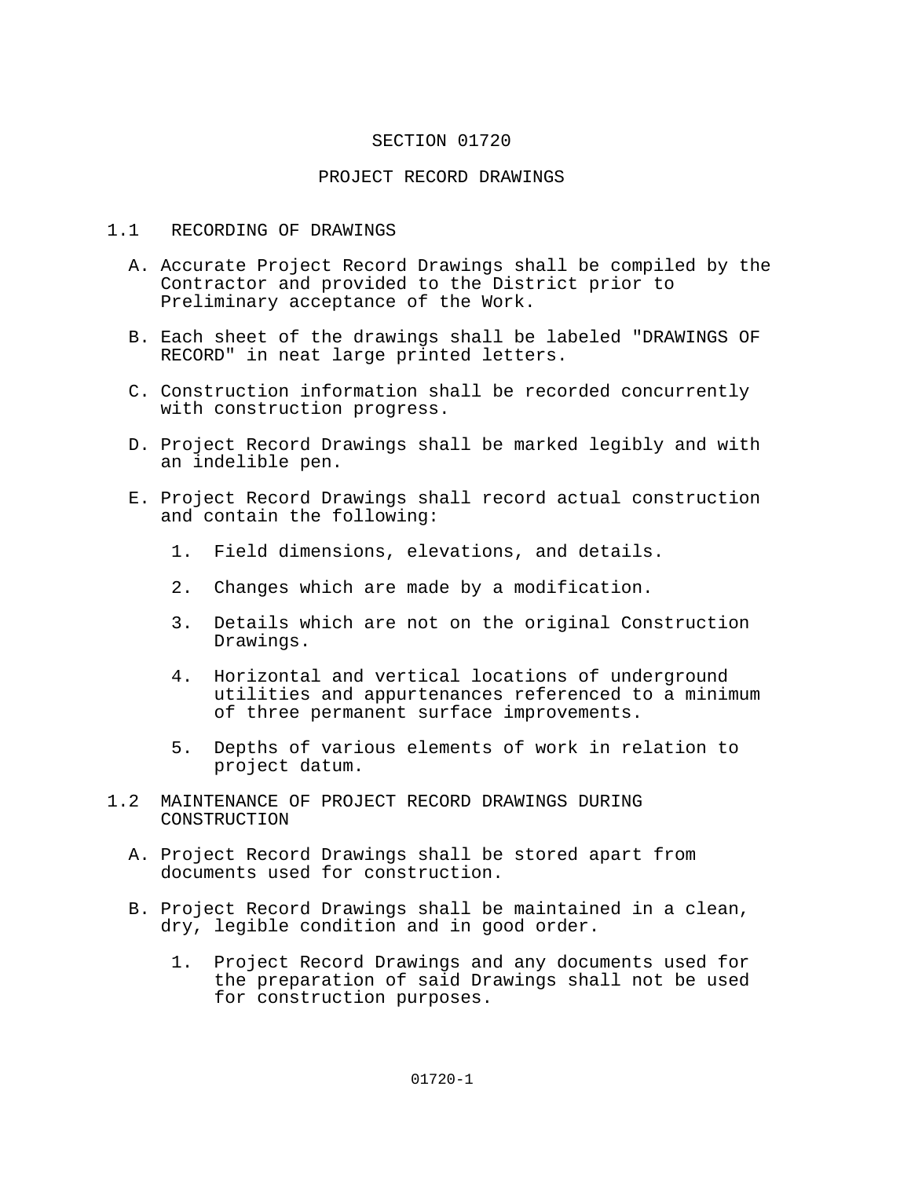# SECTION 01720

# PROJECT RECORD DRAWINGS

## 1.1 RECORDING OF DRAWINGS

A. Accurate Project Record Drawings shall be compiled by the Contractor and provided to the District prior to Preliminary acceptance of the Work.

B. Each sheet of the drawings shall be labeled "DRAWINGS OF RECORD" in neat large printed letters.

C. Construction information shall be recorded concurrently with construction progress.

D. Project Record Drawings shall be marked legibly and with an indelible pen.

E. Project Record Drawings shall record actual construction and contain the following:

1. Field dimensions, elevations, and details.
2. Changes which are made by a modification.
3. Details which are not on the original Construction Drawings.
4. Horizontal and vertical locations of underground utilities and appurtenances referenced to a minimum of three permanent surface improvements.
5. Depths of various elements of work in relation to project datum.

## 1.2 MAINTENANCE OF PROJECT RECORD DRAWINGS DURING CONSTRUCTION

A. Project Record Drawings shall be stored apart from documents used for construction.

B. Project Record Drawings shall be maintained in a clean, dry, legible condition and in good order.

1. Project Record Drawings and any documents used for the preparation of said Drawings shall not be used for construction purposes.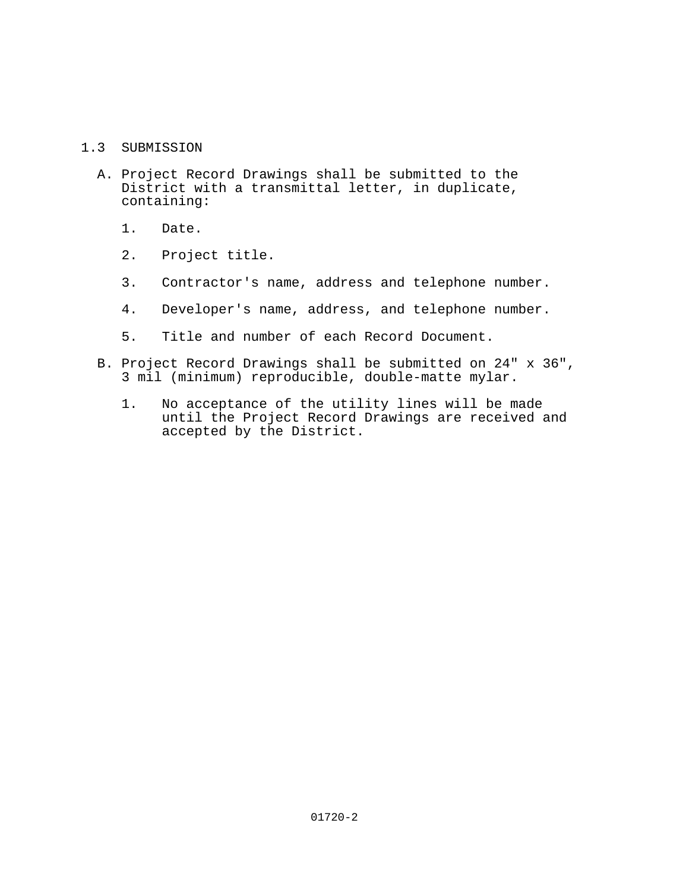## 1.3 SUBMISSION

A. Project Record Drawings shall be submitted to the District with a transmittal letter, in duplicate, containing:

   1. Date.

   2. Project title.

   3. Contractor's name, address and telephone number.

   4. Developer's name, address, and telephone number.

   5. Title and number of each Record Document.

B. Project Record Drawings shall be submitted on 24" x 36", 3 mil (minimum) reproducible, double-matte mylar.

   1. No acceptance of the utility lines will be made until the Project Record Drawings are received and accepted by the District.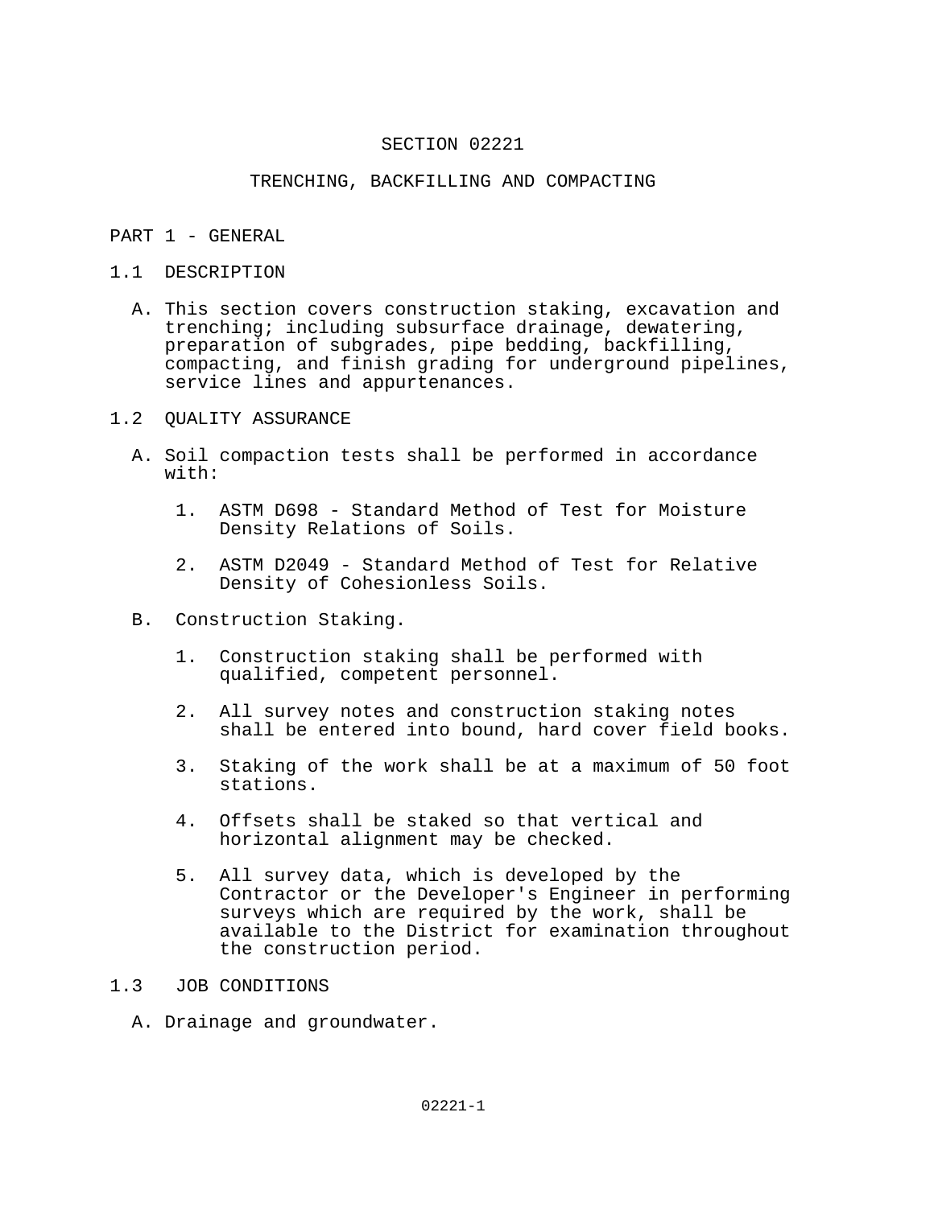# SECTION 02221

# TRENCHING, BACKFILLING AND COMPACTING

## PART 1 - GENERAL

### 1.1 DESCRIPTION

A. This section covers construction staking, excavation and trenching; including subsurface drainage, dewatering, preparation of subgrades, pipe bedding, backfilling, compacting, and finish grading for underground pipelines, service lines and appurtenances.

### 1.2 QUALITY ASSURANCE

A. Soil compaction tests shall be performed in accordance with:

1. ASTM D698 - Standard Method of Test for Moisture Density Relations of Soils.

2. ASTM D2049 - Standard Method of Test for Relative Density of Cohesionless Soils.

B. Construction Staking.

1. Construction staking shall be performed with qualified, competent personnel.

2. All survey notes and construction staking notes shall be entered into bound, hard cover field books.

3. Staking of the work shall be at a maximum of 50 foot stations.

4. Offsets shall be staked so that vertical and horizontal alignment may be checked.

5. All survey data, which is developed by the Contractor or the Developer's Engineer in performing surveys which are required by the work, shall be available to the District for examination throughout the construction period.

### 1.3 JOB CONDITIONS

A. Drainage and groundwater.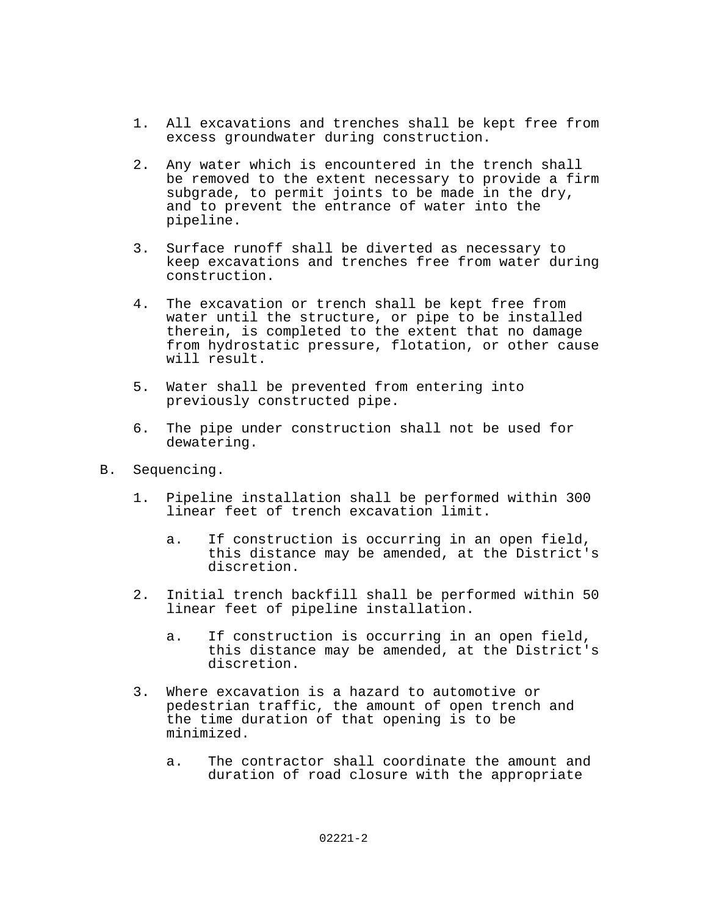1. All excavations and trenches shall be kept free from excess groundwater during construction.

2. Any water which is encountered in the trench shall be removed to the extent necessary to provide a firm subgrade, to permit joints to be made in the dry, and to prevent the entrance of water into the pipeline.

3. Surface runoff shall be diverted as necessary to keep excavations and trenches free from water during construction.

4. The excavation or trench shall be kept free from water until the structure, or pipe to be installed therein, is completed to the extent that no damage from hydrostatic pressure, flotation, or other cause will result.

5. Water shall be prevented from entering into previously constructed pipe.

6. The pipe under construction shall not be used for dewatering.

B. Sequencing.

1. Pipeline installation shall be performed within 300 linear feet of trench excavation limit.

   a. If construction is occurring in an open field, this distance may be amended, at the District's discretion.

2. Initial trench backfill shall be performed within 50 linear feet of pipeline installation.

   a. If construction is occurring in an open field, this distance may be amended, at the District's discretion.

3. Where excavation is a hazard to automotive or pedestrian traffic, the amount of open trench and the time duration of that opening is to be minimized.

   a. The contractor shall coordinate the amount and duration of road closure with the appropriate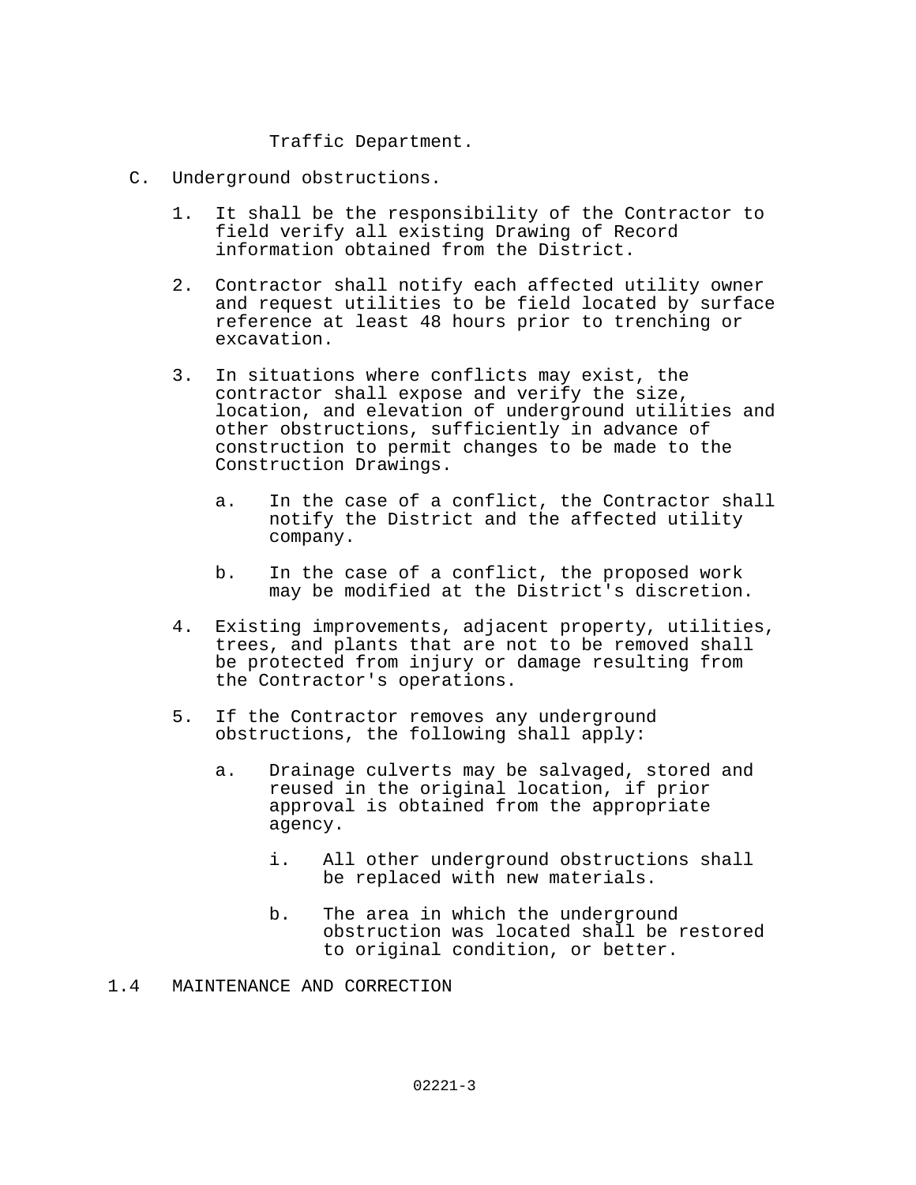Traffic Department.

C. Underground obstructions.

1. It shall be the responsibility of the Contractor to field verify all existing Drawing of Record information obtained from the District.

2. Contractor shall notify each affected utility owner and request utilities to be field located by surface reference at least 48 hours prior to trenching or excavation.

3. In situations where conflicts may exist, the contractor shall expose and verify the size, location, and elevation of underground utilities and other obstructions, sufficiently in advance of construction to permit changes to be made to the Construction Drawings.

    a. In the case of a conflict, the Contractor shall notify the District and the affected utility company.

    b. In the case of a conflict, the proposed work may be modified at the District's discretion.

4. Existing improvements, adjacent property, utilities, trees, and plants that are not to be removed shall be protected from injury or damage resulting from the Contractor's operations.

5. If the Contractor removes any underground obstructions, the following shall apply:

    a. Drainage culverts may be salvaged, stored and reused in the original location, if prior approval is obtained from the appropriate agency.

        i. All other underground obstructions shall be replaced with new materials.

        b. The area in which the underground obstruction was located shall be restored to original condition, or better.

## 1.4 MAINTENANCE AND CORRECTION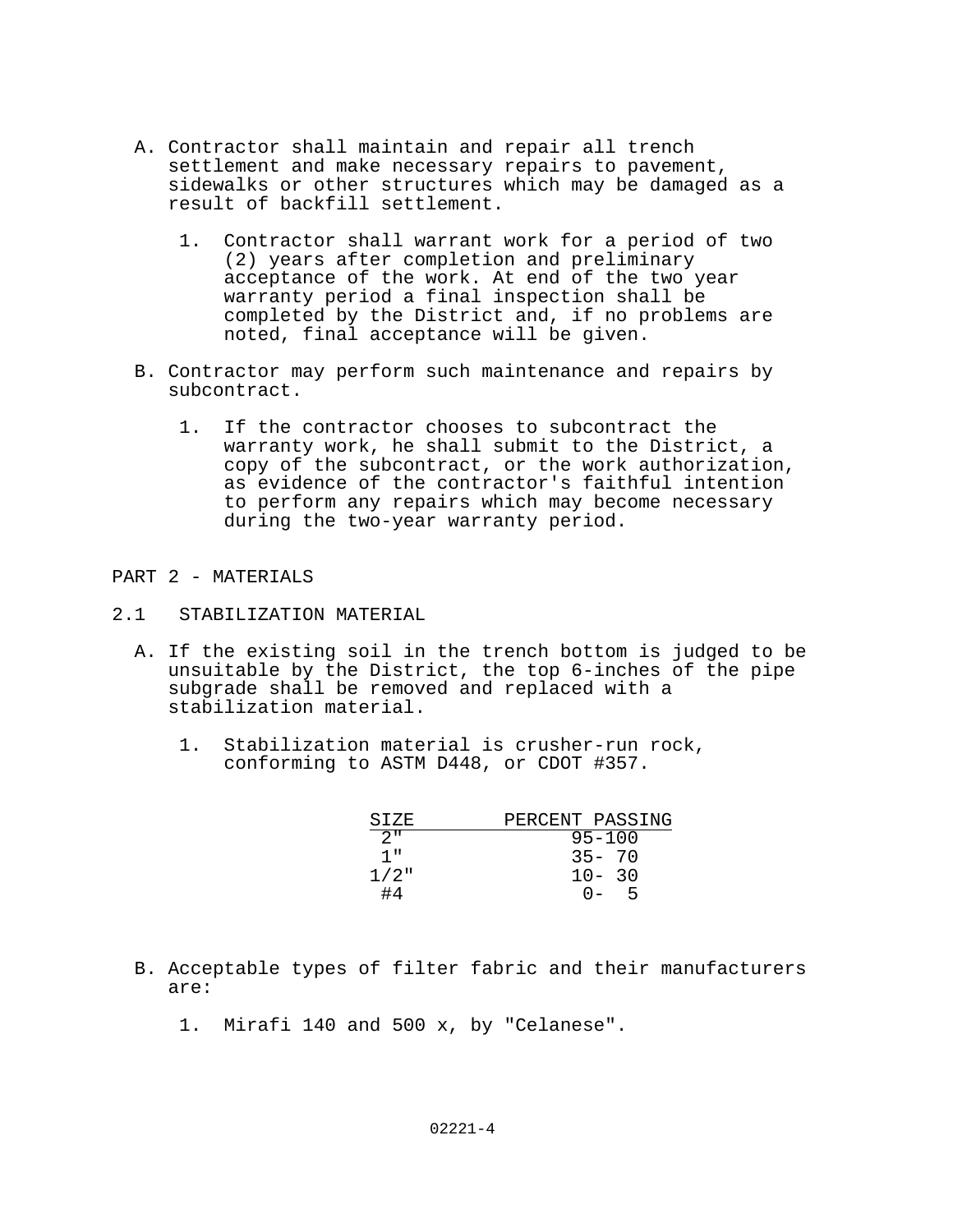A. Contractor shall maintain and repair all trench settlement and make necessary repairs to pavement, sidewalks or other structures which may be damaged as a result of backfill settlement.

   1. Contractor shall warrant work for a period of two (2) years after completion and preliminary acceptance of the work. At end of the two year warranty period a final inspection shall be completed by the District and, if no problems are noted, final acceptance will be given.

B. Contractor may perform such maintenance and repairs by subcontract.

   1. If the contractor chooses to subcontract the warranty work, he shall submit to the District, a copy of the subcontract, or the work authorization, as evidence of the contractor's faithful intention to perform any repairs which may become necessary during the two-year warranty period.

## PART 2 - MATERIALS

### 2.1 STABILIZATION MATERIAL

A. If the existing soil in the trench bottom is judged to be unsuitable by the District, the top 6-inches of the pipe subgrade shall be removed and replaced with a stabilization material.

   1. Stabilization material is crusher-run rock, conforming to ASTM D448, or CDOT #357.

| SIZE | PERCENT PASSING |
|---|---|
| 2" | 95-100 |
| 1" | 35- 70 |
| 1/2" | 10- 30 |
| #4 | 0- 5 |

B. Acceptable types of filter fabric and their manufacturers are:

   1. Mirafi 140 and 500 x, by "Celanese".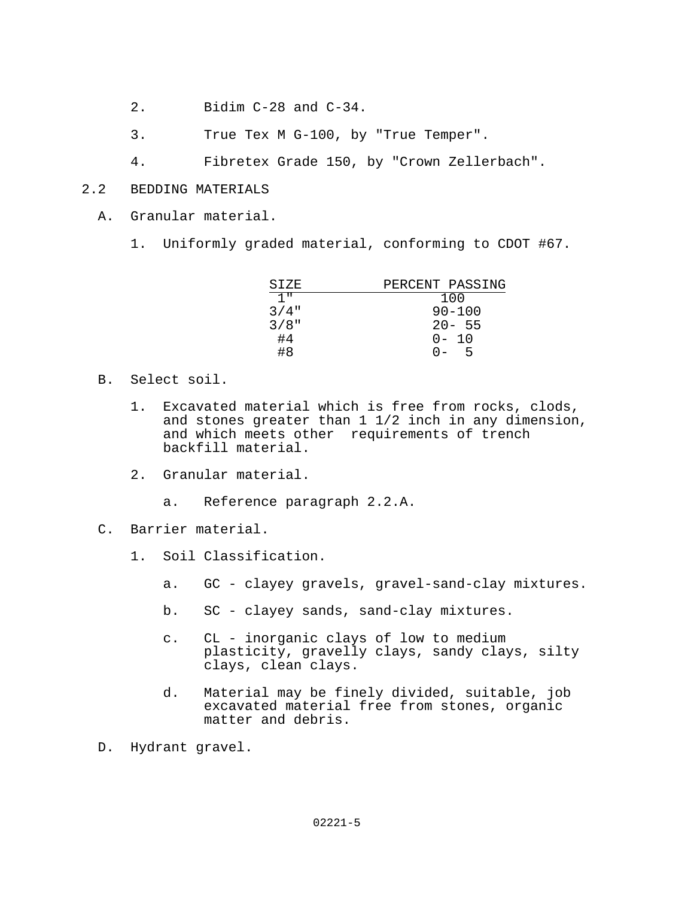2. Bidim C-28 and C-34.

3. True Tex M G-100, by "True Temper".

4. Fibretex Grade 150, by "Crown Zellerbach".

## 2.2 BEDDING MATERIALS

A. Granular material.

1. Uniformly graded material, conforming to CDOT #67.

| SIZE | PERCENT PASSING |
|---|---|
| 1" | 100 |
| 3/4" | 90-100 |
| 3/8" | 20- 55 |
| #4 | 0- 10 |
| #8 | 0- 5 |

B. Select soil.

1. Excavated material which is free from rocks, clods, and stones greater than 1 1/2 inch in any dimension, and which meets other requirements of trench backfill material.

2. Granular material.

   a. Reference paragraph 2.2.A.

C. Barrier material.

1. Soil Classification.

   a. GC - clayey gravels, gravel-sand-clay mixtures.

   b. SC - clayey sands, sand-clay mixtures.

   c. CL - inorganic clays of low to medium plasticity, gravelly clays, sandy clays, silty clays, clean clays.

   d. Material may be finely divided, suitable, job excavated material free from stones, organic matter and debris.

D. Hydrant gravel.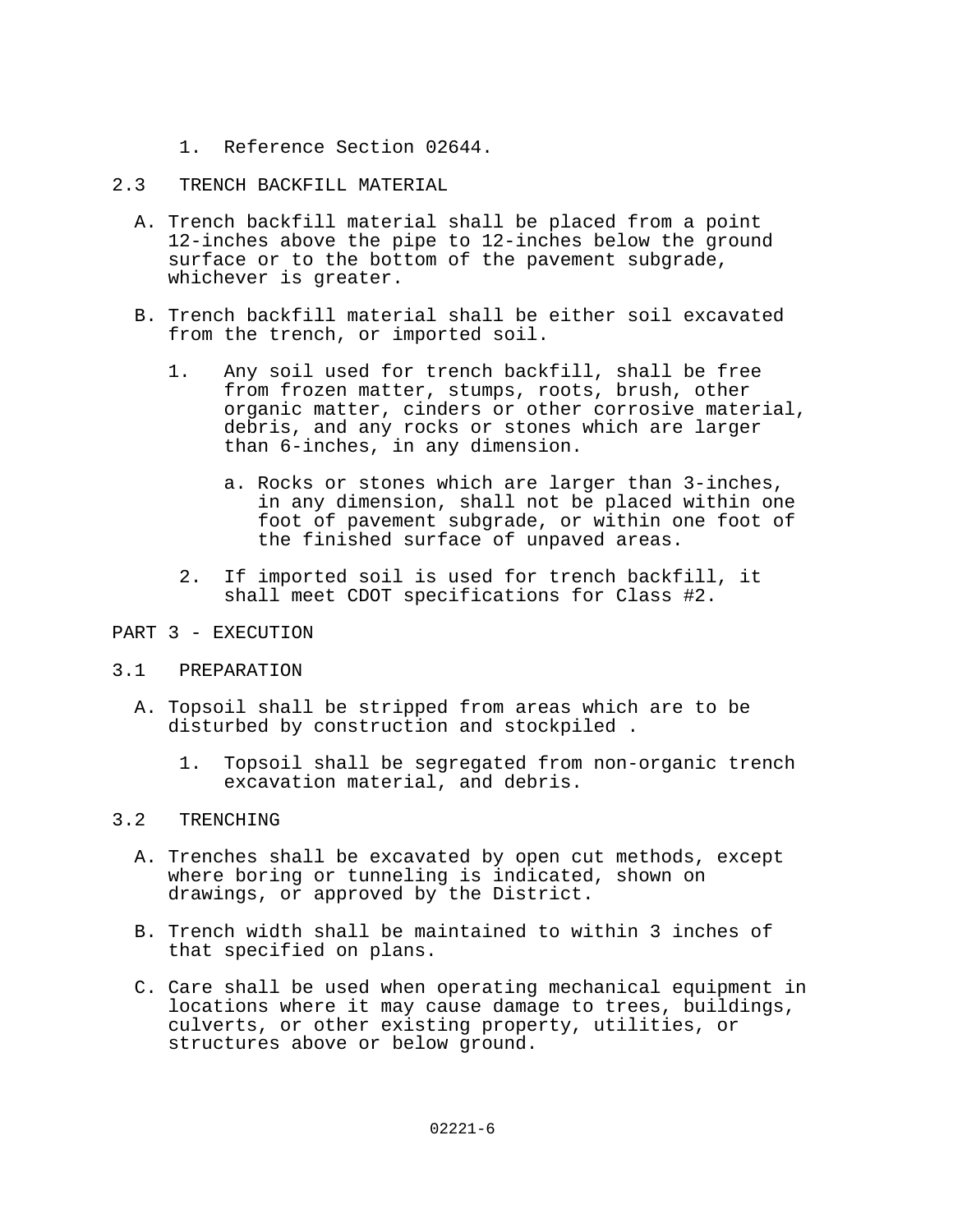1. Reference Section 02644.

## 2.3 TRENCH BACKFILL MATERIAL

A. Trench backfill material shall be placed from a point 12-inches above the pipe to 12-inches below the ground surface or to the bottom of the pavement subgrade, whichever is greater.

B. Trench backfill material shall be either soil excavated from the trench, or imported soil.

   1. Any soil used for trench backfill, shall be free from frozen matter, stumps, roots, brush, other organic matter, cinders or other corrosive material, debris, and any rocks or stones which are larger than 6-inches, in any dimension.

      a. Rocks or stones which are larger than 3-inches, in any dimension, shall not be placed within one foot of pavement subgrade, or within one foot of the finished surface of unpaved areas.

   2. If imported soil is used for trench backfill, it shall meet CDOT specifications for Class #2.

# PART 3 - EXECUTION

## 3.1 PREPARATION

A. Topsoil shall be stripped from areas which are to be disturbed by construction and stockpiled .

   1. Topsoil shall be segregated from non-organic trench excavation material, and debris.

## 3.2 TRENCHING

A. Trenches shall be excavated by open cut methods, except where boring or tunneling is indicated, shown on drawings, or approved by the District.

B. Trench width shall be maintained to within 3 inches of that specified on plans.

C. Care shall be used when operating mechanical equipment in locations where it may cause damage to trees, buildings, culverts, or other existing property, utilities, or structures above or below ground.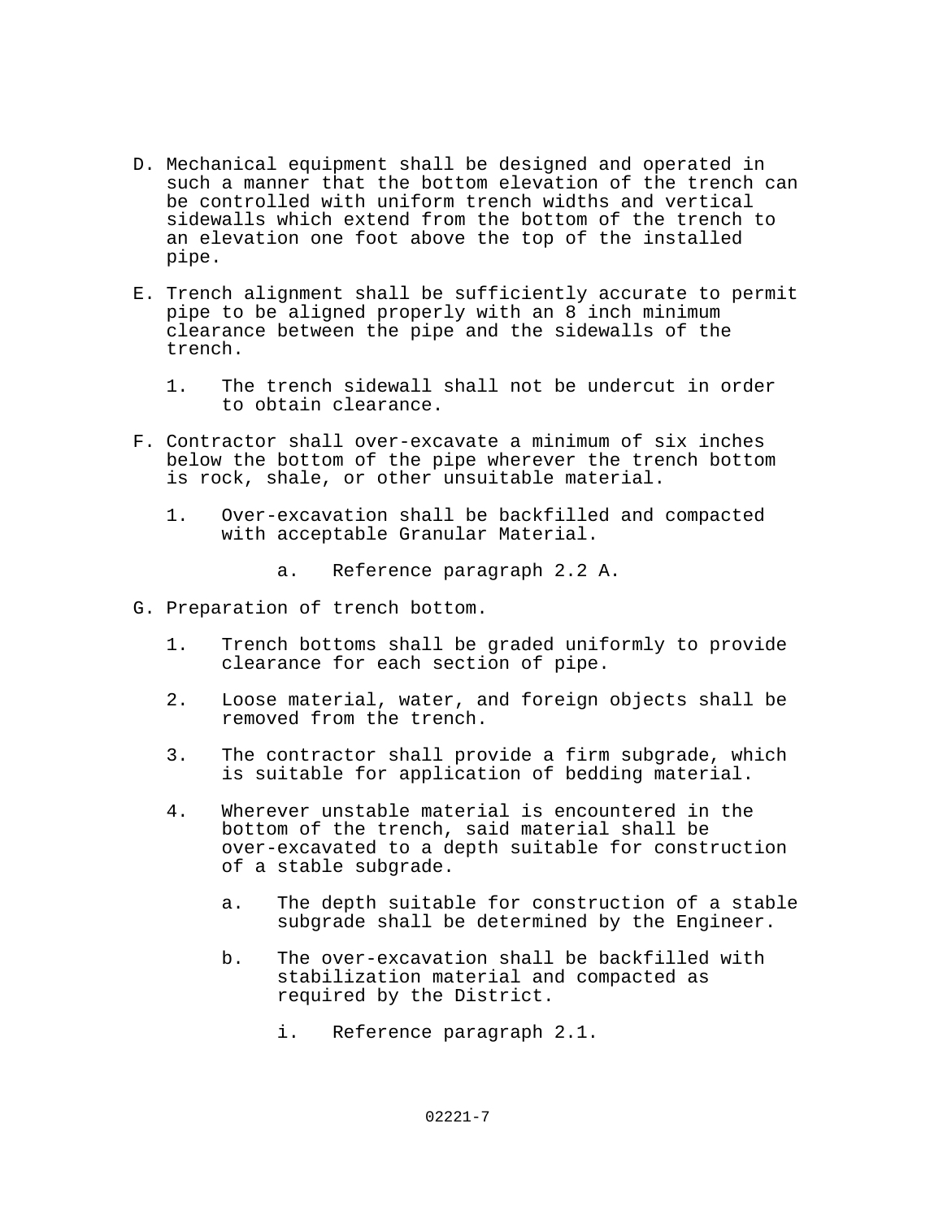D. Mechanical equipment shall be designed and operated in such a manner that the bottom elevation of the trench can be controlled with uniform trench widths and vertical sidewalls which extend from the bottom of the trench to an elevation one foot above the top of the installed pipe.

E. Trench alignment shall be sufficiently accurate to permit pipe to be aligned properly with an 8 inch minimum clearance between the pipe and the sidewalls of the trench.

   1. The trench sidewall shall not be undercut in order to obtain clearance.

F. Contractor shall over-excavate a minimum of six inches below the bottom of the pipe wherever the trench bottom is rock, shale, or other unsuitable material.

   1. Over-excavation shall be backfilled and compacted with acceptable Granular Material.

      a. Reference paragraph 2.2 A.

G. Preparation of trench bottom.

   1. Trench bottoms shall be graded uniformly to provide clearance for each section of pipe.

   2. Loose material, water, and foreign objects shall be removed from the trench.

   3. The contractor shall provide a firm subgrade, which is suitable for application of bedding material.

   4. Wherever unstable material is encountered in the bottom of the trench, said material shall be over-excavated to a depth suitable for construction of a stable subgrade.

      a. The depth suitable for construction of a stable subgrade shall be determined by the Engineer.

      b. The over-excavation shall be backfilled with stabilization material and compacted as required by the District.

         i. Reference paragraph 2.1.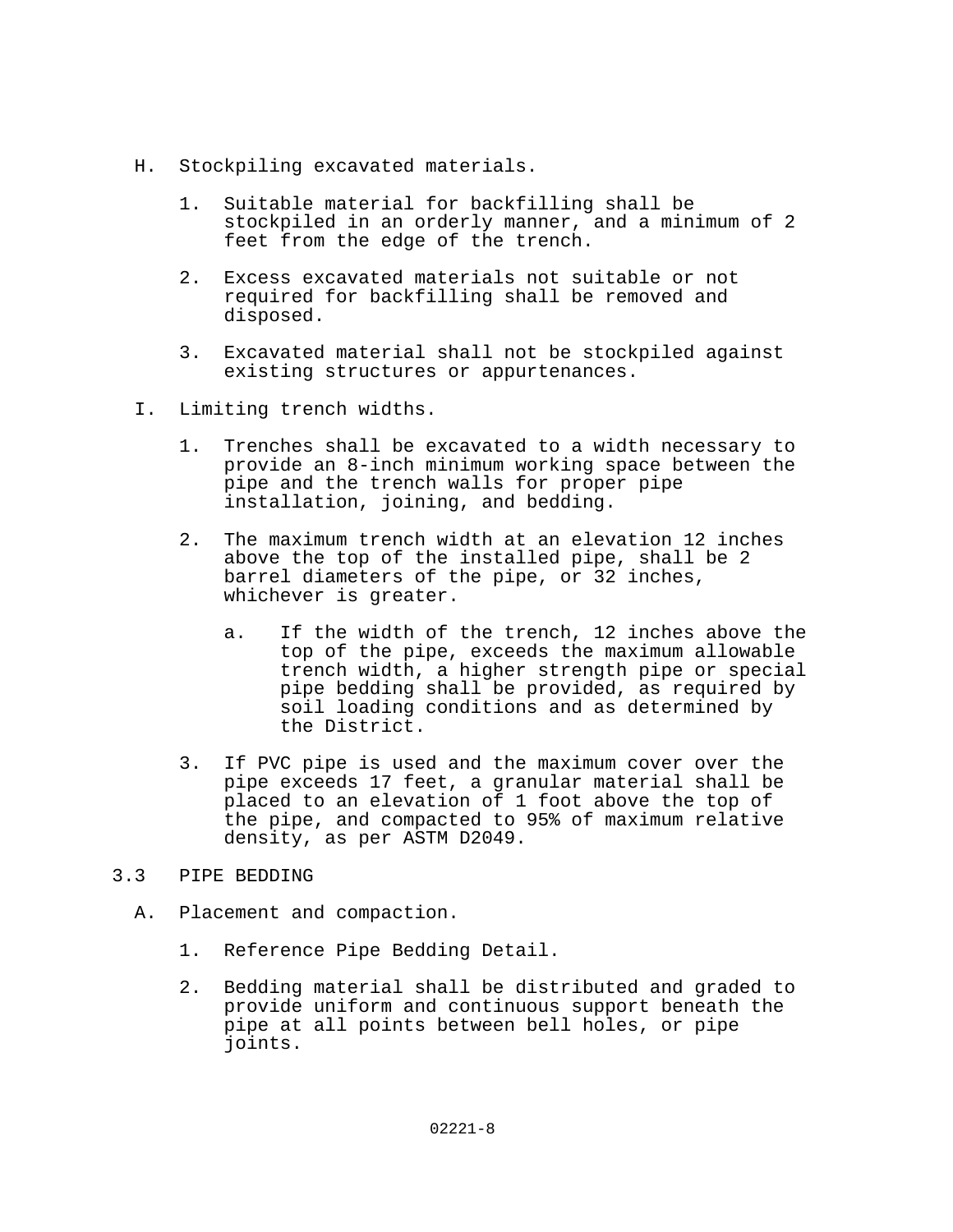H. Stockpiling excavated materials.

1. Suitable material for backfilling shall be stockpiled in an orderly manner, and a minimum of 2 feet from the edge of the trench.

2. Excess excavated materials not suitable or not required for backfilling shall be removed and disposed.

3. Excavated material shall not be stockpiled against existing structures or appurtenances.

I. Limiting trench widths.

1. Trenches shall be excavated to a width necessary to provide an 8-inch minimum working space between the pipe and the trench walls for proper pipe installation, joining, and bedding.

2. The maximum trench width at an elevation 12 inches above the top of the installed pipe, shall be 2 barrel diameters of the pipe, or 32 inches, whichever is greater.

   a. If the width of the trench, 12 inches above the top of the pipe, exceeds the maximum allowable trench width, a higher strength pipe or special pipe bedding shall be provided, as required by soil loading conditions and as determined by the District.

3. If PVC pipe is used and the maximum cover over the pipe exceeds 17 feet, a granular material shall be placed to an elevation of 1 foot above the top of the pipe, and compacted to 95% of maximum relative density, as per ASTM D2049.

## 3.3 PIPE BEDDING

A. Placement and compaction.

1. Reference Pipe Bedding Detail.

2. Bedding material shall be distributed and graded to provide uniform and continuous support beneath the pipe at all points between bell holes, or pipe joints.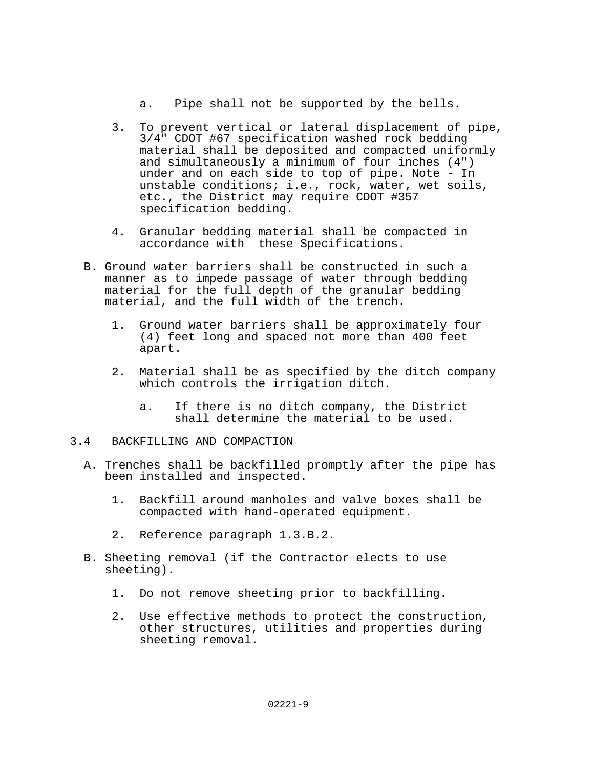a. Pipe shall not be supported by the bells.

3. To prevent vertical or lateral displacement of pipe, 3/4" CDOT #67 specification washed rock bedding material shall be deposited and compacted uniformly and simultaneously a minimum of four inches (4") under and on each side to top of pipe. Note - In unstable conditions; i.e., rock, water, wet soils, etc., the District may require CDOT #357 specification bedding.

4. Granular bedding material shall be compacted in accordance with these Specifications.

B. Ground water barriers shall be constructed in such a manner as to impede passage of water through bedding material for the full depth of the granular bedding material, and the full width of the trench.

   1. Ground water barriers shall be approximately four (4) feet long and spaced not more than 400 feet apart.

   2. Material shall be as specified by the ditch company which controls the irrigation ditch.

      a. If there is no ditch company, the District shall determine the material to be used.

## 3.4 BACKFILLING AND COMPACTION

A. Trenches shall be backfilled promptly after the pipe has been installed and inspected.

   1. Backfill around manholes and valve boxes shall be compacted with hand-operated equipment.

   2. Reference paragraph 1.3.B.2.

B. Sheeting removal (if the Contractor elects to use sheeting).

   1. Do not remove sheeting prior to backfilling.

   2. Use effective methods to protect the construction, other structures, utilities and properties during sheeting removal.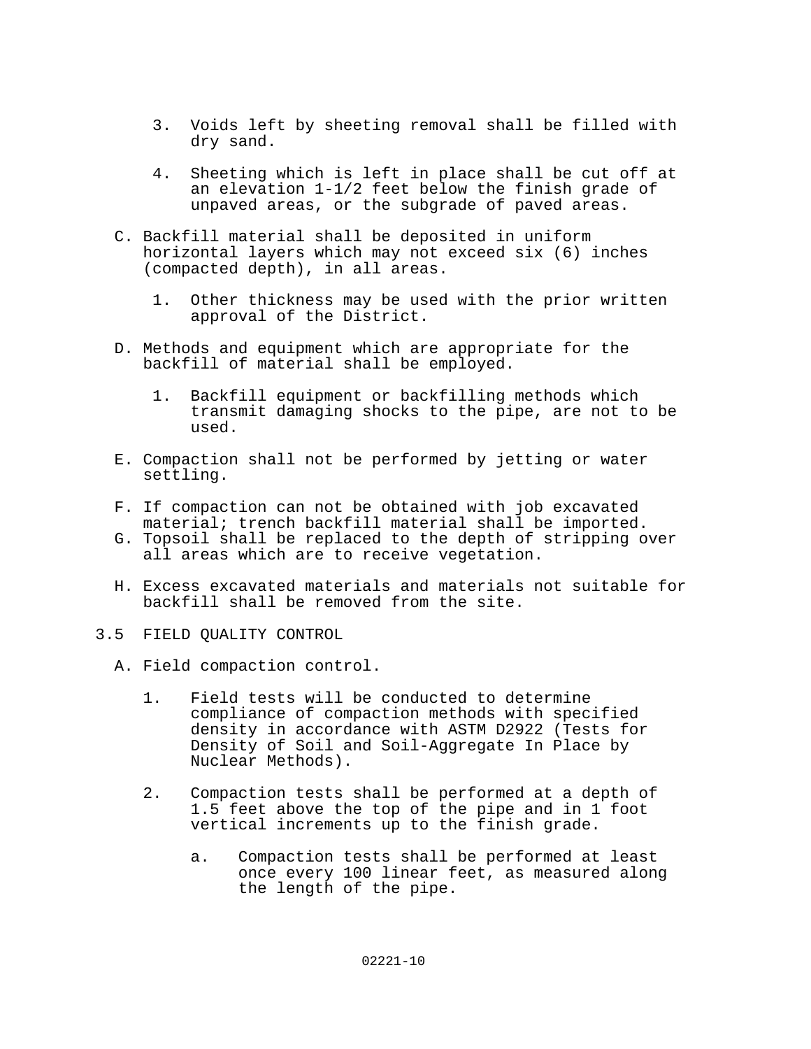3. Voids left by sheeting removal shall be filled with dry sand.

4. Sheeting which is left in place shall be cut off at an elevation 1-1/2 feet below the finish grade of unpaved areas, or the subgrade of paved areas.

C. Backfill material shall be deposited in uniform horizontal layers which may not exceed six (6) inches (compacted depth), in all areas.

   1. Other thickness may be used with the prior written approval of the District.

D. Methods and equipment which are appropriate for the backfill of material shall be employed.

   1. Backfill equipment or backfilling methods which transmit damaging shocks to the pipe, are not to be used.

E. Compaction shall not be performed by jetting or water settling.

F. If compaction can not be obtained with job excavated material; trench backfill material shall be imported.

G. Topsoil shall be replaced to the depth of stripping over all areas which are to receive vegetation.

H. Excess excavated materials and materials not suitable for backfill shall be removed from the site.

## 3.5 FIELD QUALITY CONTROL

A. Field compaction control.

   1. Field tests will be conducted to determine compliance of compaction methods with specified density in accordance with ASTM D2922 (Tests for Density of Soil and Soil-Aggregate In Place by Nuclear Methods).

   2. Compaction tests shall be performed at a depth of 1.5 feet above the top of the pipe and in 1 foot vertical increments up to the finish grade.

      a. Compaction tests shall be performed at least once every 100 linear feet, as measured along the length of the pipe.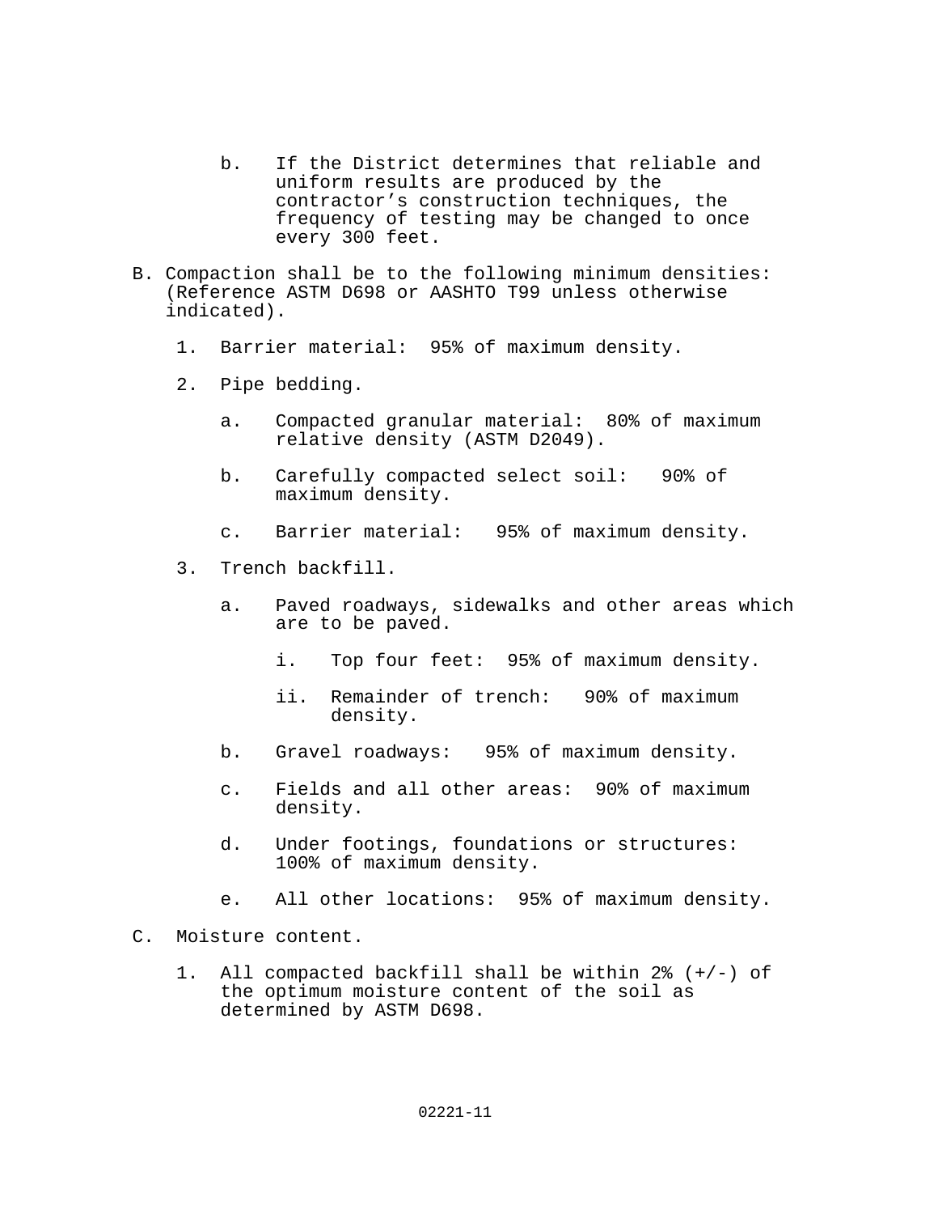b. If the District determines that reliable and uniform results are produced by the contractor's construction techniques, the frequency of testing may be changed to once every 300 feet.

B. Compaction shall be to the following minimum densities: (Reference ASTM D698 or AASHTO T99 unless otherwise indicated).

1. Barrier material: 95% of maximum density.

2. Pipe bedding.

   a. Compacted granular material: 80% of maximum relative density (ASTM D2049).

   b. Carefully compacted select soil: 90% of maximum density.

   c. Barrier material: 95% of maximum density.

3. Trench backfill.

   a. Paved roadways, sidewalks and other areas which are to be paved.

      i. Top four feet: 95% of maximum density.

      ii. Remainder of trench: 90% of maximum density.

   b. Gravel roadways: 95% of maximum density.

   c. Fields and all other areas: 90% of maximum density.

   d. Under footings, foundations or structures: 100% of maximum density.

   e. All other locations: 95% of maximum density.

C. Moisture content.

1. All compacted backfill shall be within 2% (+/-) of the optimum moisture content of the soil as determined by ASTM D698.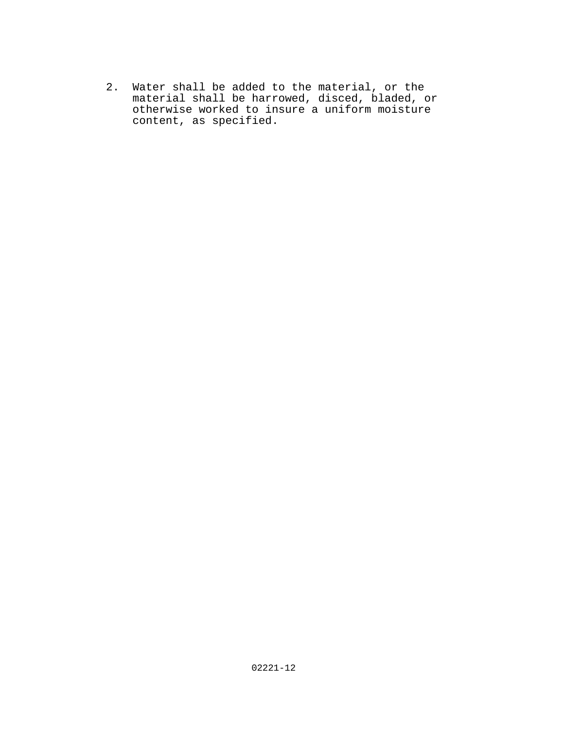2. Water shall be added to the material, or the material shall be harrowed, disced, bladed, or otherwise worked to insure a uniform moisture content, as specified.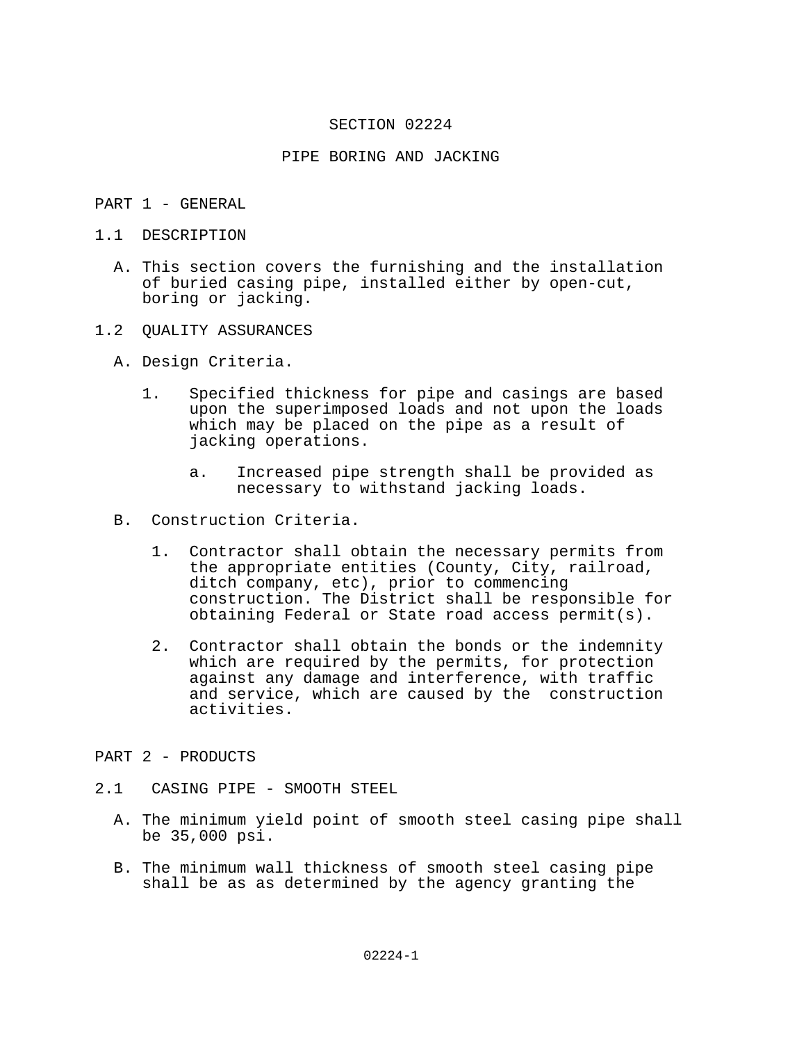# SECTION 02224

## PIPE BORING AND JACKING

## PART 1 - GENERAL

### 1.1 DESCRIPTION

A. This section covers the furnishing and the installation of buried casing pipe, installed either by open-cut, boring or jacking.

### 1.2 QUALITY ASSURANCES

A. Design Criteria.

1. Specified thickness for pipe and casings are based upon the superimposed loads and not upon the loads which may be placed on the pipe as a result of jacking operations.

   a. Increased pipe strength shall be provided as necessary to withstand jacking loads.

B. Construction Criteria.

1. Contractor shall obtain the necessary permits from the appropriate entities (County, City, railroad, ditch company, etc), prior to commencing construction. The District shall be responsible for obtaining Federal or State road access permit(s).

2. Contractor shall obtain the bonds or the indemnity which are required by the permits, for protection against any damage and interference, with traffic and service, which are caused by the construction activities.

## PART 2 - PRODUCTS

### 2.1 CASING PIPE - SMOOTH STEEL

A. The minimum yield point of smooth steel casing pipe shall be 35,000 psi.

B. The minimum wall thickness of smooth steel casing pipe shall be as as determined by the agency granting the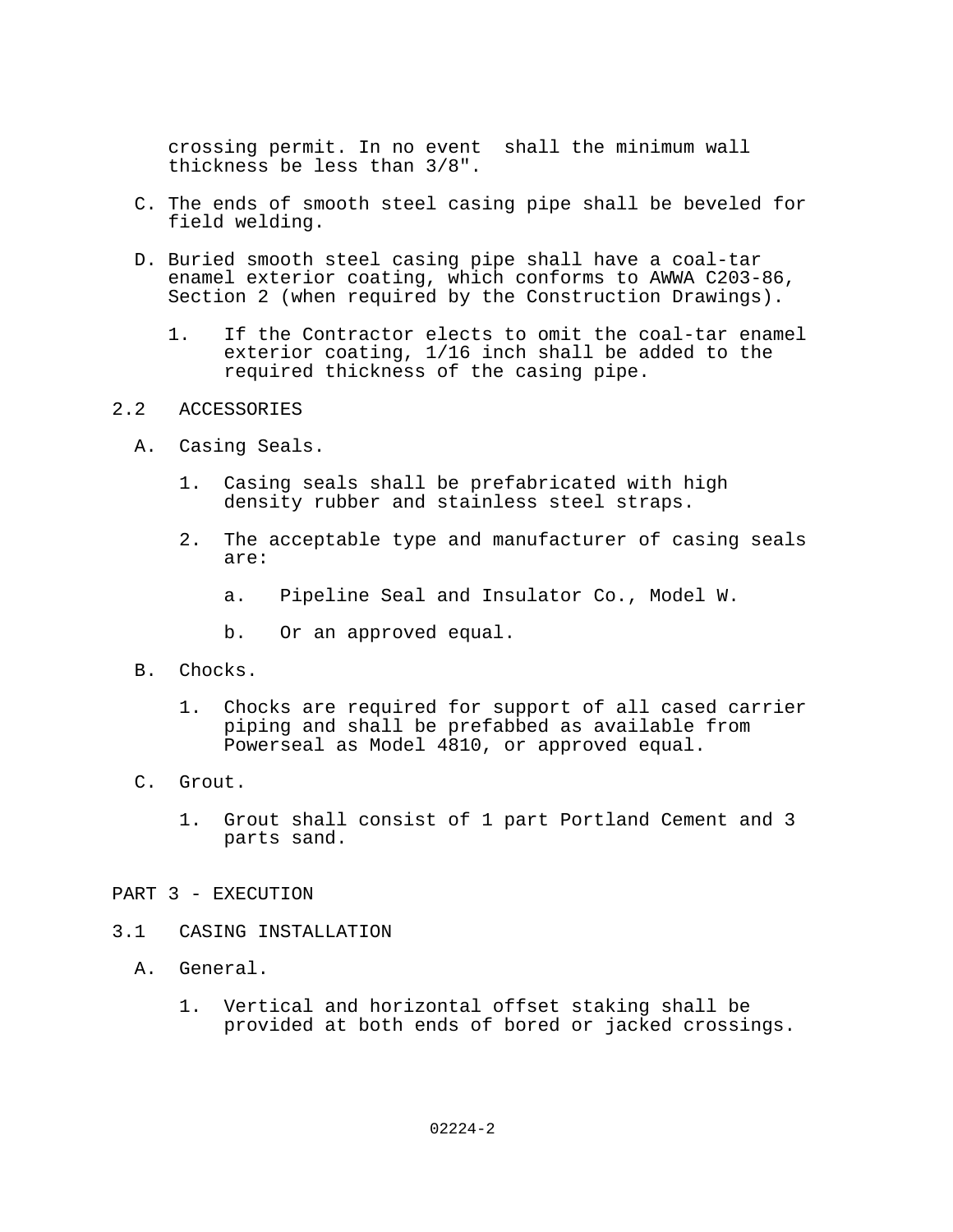crossing permit. In no event shall the minimum wall thickness be less than 3/8".

C. The ends of smooth steel casing pipe shall be beveled for field welding.

D. Buried smooth steel casing pipe shall have a coal-tar enamel exterior coating, which conforms to AWWA C203-86, Section 2 (when required by the Construction Drawings).

   1. If the Contractor elects to omit the coal-tar enamel exterior coating, 1/16 inch shall be added to the required thickness of the casing pipe.

## 2.2 ACCESSORIES

A. Casing Seals.

   1. Casing seals shall be prefabricated with high density rubber and stainless steel straps.

   2. The acceptable type and manufacturer of casing seals are:

      a. Pipeline Seal and Insulator Co., Model W.

      b. Or an approved equal.

B. Chocks.

   1. Chocks are required for support of all cased carrier piping and shall be prefabbed as available from Powerseal as Model 4810, or approved equal.

C. Grout.

   1. Grout shall consist of 1 part Portland Cement and 3 parts sand.

# PART 3 - EXECUTION

## 3.1 CASING INSTALLATION

A. General.

   1. Vertical and horizontal offset staking shall be provided at both ends of bored or jacked crossings.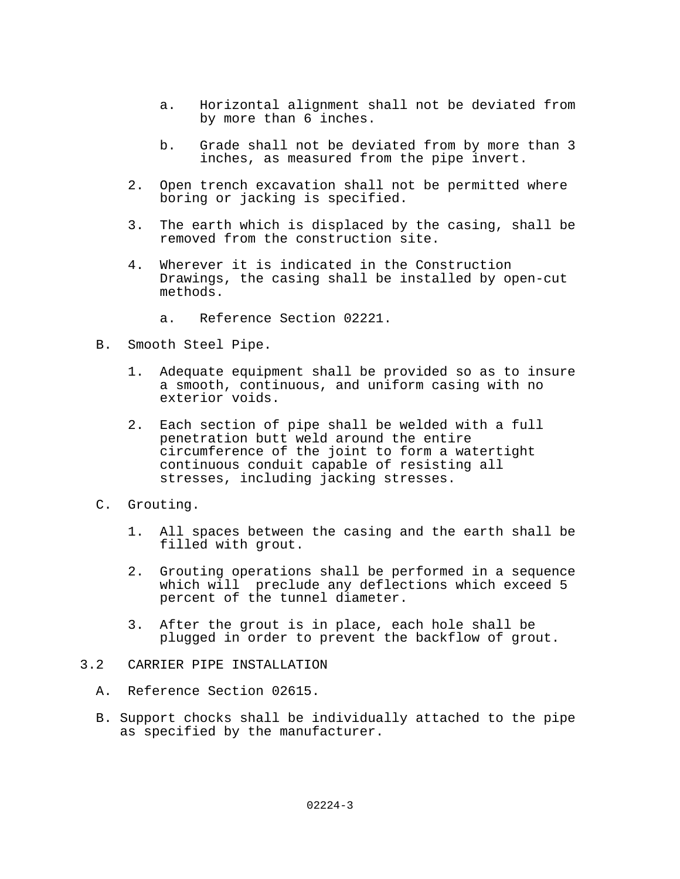a. Horizontal alignment shall not be deviated from by more than 6 inches.

b. Grade shall not be deviated from by more than 3 inches, as measured from the pipe invert.

2. Open trench excavation shall not be permitted where boring or jacking is specified.

3. The earth which is displaced by the casing, shall be removed from the construction site.

4. Wherever it is indicated in the Construction Drawings, the casing shall be installed by open-cut methods.

   a. Reference Section 02221.

B. Smooth Steel Pipe.

1. Adequate equipment shall be provided so as to insure a smooth, continuous, and uniform casing with no exterior voids.

2. Each section of pipe shall be welded with a full penetration butt weld around the entire circumference of the joint to form a watertight continuous conduit capable of resisting all stresses, including jacking stresses.

C. Grouting.

1. All spaces between the casing and the earth shall be filled with grout.

2. Grouting operations shall be performed in a sequence which will preclude any deflections which exceed 5 percent of the tunnel diameter.

3. After the grout is in place, each hole shall be plugged in order to prevent the backflow of grout.

## 3.2 CARRIER PIPE INSTALLATION

A. Reference Section 02615.

B. Support chocks shall be individually attached to the pipe as specified by the manufacturer.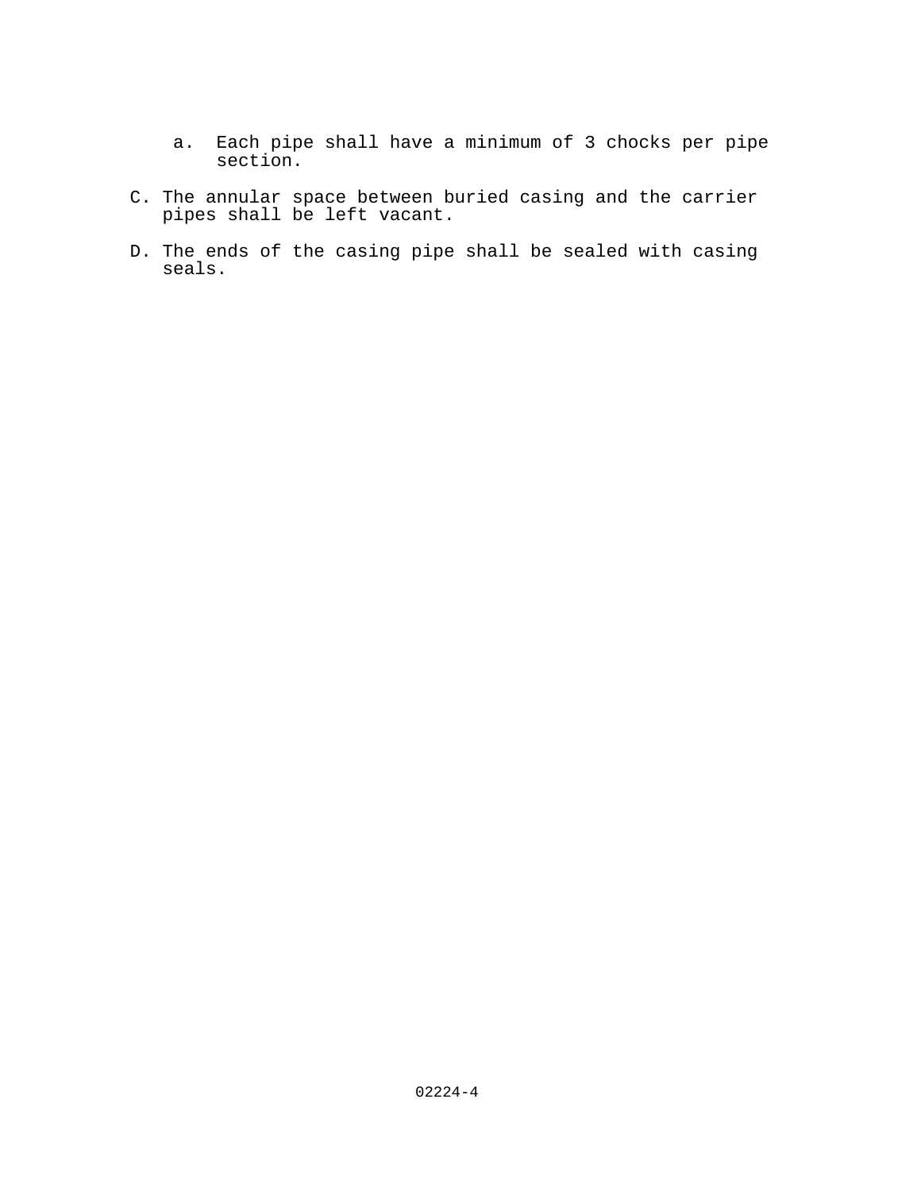a. Each pipe shall have a minimum of 3 chocks per pipe section.

C. The annular space between buried casing and the carrier pipes shall be left vacant.

D. The ends of the casing pipe shall be sealed with casing seals.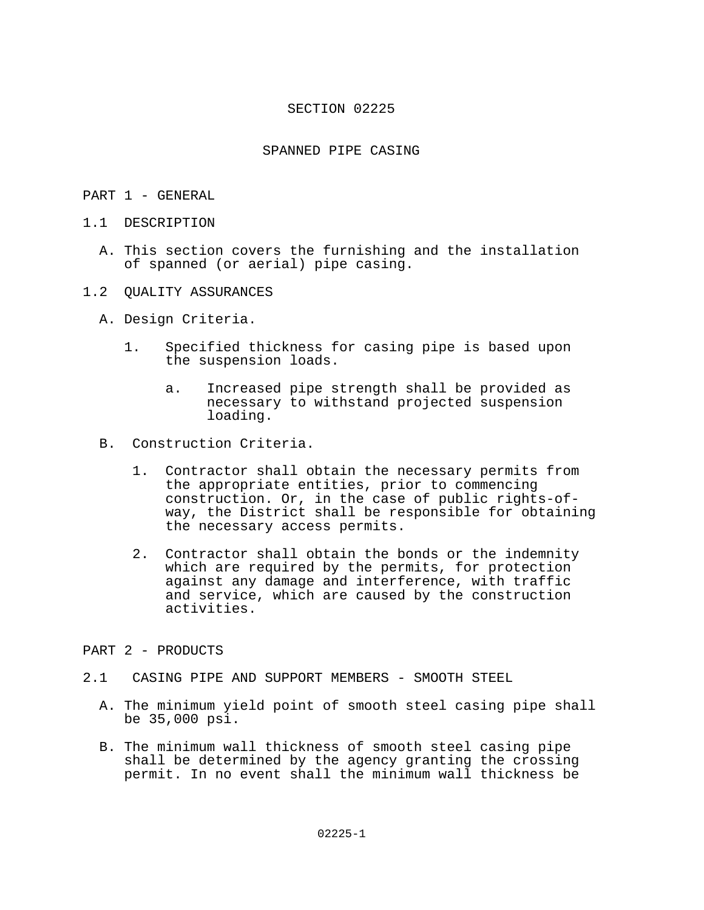# SECTION 02225

# SPANNED PIPE CASING

## PART 1 - GENERAL

### 1.1 DESCRIPTION

A. This section covers the furnishing and the installation of spanned (or aerial) pipe casing.

### 1.2 QUALITY ASSURANCES

A. Design Criteria.

1. Specified thickness for casing pipe is based upon the suspension loads.

   a. Increased pipe strength shall be provided as necessary to withstand projected suspension loading.

B. Construction Criteria.

1. Contractor shall obtain the necessary permits from the appropriate entities, prior to commencing construction. Or, in the case of public rights-of-way, the District shall be responsible for obtaining the necessary access permits.

2. Contractor shall obtain the bonds or the indemnity which are required by the permits, for protection against any damage and interference, with traffic and service, which are caused by the construction activities.

## PART 2 - PRODUCTS

### 2.1 CASING PIPE AND SUPPORT MEMBERS - SMOOTH STEEL

A. The minimum yield point of smooth steel casing pipe shall be 35,000 psi.

B. The minimum wall thickness of smooth steel casing pipe shall be determined by the agency granting the crossing permit. In no event shall the minimum wall thickness be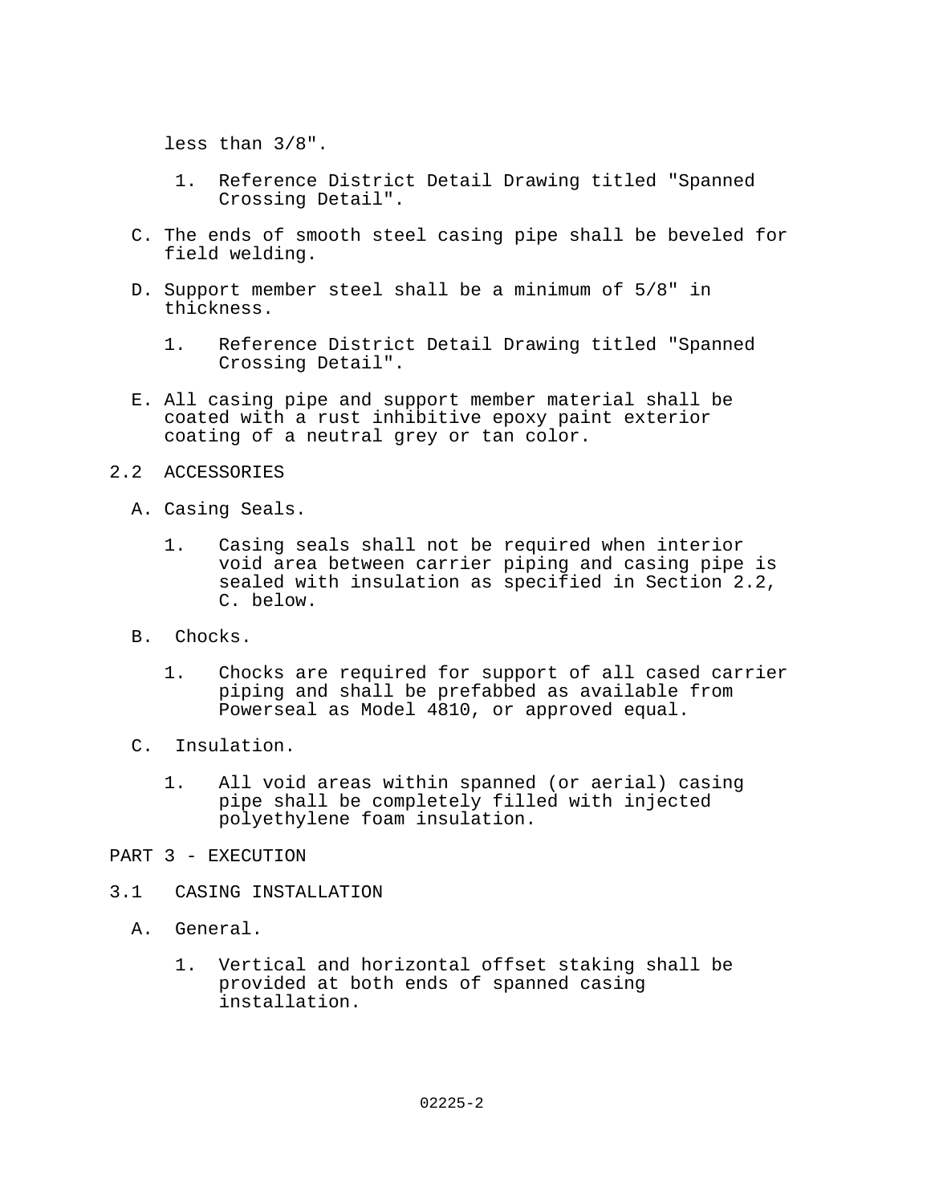less than 3/8".

1. Reference District Detail Drawing titled "Spanned Crossing Detail".

C. The ends of smooth steel casing pipe shall be beveled for field welding.

D. Support member steel shall be a minimum of 5/8" in thickness.

   1. Reference District Detail Drawing titled "Spanned Crossing Detail".

E. All casing pipe and support member material shall be coated with a rust inhibitive epoxy paint exterior coating of a neutral grey or tan color.

## 2.2 ACCESSORIES

A. Casing Seals.

   1. Casing seals shall not be required when interior void area between carrier piping and casing pipe is sealed with insulation as specified in Section 2.2, C. below.

B. Chocks.

   1. Chocks are required for support of all cased carrier piping and shall be prefabbed as available from Powerseal as Model 4810, or approved equal.

C. Insulation.

   1. All void areas within spanned (or aerial) casing pipe shall be completely filled with injected polyethylene foam insulation.

# PART 3 - EXECUTION

## 3.1 CASING INSTALLATION

A. General.

   1. Vertical and horizontal offset staking shall be provided at both ends of spanned casing installation.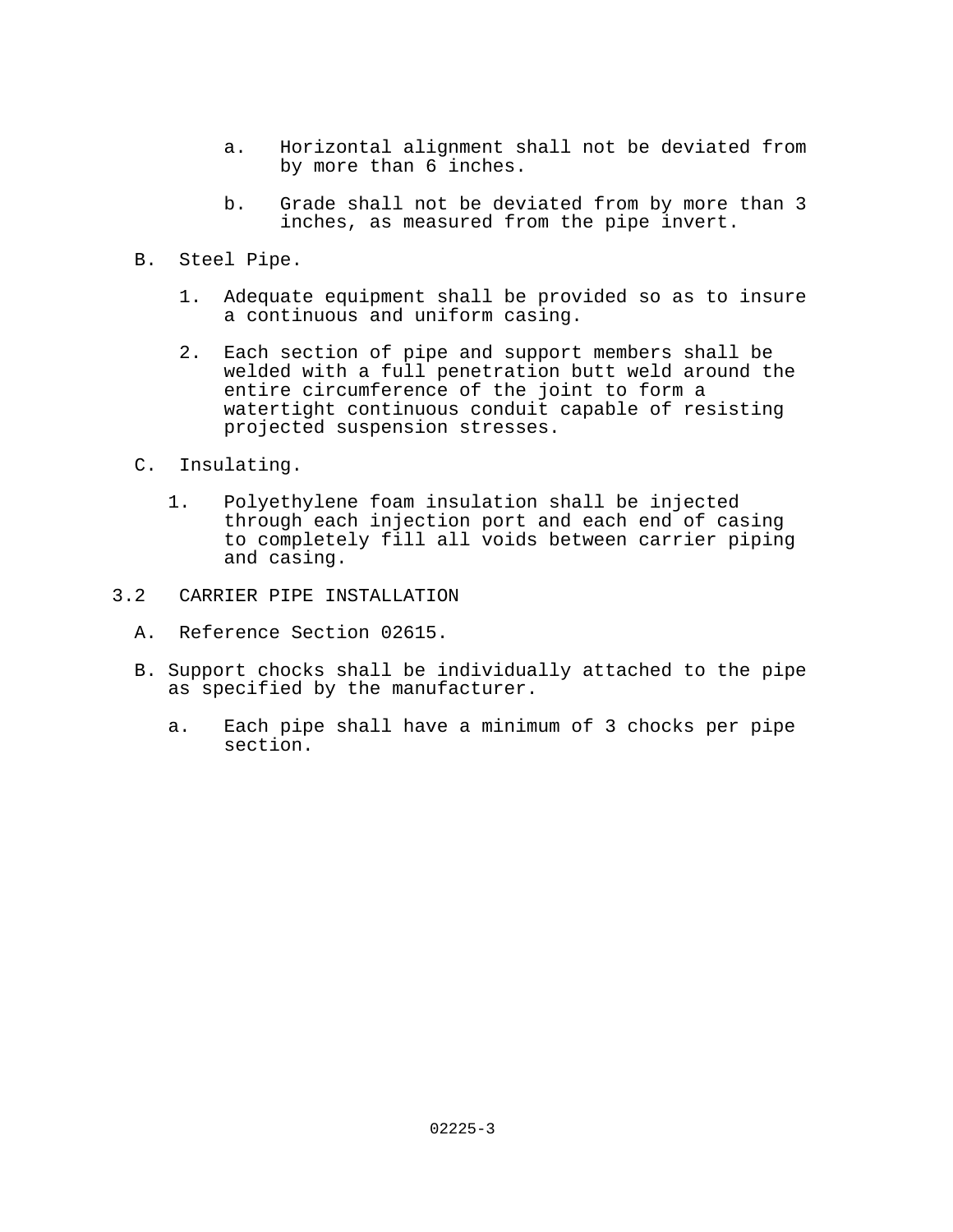a. Horizontal alignment shall not be deviated from by more than 6 inches.

b. Grade shall not be deviated from by more than 3 inches, as measured from the pipe invert.

B. Steel Pipe.

1. Adequate equipment shall be provided so as to insure a continuous and uniform casing.

2. Each section of pipe and support members shall be welded with a full penetration butt weld around the entire circumference of the joint to form a watertight continuous conduit capable of resisting projected suspension stresses.

C. Insulating.

1. Polyethylene foam insulation shall be injected through each injection port and each end of casing to completely fill all voids between carrier piping and casing.

3.2 CARRIER PIPE INSTALLATION

A. Reference Section 02615.

B. Support chocks shall be individually attached to the pipe as specified by the manufacturer.

a. Each pipe shall have a minimum of 3 chocks per pipe section.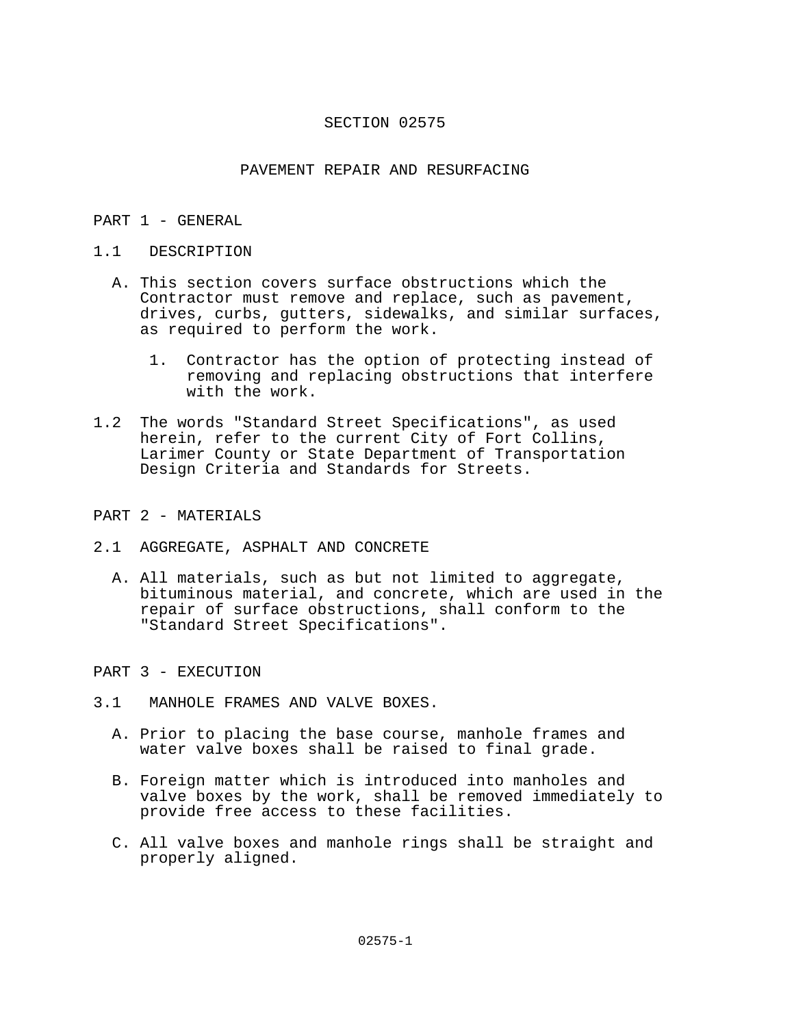# SECTION 02575

# PAVEMENT REPAIR AND RESURFACING

## PART 1 - GENERAL

### 1.1 DESCRIPTION

A. This section covers surface obstructions which the Contractor must remove and replace, such as pavement, drives, curbs, gutters, sidewalks, and similar surfaces, as required to perform the work.

   1. Contractor has the option of protecting instead of removing and replacing obstructions that interfere with the work.

1.2 The words "Standard Street Specifications", as used herein, refer to the current City of Fort Collins, Larimer County or State Department of Transportation Design Criteria and Standards for Streets.

## PART 2 - MATERIALS

### 2.1 AGGREGATE, ASPHALT AND CONCRETE

A. All materials, such as but not limited to aggregate, bituminous material, and concrete, which are used in the repair of surface obstructions, shall conform to the "Standard Street Specifications".

## PART 3 - EXECUTION

### 3.1 MANHOLE FRAMES AND VALVE BOXES.

A. Prior to placing the base course, manhole frames and water valve boxes shall be raised to final grade.

B. Foreign matter which is introduced into manholes and valve boxes by the work, shall be removed immediately to provide free access to these facilities.

C. All valve boxes and manhole rings shall be straight and properly aligned.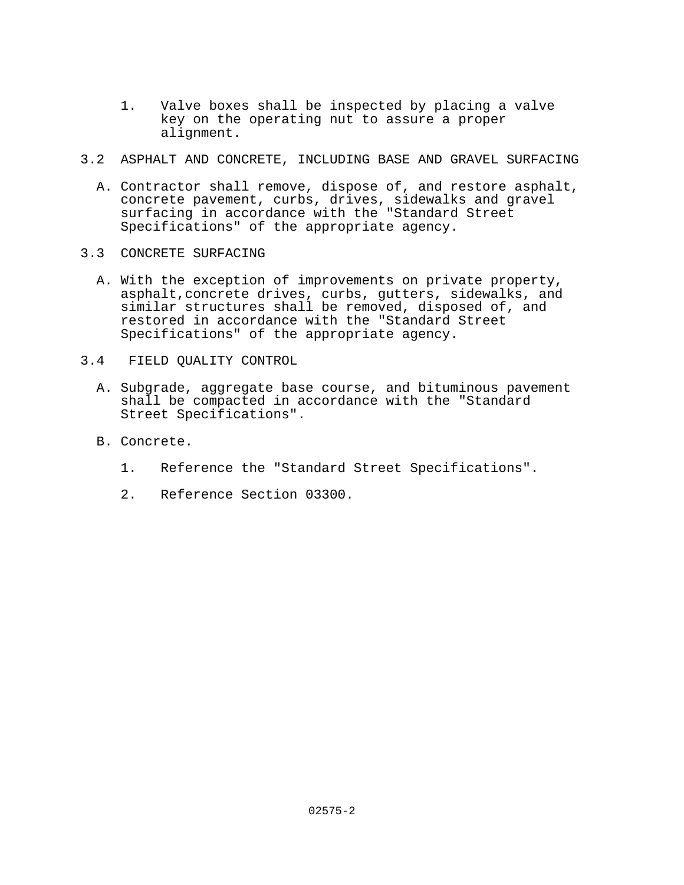1. Valve boxes shall be inspected by placing a valve key on the operating nut to assure a proper alignment.

## 3.2 ASPHALT AND CONCRETE, INCLUDING BASE AND GRAVEL SURFACING

A. Contractor shall remove, dispose of, and restore asphalt, concrete pavement, curbs, drives, sidewalks and gravel surfacing in accordance with the "Standard Street Specifications" of the appropriate agency.

## 3.3 CONCRETE SURFACING

A. With the exception of improvements on private property, asphalt,concrete drives, curbs, gutters, sidewalks, and similar structures shall be removed, disposed of, and restored in accordance with the "Standard Street Specifications" of the appropriate agency.

## 3.4 FIELD QUALITY CONTROL

A. Subgrade, aggregate base course, and bituminous pavement shall be compacted in accordance with the "Standard Street Specifications".

B. Concrete.

   1. Reference the "Standard Street Specifications".

   2. Reference Section 03300.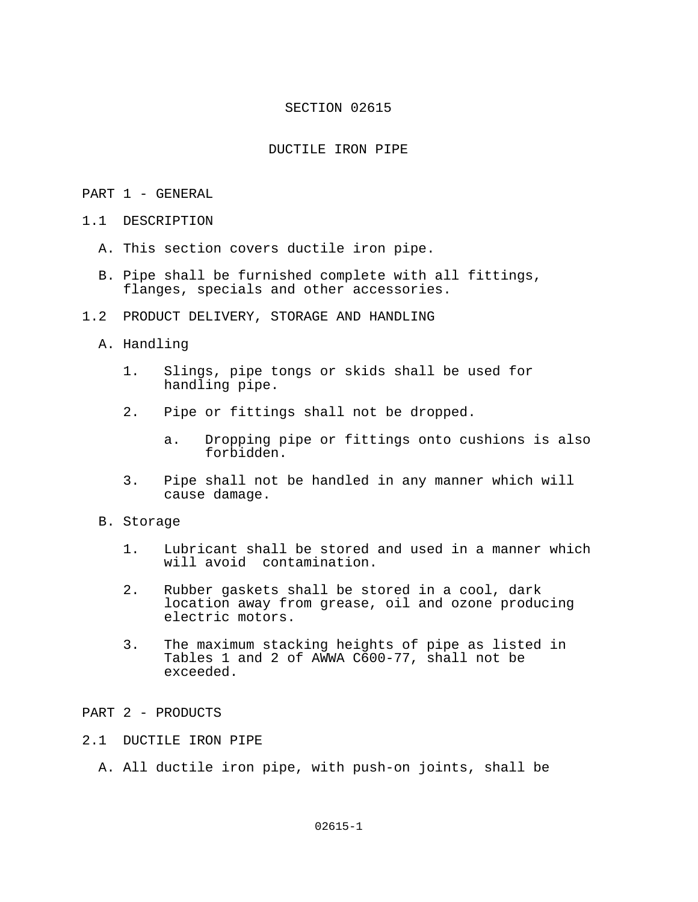# SECTION 02615

# DUCTILE IRON PIPE

## PART 1 - GENERAL

### 1.1 DESCRIPTION

A. This section covers ductile iron pipe.

B. Pipe shall be furnished complete with all fittings, flanges, specials and other accessories.

### 1.2 PRODUCT DELIVERY, STORAGE AND HANDLING

A. Handling

1. Slings, pipe tongs or skids shall be used for handling pipe.

2. Pipe or fittings shall not be dropped.

   a. Dropping pipe or fittings onto cushions is also forbidden.

3. Pipe shall not be handled in any manner which will cause damage.

B. Storage

1. Lubricant shall be stored and used in a manner which will avoid contamination.

2. Rubber gaskets shall be stored in a cool, dark location away from grease, oil and ozone producing electric motors.

3. The maximum stacking heights of pipe as listed in Tables 1 and 2 of AWWA C600-77, shall not be exceeded.

## PART 2 - PRODUCTS

### 2.1 DUCTILE IRON PIPE

A. All ductile iron pipe, with push-on joints, shall be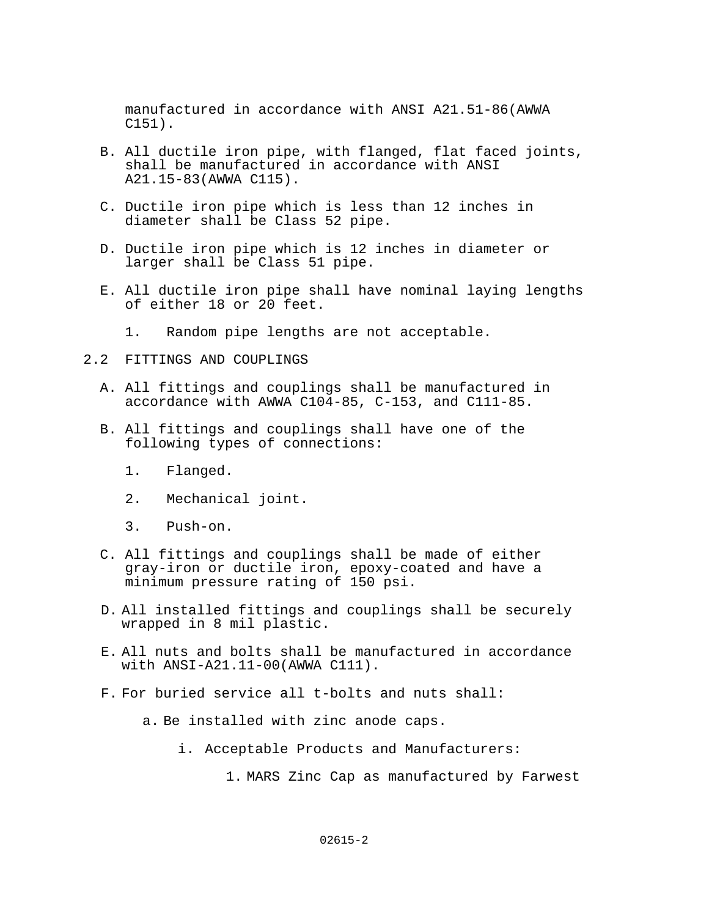manufactured in accordance with ANSI A21.51-86(AWWA C151).

B. All ductile iron pipe, with flanged, flat faced joints, shall be manufactured in accordance with ANSI A21.15-83(AWWA C115).

C. Ductile iron pipe which is less than 12 inches in diameter shall be Class 52 pipe.

D. Ductile iron pipe which is 12 inches in diameter or larger shall be Class 51 pipe.

E. All ductile iron pipe shall have nominal laying lengths of either 18 or 20 feet.

   1. Random pipe lengths are not acceptable.

## 2.2 FITTINGS AND COUPLINGS

A. All fittings and couplings shall be manufactured in accordance with AWWA C104-85, C-153, and C111-85.

B. All fittings and couplings shall have one of the following types of connections:

   1. Flanged.

   2. Mechanical joint.

   3. Push-on.

C. All fittings and couplings shall be made of either gray-iron or ductile iron, epoxy-coated and have a minimum pressure rating of 150 psi.

D. All installed fittings and couplings shall be securely wrapped in 8 mil plastic.

E. All nuts and bolts shall be manufactured in accordance with ANSI-A21.11-00(AWWA C111).

F. For buried service all t-bolts and nuts shall:

   a. Be installed with zinc anode caps.

      i. Acceptable Products and Manufacturers:

         1. MARS Zinc Cap as manufactured by Farwest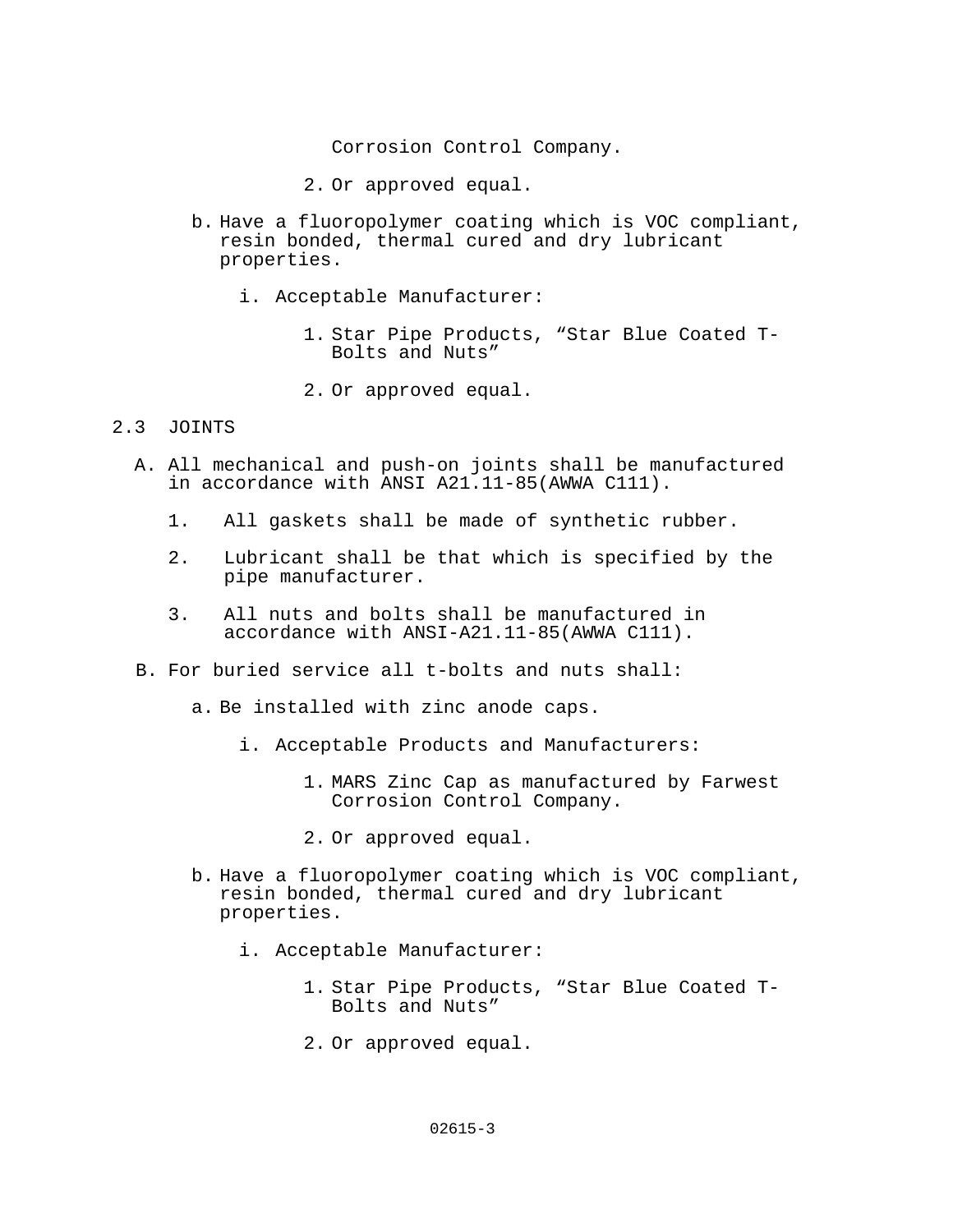Corrosion Control Company.

2. Or approved equal.

b. Have a fluoropolymer coating which is VOC compliant, resin bonded, thermal cured and dry lubricant properties.

i. Acceptable Manufacturer:

1. Star Pipe Products, “Star Blue Coated T-Bolts and Nuts”

2. Or approved equal.

## 2.3 JOINTS

A. All mechanical and push-on joints shall be manufactured in accordance with ANSI A21.11-85(AWWA C111).

1. All gaskets shall be made of synthetic rubber.

2. Lubricant shall be that which is specified by the pipe manufacturer.

3. All nuts and bolts shall be manufactured in accordance with ANSI-A21.11-85(AWWA C111).

B. For buried service all t-bolts and nuts shall:

a. Be installed with zinc anode caps.

i. Acceptable Products and Manufacturers:

1. MARS Zinc Cap as manufactured by Farwest Corrosion Control Company.

2. Or approved equal.

b. Have a fluoropolymer coating which is VOC compliant, resin bonded, thermal cured and dry lubricant properties.

i. Acceptable Manufacturer:

1. Star Pipe Products, “Star Blue Coated T-Bolts and Nuts”

2. Or approved equal.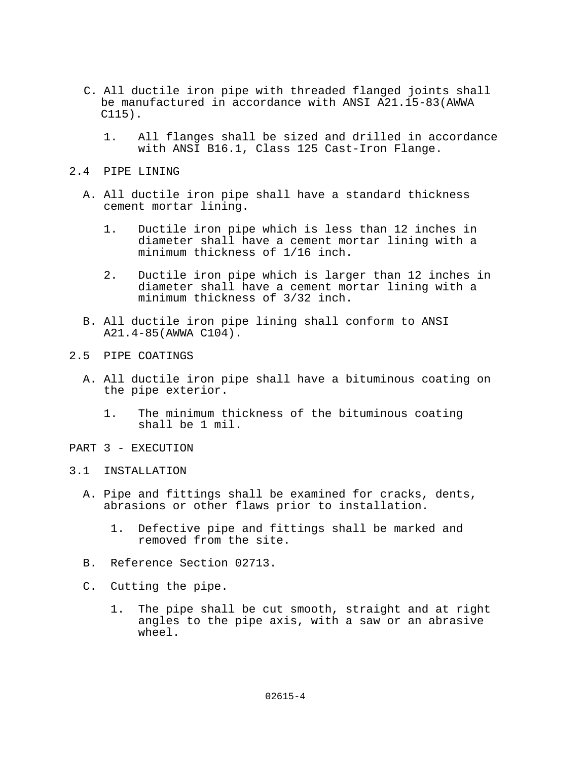C. All ductile iron pipe with threaded flanged joints shall be manufactured in accordance with ANSI A21.15-83(AWWA C115).

   1. All flanges shall be sized and drilled in accordance with ANSI B16.1, Class 125 Cast-Iron Flange.

2.4 PIPE LINING

A. All ductile iron pipe shall have a standard thickness cement mortar lining.

   1. Ductile iron pipe which is less than 12 inches in diameter shall have a cement mortar lining with a minimum thickness of 1/16 inch.

   2. Ductile iron pipe which is larger than 12 inches in diameter shall have a cement mortar lining with a minimum thickness of 3/32 inch.

B. All ductile iron pipe lining shall conform to ANSI A21.4-85(AWWA C104).

2.5 PIPE COATINGS

A. All ductile iron pipe shall have a bituminous coating on the pipe exterior.

   1. The minimum thickness of the bituminous coating shall be 1 mil.

PART 3 - EXECUTION

3.1 INSTALLATION

A. Pipe and fittings shall be examined for cracks, dents, abrasions or other flaws prior to installation.

   1. Defective pipe and fittings shall be marked and removed from the site.

B. Reference Section 02713.

C. Cutting the pipe.

   1. The pipe shall be cut smooth, straight and at right angles to the pipe axis, with a saw or an abrasive wheel.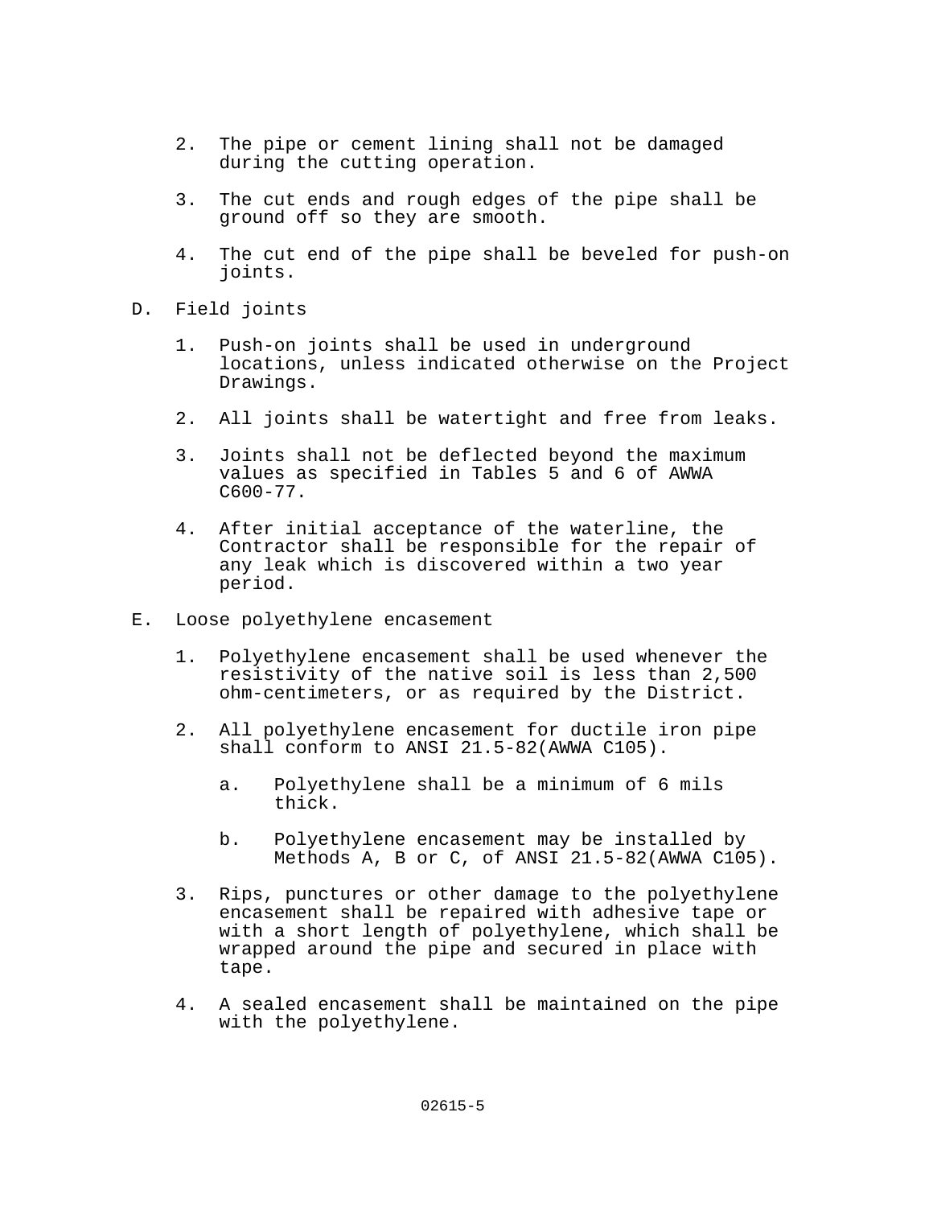2. The pipe or cement lining shall not be damaged during the cutting operation.

3. The cut ends and rough edges of the pipe shall be ground off so they are smooth.

4. The cut end of the pipe shall be beveled for push-on joints.

D. Field joints

   1. Push-on joints shall be used in underground locations, unless indicated otherwise on the Project Drawings.

   2. All joints shall be watertight and free from leaks.

   3. Joints shall not be deflected beyond the maximum values as specified in Tables 5 and 6 of AWWA C600-77.

   4. After initial acceptance of the waterline, the Contractor shall be responsible for the repair of any leak which is discovered within a two year period.

E. Loose polyethylene encasement

   1. Polyethylene encasement shall be used whenever the resistivity of the native soil is less than 2,500 ohm-centimeters, or as required by the District.

   2. All polyethylene encasement for ductile iron pipe shall conform to ANSI 21.5-82(AWWA C105).

      a. Polyethylene shall be a minimum of 6 mils thick.

      b. Polyethylene encasement may be installed by Methods A, B or C, of ANSI 21.5-82(AWWA C105).

   3. Rips, punctures or other damage to the polyethylene encasement shall be repaired with adhesive tape or with a short length of polyethylene, which shall be wrapped around the pipe and secured in place with tape.

   4. A sealed encasement shall be maintained on the pipe with the polyethylene.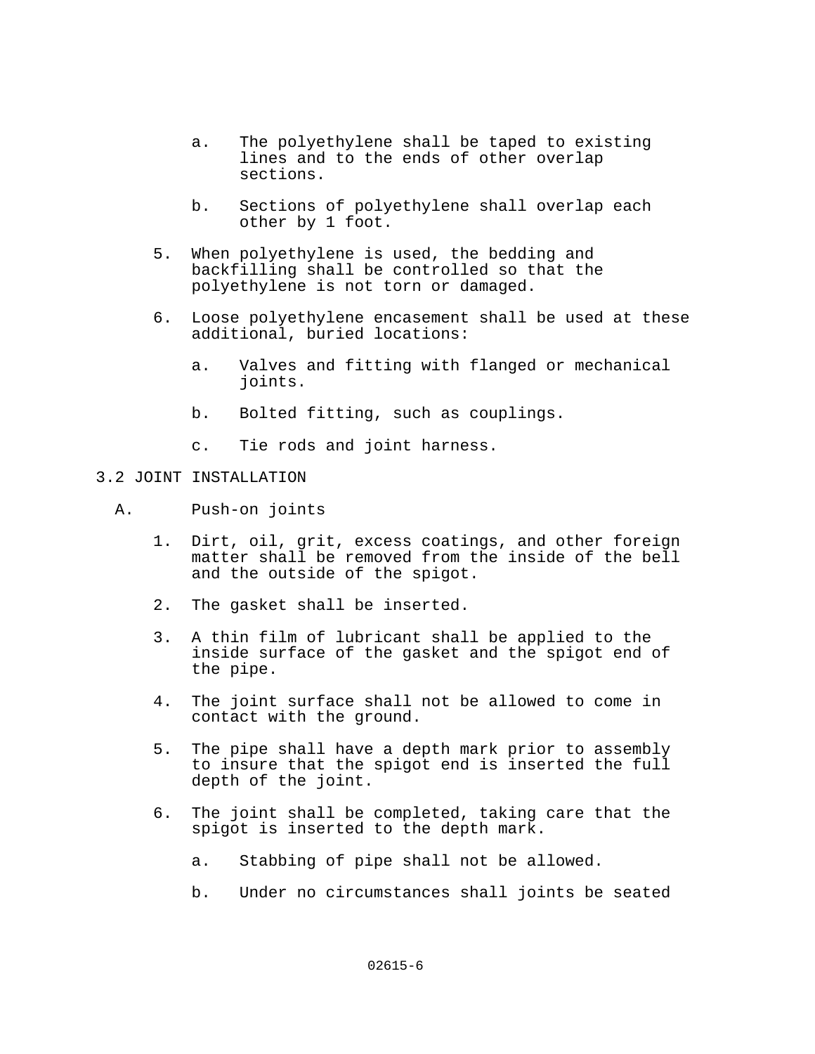a. The polyethylene shall be taped to existing lines and to the ends of other overlap sections.

b. Sections of polyethylene shall overlap each other by 1 foot.

5. When polyethylene is used, the bedding and backfilling shall be controlled so that the polyethylene is not torn or damaged.

6. Loose polyethylene encasement shall be used at these additional, buried locations:

   a. Valves and fitting with flanged or mechanical joints.

   b. Bolted fitting, such as couplings.

   c. Tie rods and joint harness.

## 3.2 JOINT INSTALLATION

A. Push-on joints

1. Dirt, oil, grit, excess coatings, and other foreign matter shall be removed from the inside of the bell and the outside of the spigot.

2. The gasket shall be inserted.

3. A thin film of lubricant shall be applied to the inside surface of the gasket and the spigot end of the pipe.

4. The joint surface shall not be allowed to come in contact with the ground.

5. The pipe shall have a depth mark prior to assembly to insure that the spigot end is inserted the full depth of the joint.

6. The joint shall be completed, taking care that the spigot is inserted to the depth mark.

   a. Stabbing of pipe shall not be allowed.

   b. Under no circumstances shall joints be seated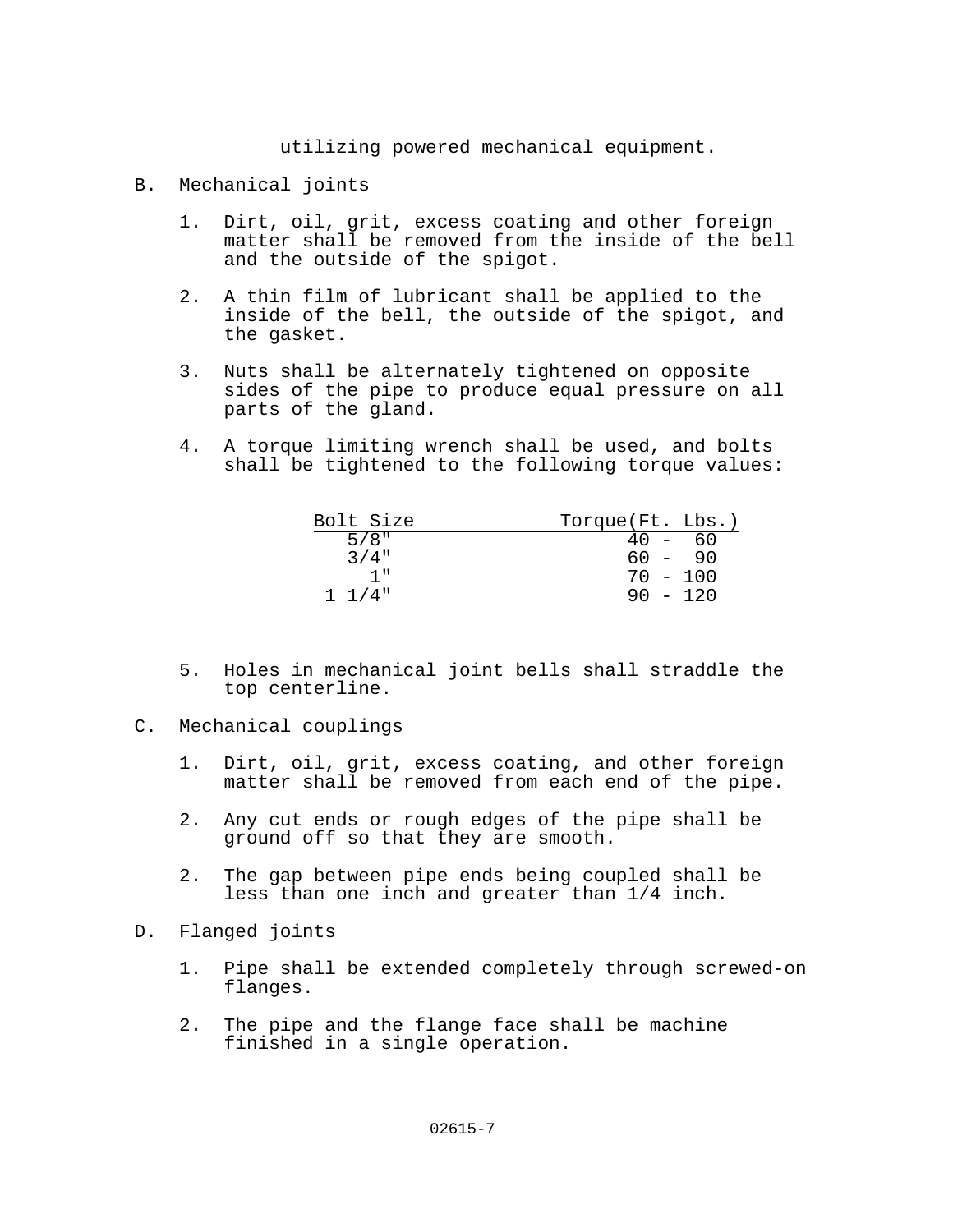utilizing powered mechanical equipment.

B. Mechanical joints

1. Dirt, oil, grit, excess coating and other foreign matter shall be removed from the inside of the bell and the outside of the spigot.

2. A thin film of lubricant shall be applied to the inside of the bell, the outside of the spigot, and the gasket.

3. Nuts shall be alternately tightened on opposite sides of the pipe to produce equal pressure on all parts of the gland.

4. A torque limiting wrench shall be used, and bolts shall be tightened to the following torque values:

| Bolt Size | Torque(Ft. Lbs.) |
|---|---|
| 5/8" | 40 - 60 |
| 3/4" | 60 - 90 |
| 1" | 70 - 100 |
| 1 1/4" | 90 - 120 |

5. Holes in mechanical joint bells shall straddle the top centerline.

C. Mechanical couplings

1. Dirt, oil, grit, excess coating, and other foreign matter shall be removed from each end of the pipe.

2. Any cut ends or rough edges of the pipe shall be ground off so that they are smooth.

2. The gap between pipe ends being coupled shall be less than one inch and greater than 1/4 inch.

D. Flanged joints

1. Pipe shall be extended completely through screwed-on flanges.

2. The pipe and the flange face shall be machine finished in a single operation.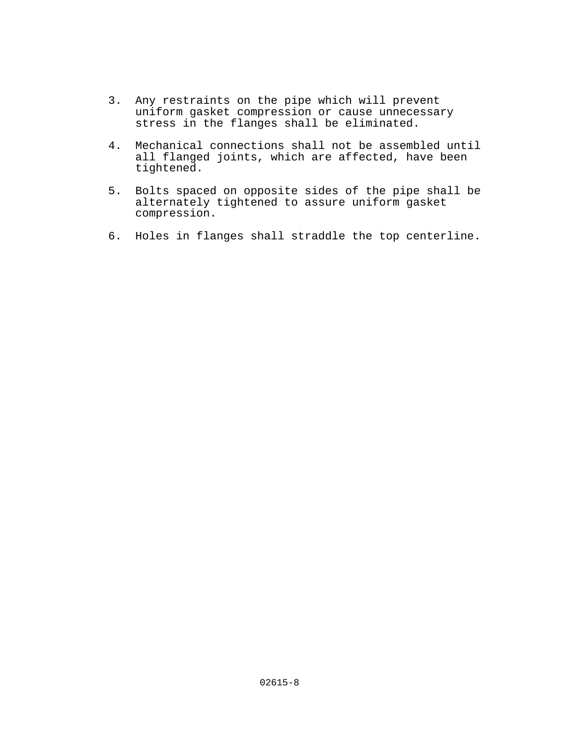3. Any restraints on the pipe which will prevent uniform gasket compression or cause unnecessary stress in the flanges shall be eliminated.

4. Mechanical connections shall not be assembled until all flanged joints, which are affected, have been tightened.

5. Bolts spaced on opposite sides of the pipe shall be alternately tightened to assure uniform gasket compression.

6. Holes in flanges shall straddle the top centerline.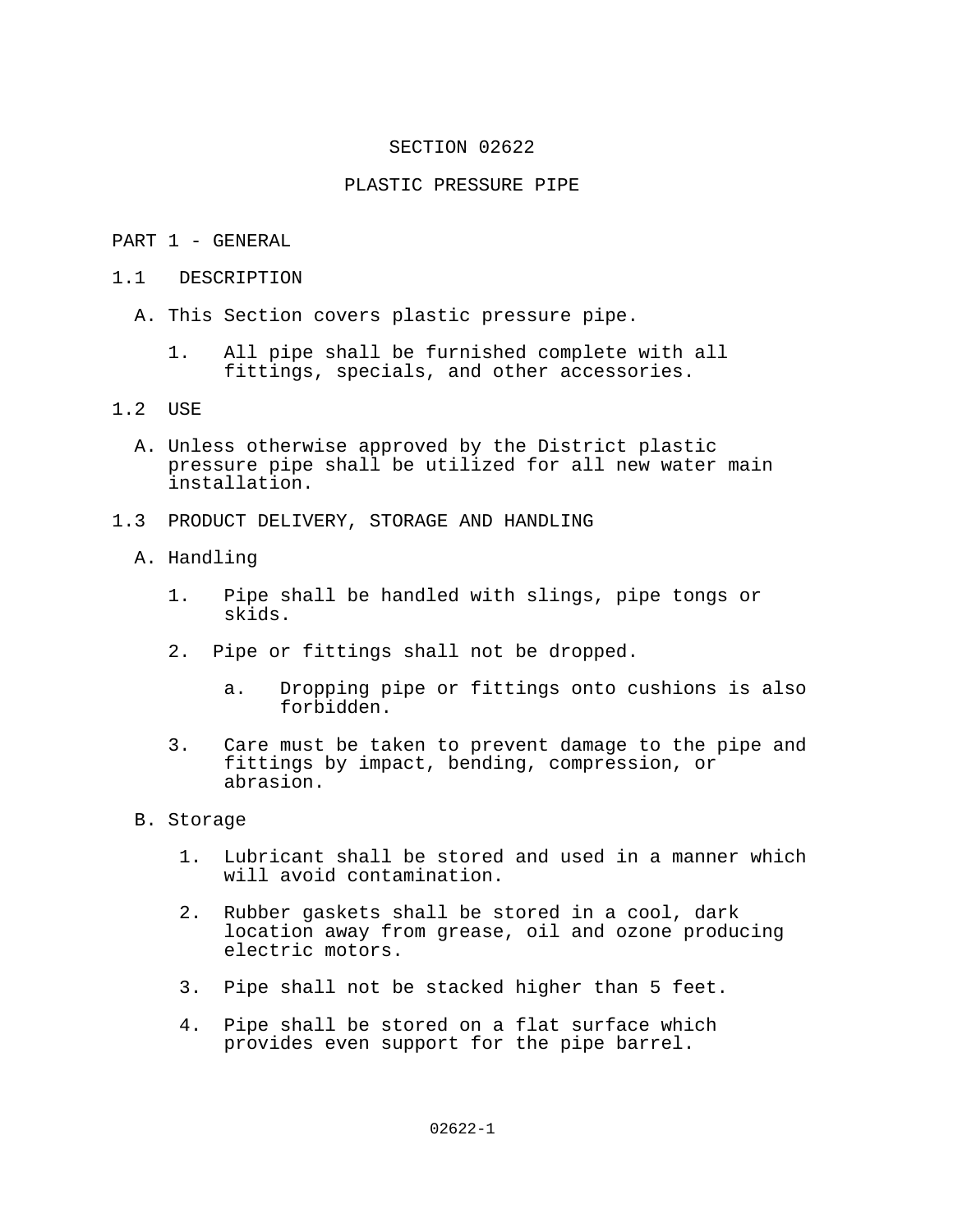# SECTION 02622

# PLASTIC PRESSURE PIPE

## PART 1 - GENERAL

### 1.1 DESCRIPTION

A. This Section covers plastic pressure pipe.

1. All pipe shall be furnished complete with all fittings, specials, and other accessories.

### 1.2 USE

A. Unless otherwise approved by the District plastic pressure pipe shall be utilized for all new water main installation.

### 1.3 PRODUCT DELIVERY, STORAGE AND HANDLING

A. Handling

1. Pipe shall be handled with slings, pipe tongs or skids.

2. Pipe or fittings shall not be dropped.

   a. Dropping pipe or fittings onto cushions is also forbidden.

3. Care must be taken to prevent damage to the pipe and fittings by impact, bending, compression, or abrasion.

B. Storage

1. Lubricant shall be stored and used in a manner which will avoid contamination.

2. Rubber gaskets shall be stored in a cool, dark location away from grease, oil and ozone producing electric motors.

3. Pipe shall not be stacked higher than 5 feet.

4. Pipe shall be stored on a flat surface which provides even support for the pipe barrel.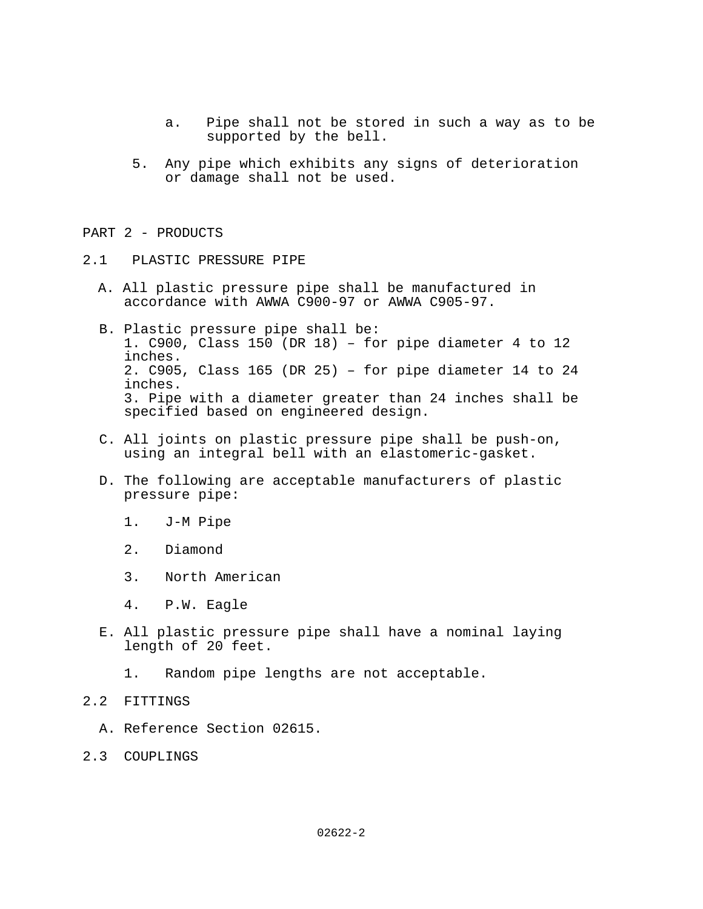a. Pipe shall not be stored in such a way as to be supported by the bell.

5. Any pipe which exhibits any signs of deterioration or damage shall not be used.

## PART 2 - PRODUCTS

### 2.1 PLASTIC PRESSURE PIPE

A. All plastic pressure pipe shall be manufactured in accordance with AWWA C900-97 or AWWA C905-97.

B. Plastic pressure pipe shall be:
   1. C900, Class 150 (DR 18) – for pipe diameter 4 to 12 inches.
   2. C905, Class 165 (DR 25) – for pipe diameter 14 to 24 inches.
   3. Pipe with a diameter greater than 24 inches shall be specified based on engineered design.

C. All joints on plastic pressure pipe shall be push-on, using an integral bell with an elastomeric-gasket.

D. The following are acceptable manufacturers of plastic pressure pipe:

   1. J-M Pipe

   2. Diamond

   3. North American

   4. P.W. Eagle

E. All plastic pressure pipe shall have a nominal laying length of 20 feet.

   1. Random pipe lengths are not acceptable.

### 2.2 FITTINGS

A. Reference Section 02615.

### 2.3 COUPLINGS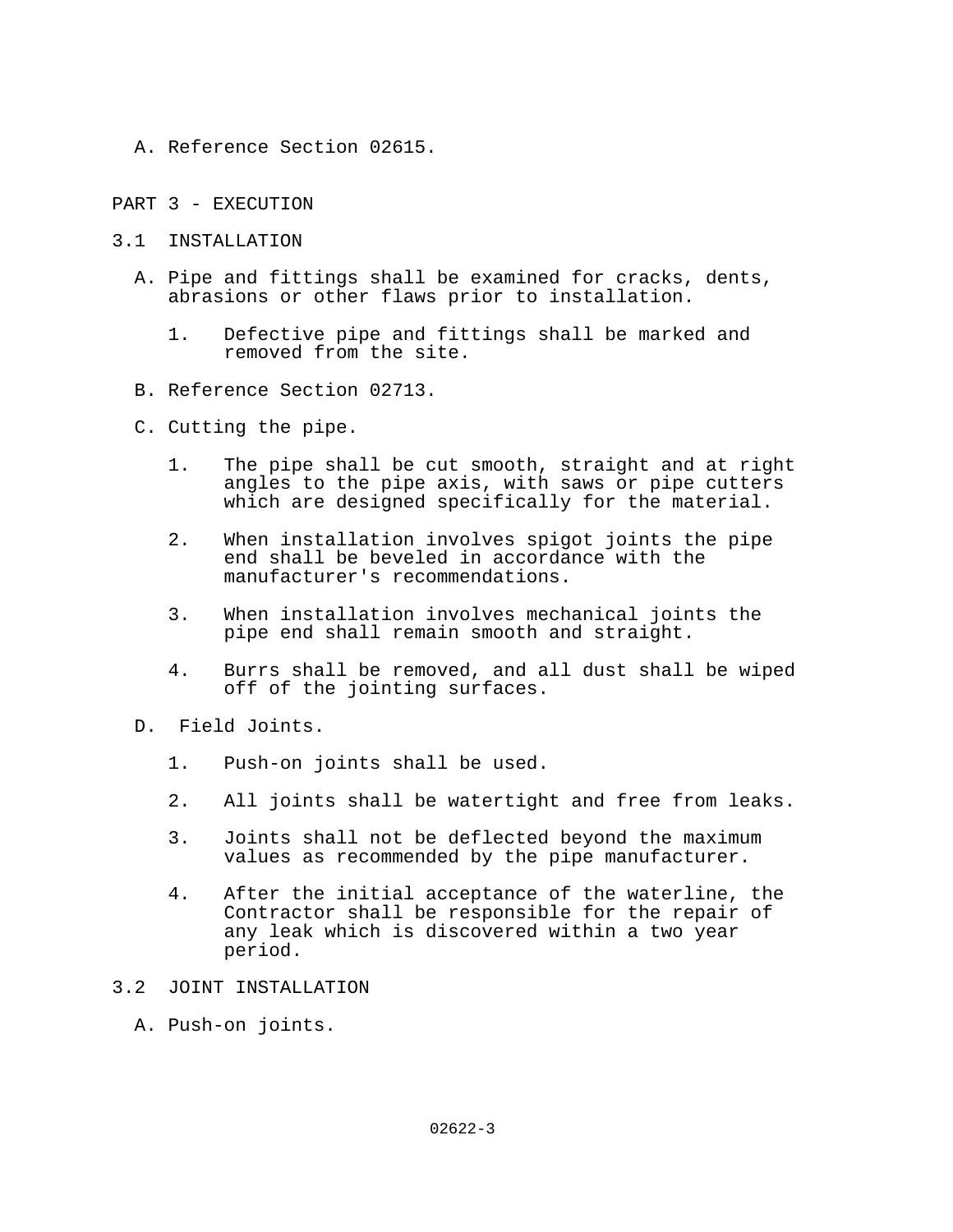A. Reference Section 02615.

## PART 3 - EXECUTION

### 3.1 INSTALLATION

A. Pipe and fittings shall be examined for cracks, dents, abrasions or other flaws prior to installation.

   1. Defective pipe and fittings shall be marked and removed from the site.

B. Reference Section 02713.

C. Cutting the pipe.

   1. The pipe shall be cut smooth, straight and at right angles to the pipe axis, with saws or pipe cutters which are designed specifically for the material.

   2. When installation involves spigot joints the pipe end shall be beveled in accordance with the manufacturer's recommendations.

   3. When installation involves mechanical joints the pipe end shall remain smooth and straight.

   4. Burrs shall be removed, and all dust shall be wiped off of the jointing surfaces.

D. Field Joints.

   1. Push-on joints shall be used.

   2. All joints shall be watertight and free from leaks.

   3. Joints shall not be deflected beyond the maximum values as recommended by the pipe manufacturer.

   4. After the initial acceptance of the waterline, the Contractor shall be responsible for the repair of any leak which is discovered within a two year period.

### 3.2 JOINT INSTALLATION

A. Push-on joints.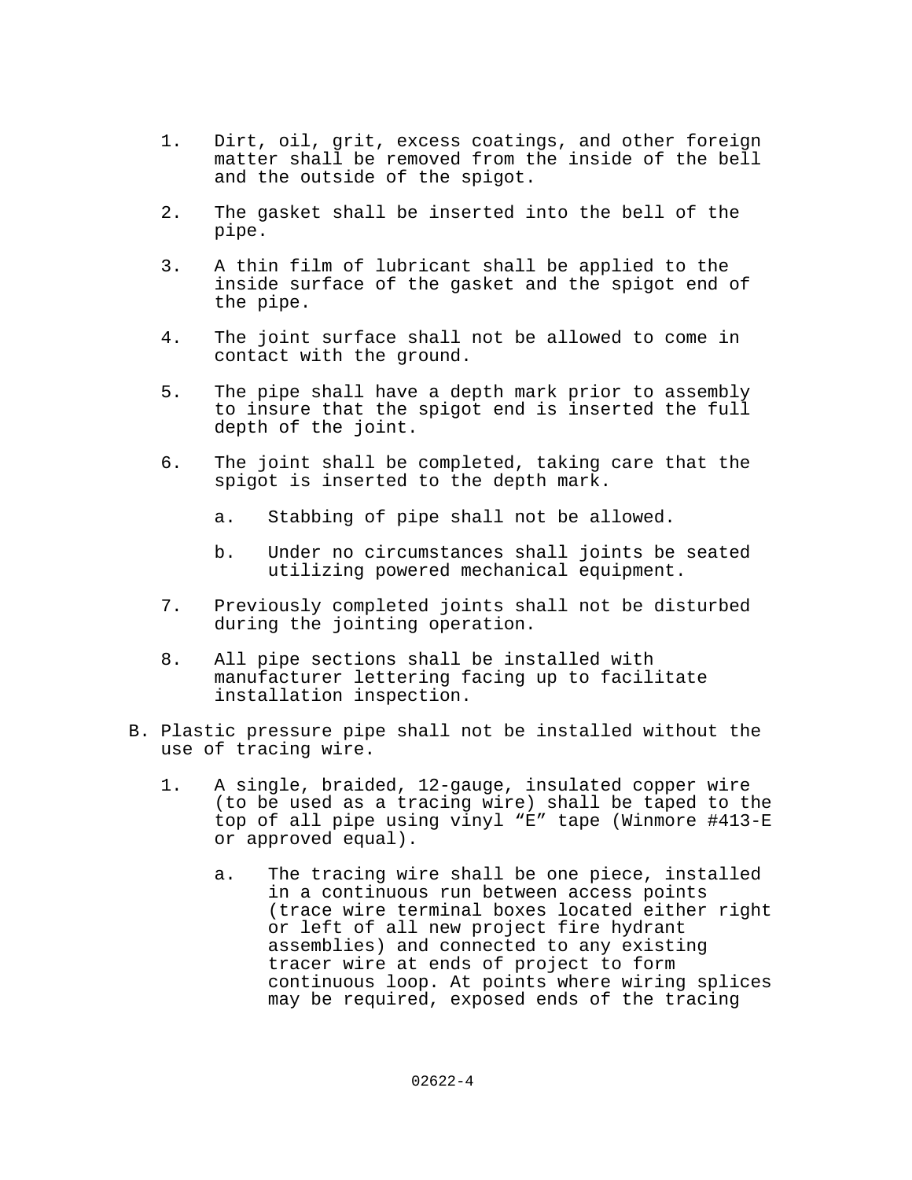1. Dirt, oil, grit, excess coatings, and other foreign matter shall be removed from the inside of the bell and the outside of the spigot.

2. The gasket shall be inserted into the bell of the pipe.

3. A thin film of lubricant shall be applied to the inside surface of the gasket and the spigot end of the pipe.

4. The joint surface shall not be allowed to come in contact with the ground.

5. The pipe shall have a depth mark prior to assembly to insure that the spigot end is inserted the full depth of the joint.

6. The joint shall be completed, taking care that the spigot is inserted to the depth mark.

   a. Stabbing of pipe shall not be allowed.

   b. Under no circumstances shall joints be seated utilizing powered mechanical equipment.

7. Previously completed joints shall not be disturbed during the jointing operation.

8. All pipe sections shall be installed with manufacturer lettering facing up to facilitate installation inspection.

B. Plastic pressure pipe shall not be installed without the use of tracing wire.

   1. A single, braided, 12-gauge, insulated copper wire (to be used as a tracing wire) shall be taped to the top of all pipe using vinyl “E” tape (Winmore #413-E or approved equal).

      a. The tracing wire shall be one piece, installed in a continuous run between access points (trace wire terminal boxes located either right or left of all new project fire hydrant assemblies) and connected to any existing tracer wire at ends of project to form continuous loop. At points where wiring splices may be required, exposed ends of the tracing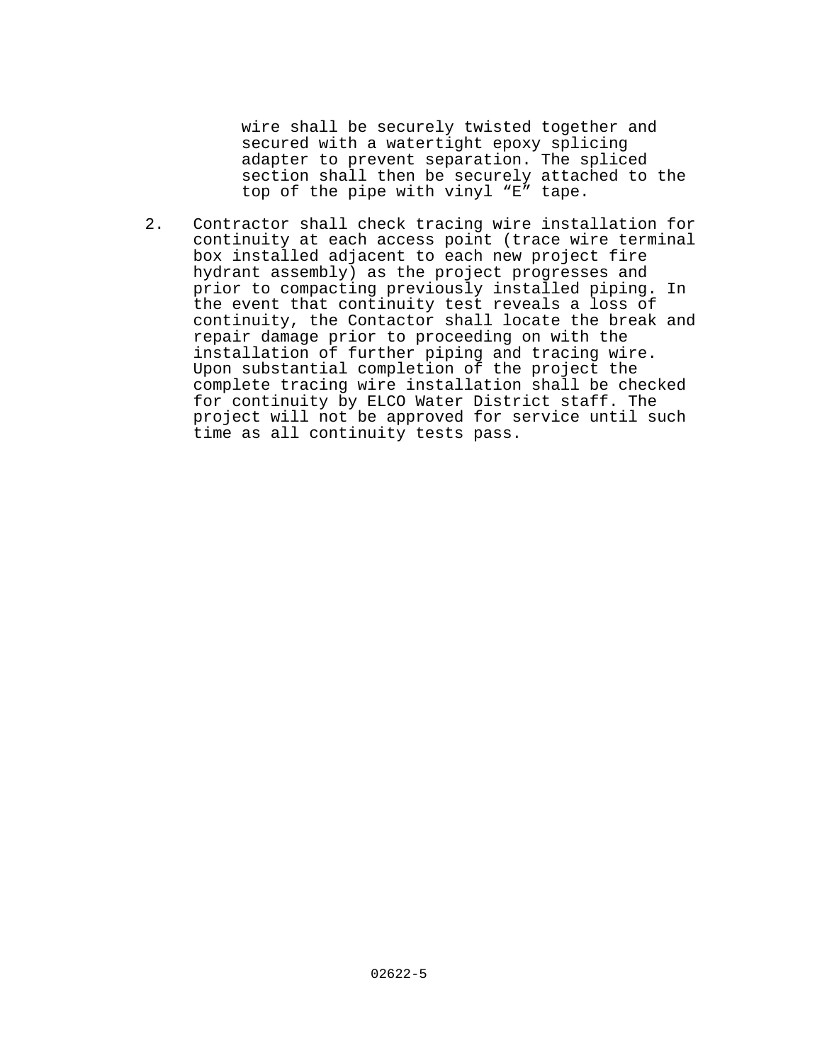wire shall be securely twisted together and secured with a watertight epoxy splicing adapter to prevent separation. The spliced section shall then be securely attached to the top of the pipe with vinyl “E” tape.

2. Contractor shall check tracing wire installation for continuity at each access point (trace wire terminal box installed adjacent to each new project fire hydrant assembly) as the project progresses and prior to compacting previously installed piping. In the event that continuity test reveals a loss of continuity, the Contactor shall locate the break and repair damage prior to proceeding on with the installation of further piping and tracing wire. Upon substantial completion of the project the complete tracing wire installation shall be checked for continuity by ELCO Water District staff. The project will not be approved for service until such time as all continuity tests pass.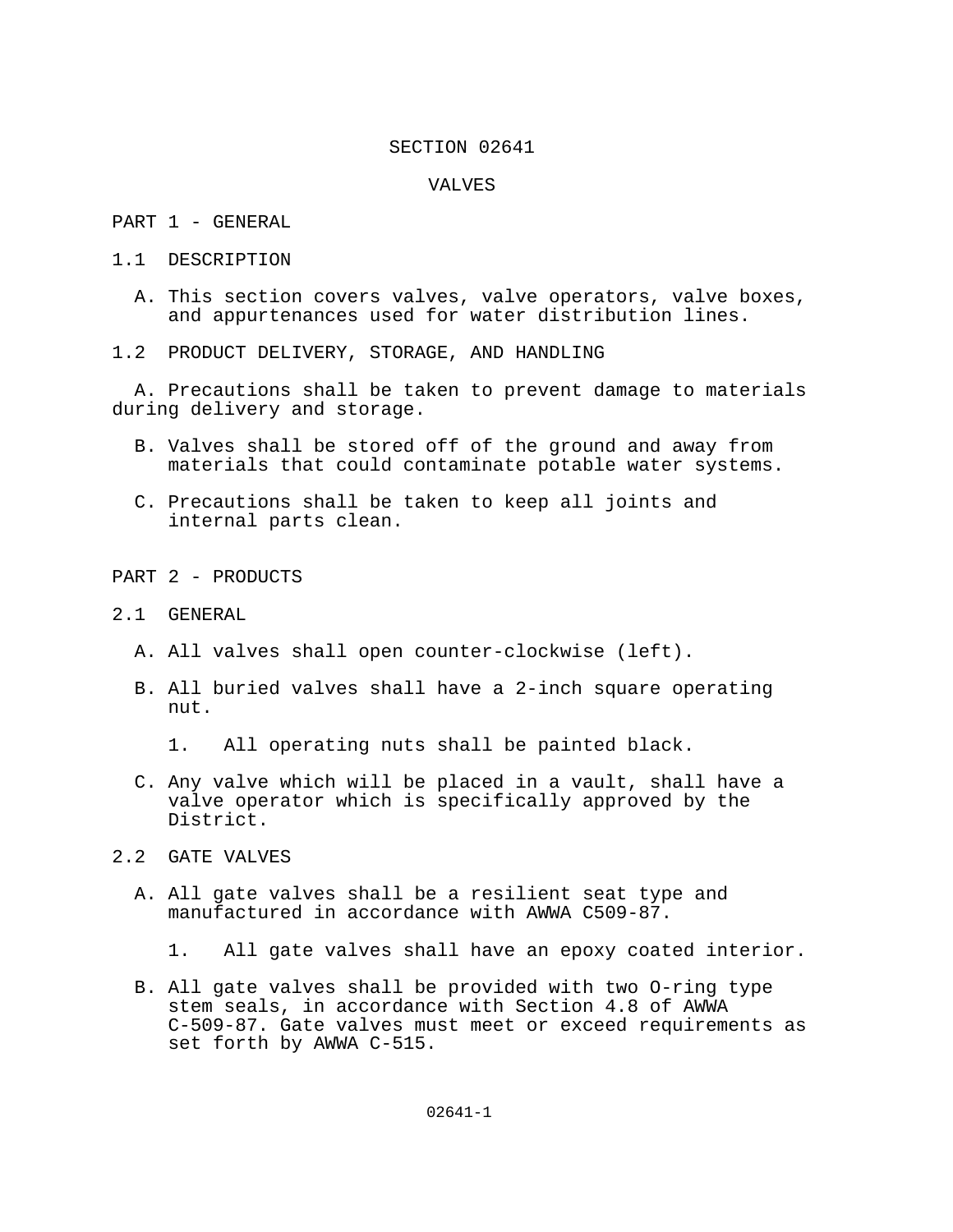# SECTION 02641

# VALVES

## PART 1 - GENERAL

### 1.1 DESCRIPTION

A. This section covers valves, valve operators, valve boxes, and appurtenances used for water distribution lines.

### 1.2 PRODUCT DELIVERY, STORAGE, AND HANDLING

A. Precautions shall be taken to prevent damage to materials during delivery and storage.

B. Valves shall be stored off of the ground and away from materials that could contaminate potable water systems.

C. Precautions shall be taken to keep all joints and internal parts clean.

## PART 2 - PRODUCTS

### 2.1 GENERAL

A. All valves shall open counter-clockwise (left).

B. All buried valves shall have a 2-inch square operating nut.

1. All operating nuts shall be painted black.

C. Any valve which will be placed in a vault, shall have a valve operator which is specifically approved by the District.

### 2.2 GATE VALVES

A. All gate valves shall be a resilient seat type and manufactured in accordance with AWWA C509-87.

1. All gate valves shall have an epoxy coated interior.

B. All gate valves shall be provided with two O-ring type stem seals, in accordance with Section 4.8 of AWWA C-509-87. Gate valves must meet or exceed requirements as set forth by AWWA C-515.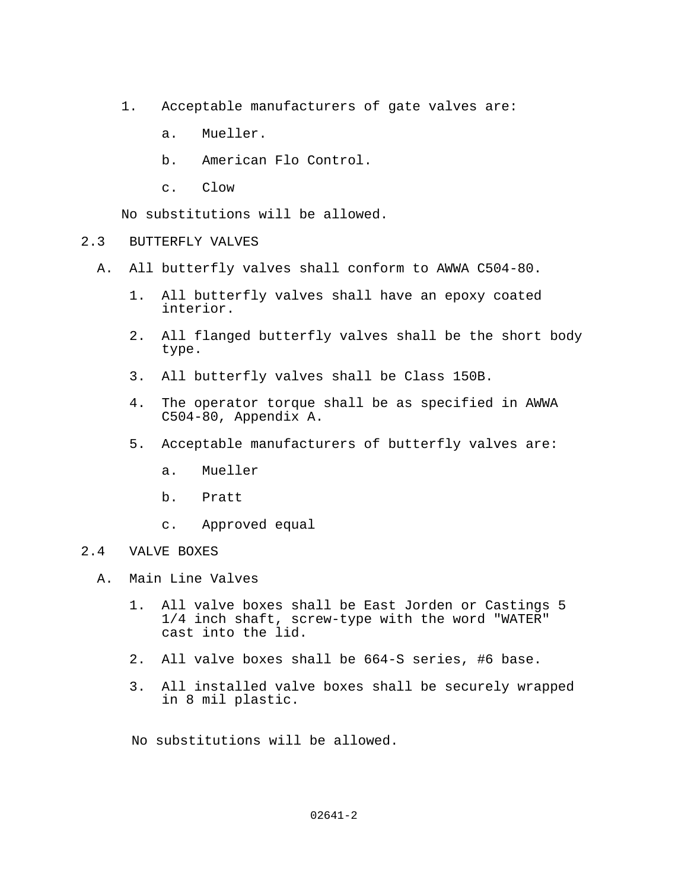1. Acceptable manufacturers of gate valves are:
    a. Mueller.
    b. American Flo Control.
    c. Clow

No substitutions will be allowed.

## 2.3 BUTTERFLY VALVES

A. All butterfly valves shall conform to AWWA C504-80.

1. All butterfly valves shall have an epoxy coated interior.
2. All flanged butterfly valves shall be the short body type.
3. All butterfly valves shall be Class 150B.
4. The operator torque shall be as specified in AWWA C504-80, Appendix A.
5. Acceptable manufacturers of butterfly valves are:
    a. Mueller
    b. Pratt
    c. Approved equal

## 2.4 VALVE BOXES

A. Main Line Valves

1. All valve boxes shall be East Jorden or Castings 5 1/4 inch shaft, screw-type with the word "WATER" cast into the lid.
2. All valve boxes shall be 664-S series, #6 base.
3. All installed valve boxes shall be securely wrapped in 8 mil plastic.

No substitutions will be allowed.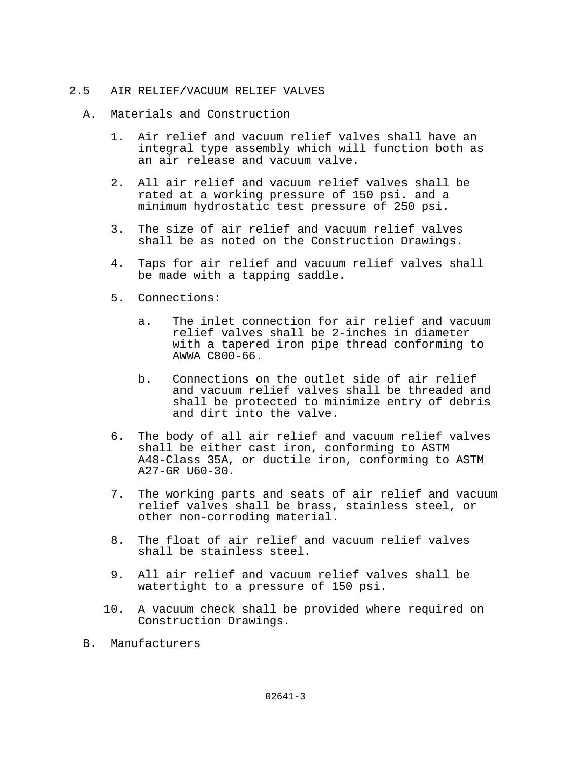## 2.5 AIR RELIEF/VACUUM RELIEF VALVES

A. Materials and Construction

1. Air relief and vacuum relief valves shall have an integral type assembly which will function both as an air release and vacuum valve.

2. All air relief and vacuum relief valves shall be rated at a working pressure of 150 psi. and a minimum hydrostatic test pressure of 250 psi.

3. The size of air relief and vacuum relief valves shall be as noted on the Construction Drawings.

4. Taps for air relief and vacuum relief valves shall be made with a tapping saddle.

5. Connections:

   a. The inlet connection for air relief and vacuum relief valves shall be 2-inches in diameter with a tapered iron pipe thread conforming to AWWA C800-66.

   b. Connections on the outlet side of air relief and vacuum relief valves shall be threaded and shall be protected to minimize entry of debris and dirt into the valve.

6. The body of all air relief and vacuum relief valves shall be either cast iron, conforming to ASTM A48-Class 35A, or ductile iron, conforming to ASTM A27-GR U60-30.

7. The working parts and seats of air relief and vacuum relief valves shall be brass, stainless steel, or other non-corroding material.

8. The float of air relief and vacuum relief valves shall be stainless steel.

9. All air relief and vacuum relief valves shall be watertight to a pressure of 150 psi.

10. A vacuum check shall be provided where required on Construction Drawings.

B. Manufacturers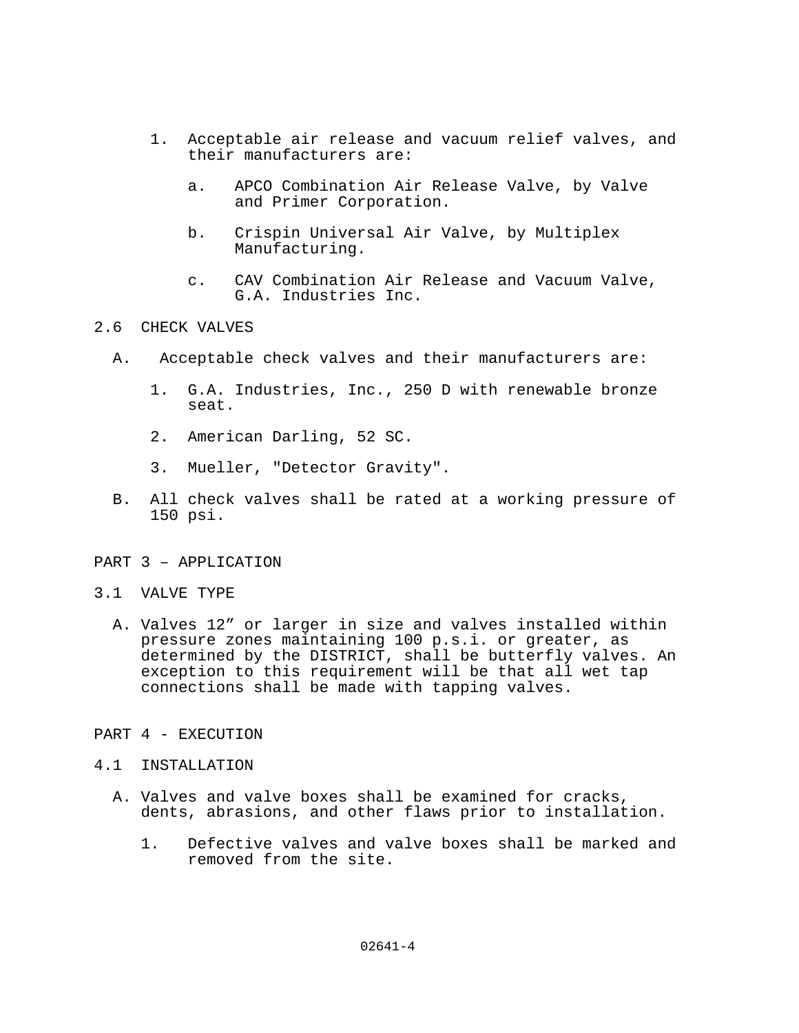1. Acceptable air release and vacuum relief valves, and their manufacturers are:

   a. APCO Combination Air Release Valve, by Valve and Primer Corporation.

   b. Crispin Universal Air Valve, by Multiplex Manufacturing.

   c. CAV Combination Air Release and Vacuum Valve, G.A. Industries Inc.

## 2.6 CHECK VALVES

A. Acceptable check valves and their manufacturers are:

   1. G.A. Industries, Inc., 250 D with renewable bronze seat.

   2. American Darling, 52 SC.

   3. Mueller, "Detector Gravity".

B. All check valves shall be rated at a working pressure of 150 psi.

# PART 3 – APPLICATION

## 3.1 VALVE TYPE

A. Valves 12” or larger in size and valves installed within pressure zones maintaining 100 p.s.i. or greater, as determined by the DISTRICT, shall be butterfly valves. An exception to this requirement will be that all wet tap connections shall be made with tapping valves.

# PART 4 - EXECUTION

## 4.1 INSTALLATION

A. Valves and valve boxes shall be examined for cracks, dents, abrasions, and other flaws prior to installation.

   1. Defective valves and valve boxes shall be marked and removed from the site.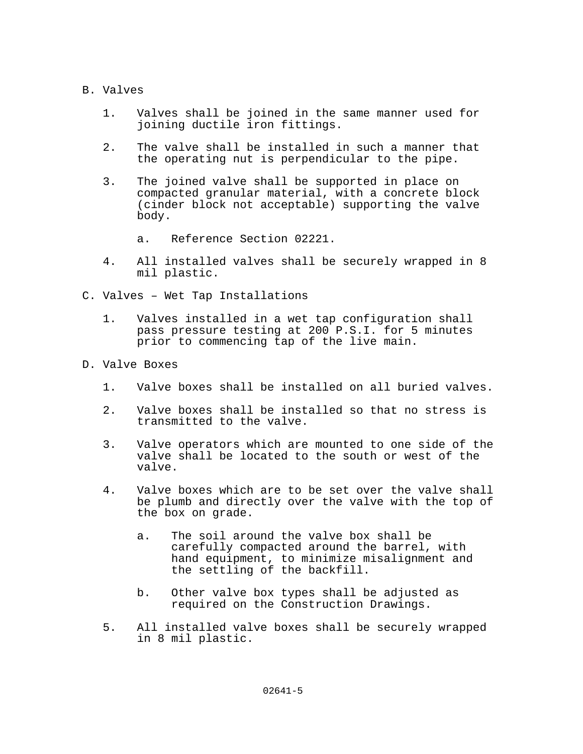B. Valves

1. Valves shall be joined in the same manner used for joining ductile iron fittings.

2. The valve shall be installed in such a manner that the operating nut is perpendicular to the pipe.

3. The joined valve shall be supported in place on compacted granular material, with a concrete block (cinder block not acceptable) supporting the valve body.

   a. Reference Section 02221.

4. All installed valves shall be securely wrapped in 8 mil plastic.

C. Valves – Wet Tap Installations

1. Valves installed in a wet tap configuration shall pass pressure testing at 200 P.S.I. for 5 minutes prior to commencing tap of the live main.

D. Valve Boxes

1. Valve boxes shall be installed on all buried valves.

2. Valve boxes shall be installed so that no stress is transmitted to the valve.

3. Valve operators which are mounted to one side of the valve shall be located to the south or west of the valve.

4. Valve boxes which are to be set over the valve shall be plumb and directly over the valve with the top of the box on grade.

   a. The soil around the valve box shall be carefully compacted around the barrel, with hand equipment, to minimize misalignment and the settling of the backfill.

   b. Other valve box types shall be adjusted as required on the Construction Drawings.

5. All installed valve boxes shall be securely wrapped in 8 mil plastic.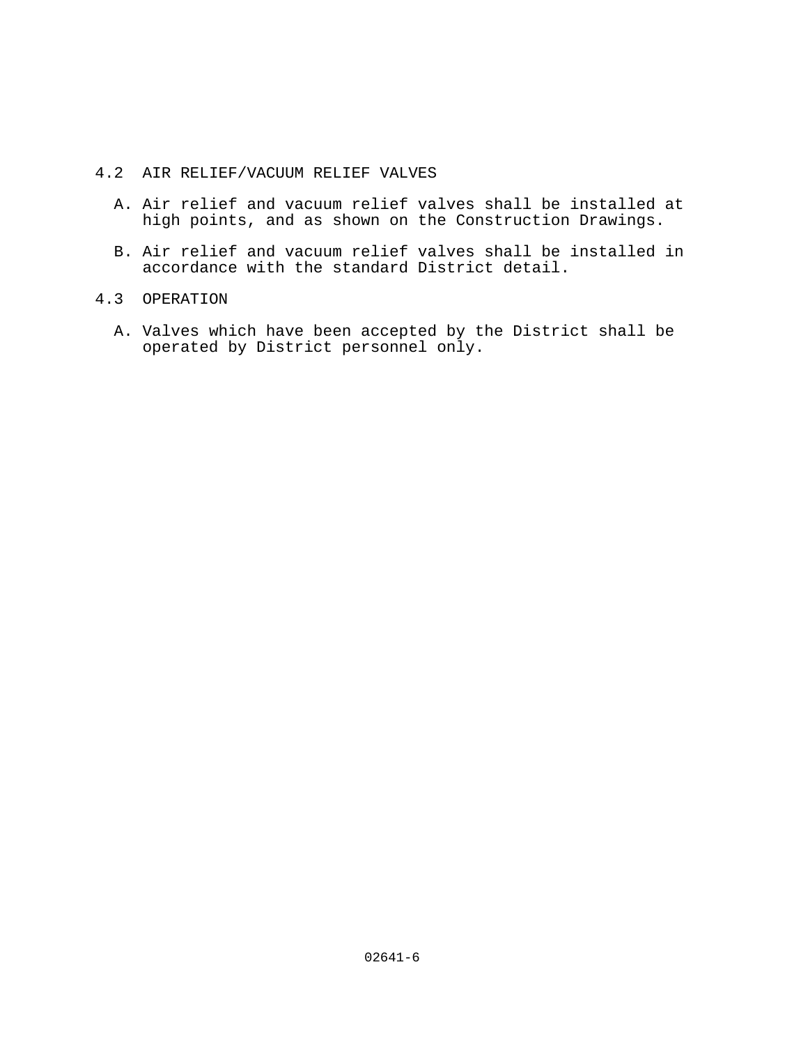### 4.2 AIR RELIEF/VACUUM RELIEF VALVES

A. Air relief and vacuum relief valves shall be installed at high points, and as shown on the Construction Drawings.

B. Air relief and vacuum relief valves shall be installed in accordance with the standard District detail.

### 4.3 OPERATION

A. Valves which have been accepted by the District shall be operated by District personnel only.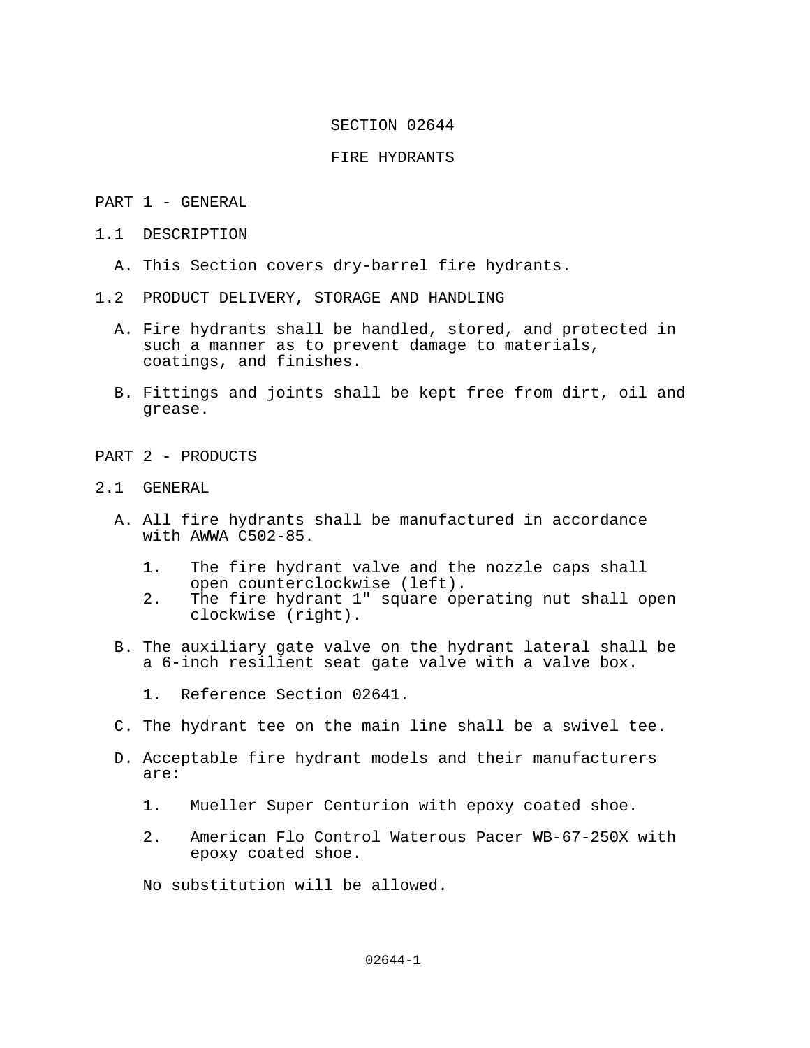# SECTION 02644

# FIRE HYDRANTS

## PART 1 - GENERAL

### 1.1 DESCRIPTION

A. This Section covers dry-barrel fire hydrants.

### 1.2 PRODUCT DELIVERY, STORAGE AND HANDLING

A. Fire hydrants shall be handled, stored, and protected in such a manner as to prevent damage to materials, coatings, and finishes.

B. Fittings and joints shall be kept free from dirt, oil and grease.

## PART 2 - PRODUCTS

### 2.1 GENERAL

A. All fire hydrants shall be manufactured in accordance with AWWA C502-85.

1. The fire hydrant valve and the nozzle caps shall open counterclockwise (left).
2. The fire hydrant 1" square operating nut shall open clockwise (right).

B. The auxiliary gate valve on the hydrant lateral shall be a 6-inch resilient seat gate valve with a valve box.

1. Reference Section 02641.

C. The hydrant tee on the main line shall be a swivel tee.

D. Acceptable fire hydrant models and their manufacturers are:

1. Mueller Super Centurion with epoxy coated shoe.

2. American Flo Control Waterous Pacer WB-67-250X with epoxy coated shoe.

No substitution will be allowed.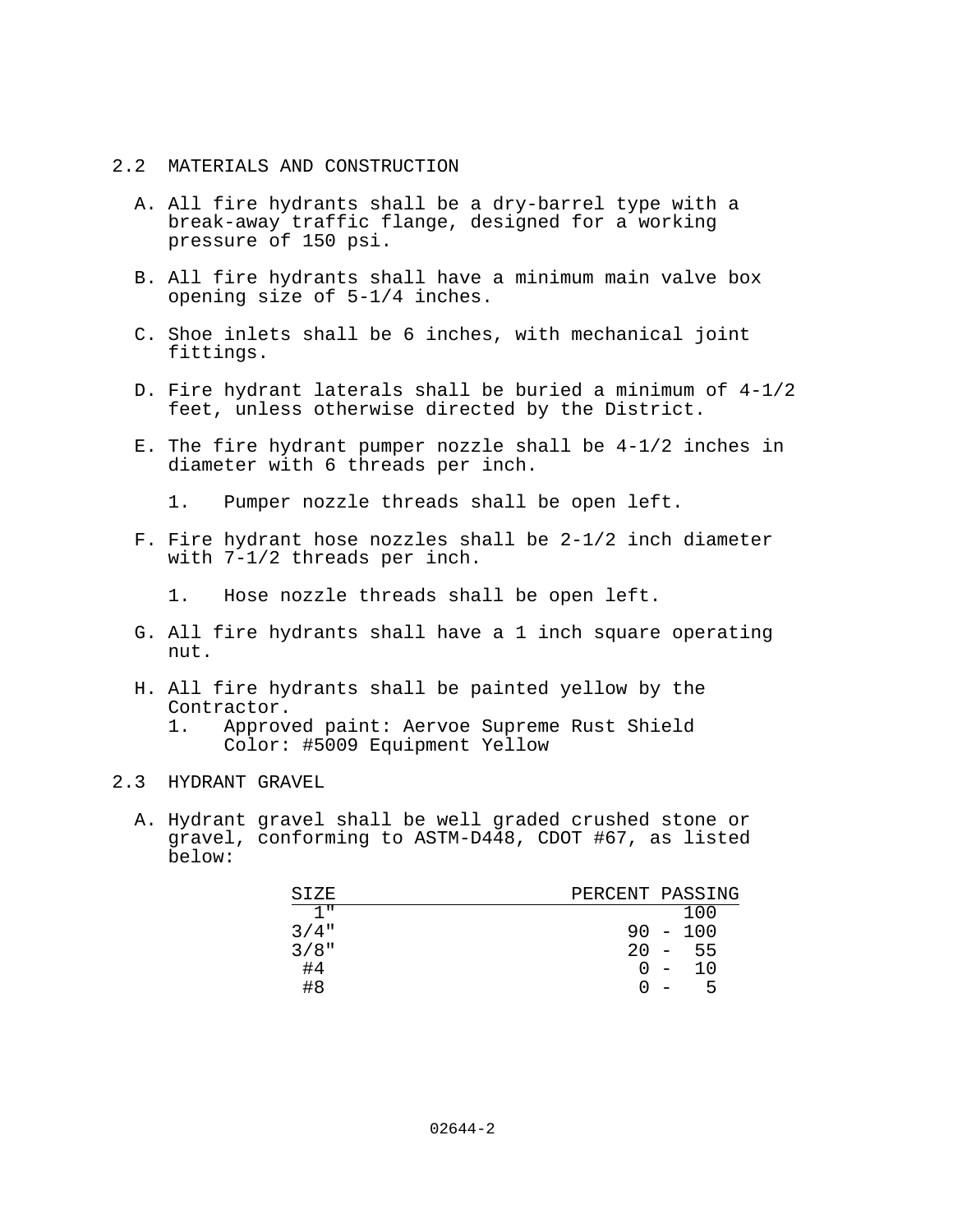## 2.2 MATERIALS AND CONSTRUCTION

A. All fire hydrants shall be a dry-barrel type with a break-away traffic flange, designed for a working pressure of 150 psi.

B. All fire hydrants shall have a minimum main valve box opening size of 5-1/4 inches.

C. Shoe inlets shall be 6 inches, with mechanical joint fittings.

D. Fire hydrant laterals shall be buried a minimum of 4-1/2 feet, unless otherwise directed by the District.

E. The fire hydrant pumper nozzle shall be 4-1/2 inches in diameter with 6 threads per inch.

   1. Pumper nozzle threads shall be open left.

F. Fire hydrant hose nozzles shall be 2-1/2 inch diameter with 7-1/2 threads per inch.

   1. Hose nozzle threads shall be open left.

G. All fire hydrants shall have a 1 inch square operating nut.

H. All fire hydrants shall be painted yellow by the Contractor.
   1. Approved paint: Aervoe Supreme Rust Shield
      Color: #5009 Equipment Yellow

## 2.3 HYDRANT GRAVEL

A. Hydrant gravel shall be well graded crushed stone or gravel, conforming to ASTM-D448, CDOT #67, as listed below:

| SIZE | PERCENT PASSING |
|---|---|
| 1" | 100 |
| 3/4" | 90 - 100 |
| 3/8" | 20 - 55 |
| #4 | 0 - 10 |
| #8 | 0 - 5 |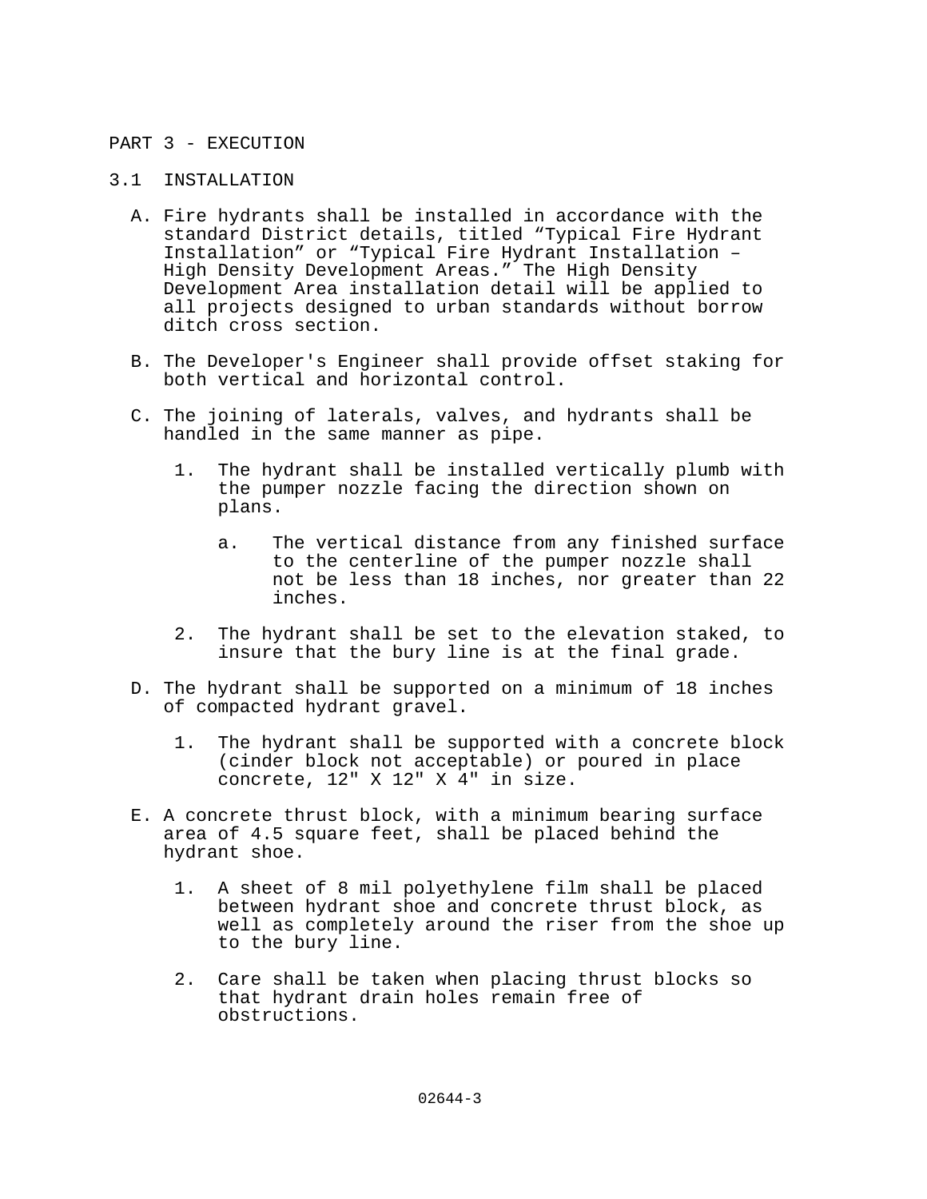# PART 3 - EXECUTION

## 3.1 INSTALLATION

A. Fire hydrants shall be installed in accordance with the standard District details, titled "Typical Fire Hydrant Installation" or "Typical Fire Hydrant Installation – High Density Development Areas." The High Density Development Area installation detail will be applied to all projects designed to urban standards without borrow ditch cross section.

B. The Developer's Engineer shall provide offset staking for both vertical and horizontal control.

C. The joining of laterals, valves, and hydrants shall be handled in the same manner as pipe.

   1. The hydrant shall be installed vertically plumb with the pumper nozzle facing the direction shown on plans.

      a. The vertical distance from any finished surface to the centerline of the pumper nozzle shall not be less than 18 inches, nor greater than 22 inches.

   2. The hydrant shall be set to the elevation staked, to insure that the bury line is at the final grade.

D. The hydrant shall be supported on a minimum of 18 inches of compacted hydrant gravel.

   1. The hydrant shall be supported with a concrete block (cinder block not acceptable) or poured in place concrete, 12" X 12" X 4" in size.

E. A concrete thrust block, with a minimum bearing surface area of 4.5 square feet, shall be placed behind the hydrant shoe.

   1. A sheet of 8 mil polyethylene film shall be placed between hydrant shoe and concrete thrust block, as well as completely around the riser from the shoe up to the bury line.

   2. Care shall be taken when placing thrust blocks so that hydrant drain holes remain free of obstructions.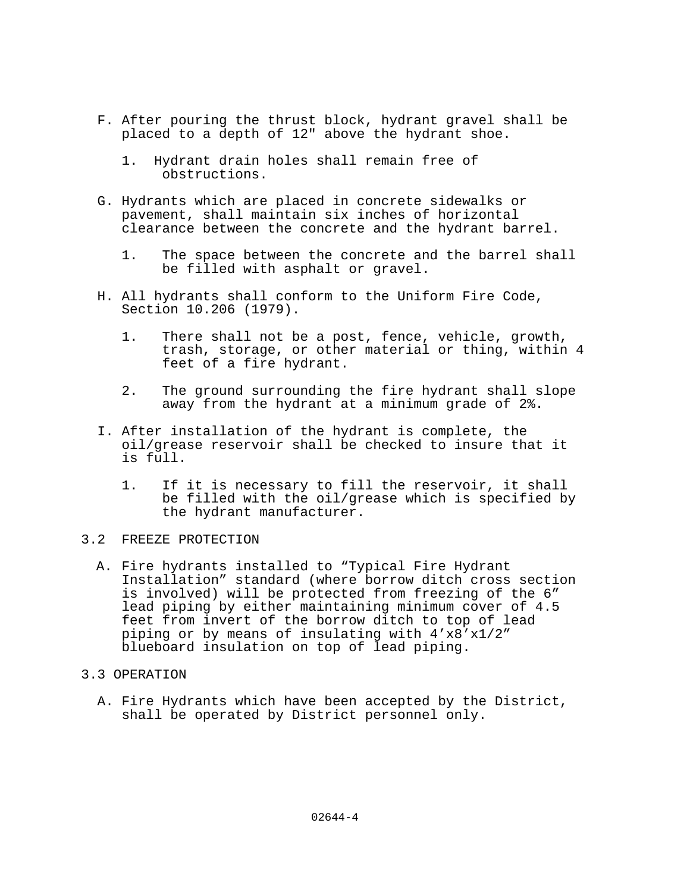F. After pouring the thrust block, hydrant gravel shall be placed to a depth of 12" above the hydrant shoe.

   1. Hydrant drain holes shall remain free of obstructions.

G. Hydrants which are placed in concrete sidewalks or pavement, shall maintain six inches of horizontal clearance between the concrete and the hydrant barrel.

   1. The space between the concrete and the barrel shall be filled with asphalt or gravel.

H. All hydrants shall conform to the Uniform Fire Code, Section 10.206 (1979).

   1. There shall not be a post, fence, vehicle, growth, trash, storage, or other material or thing, within 4 feet of a fire hydrant.

   2. The ground surrounding the fire hydrant shall slope away from the hydrant at a minimum grade of 2%.

I. After installation of the hydrant is complete, the oil/grease reservoir shall be checked to insure that it is full.

   1. If it is necessary to fill the reservoir, it shall be filled with the oil/grease which is specified by the hydrant manufacturer.

## 3.2 FREEZE PROTECTION

A. Fire hydrants installed to “Typical Fire Hydrant Installation” standard (where borrow ditch cross section is involved) will be protected from freezing of the 6” lead piping by either maintaining minimum cover of 4.5 feet from invert of the borrow ditch to top of lead piping or by means of insulating with 4’x8’x1/2” blueboard insulation on top of lead piping.

## 3.3 OPERATION

A. Fire Hydrants which have been accepted by the District, shall be operated by District personnel only.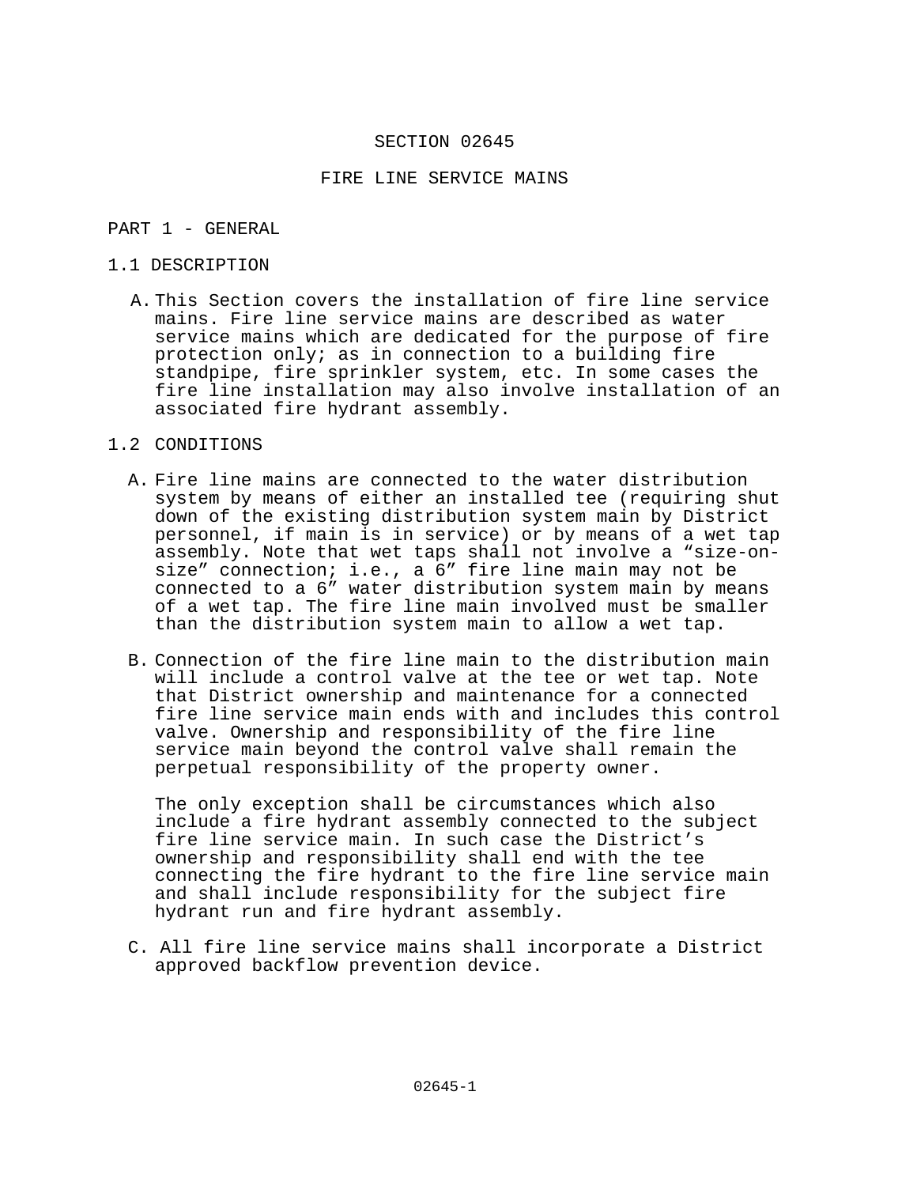# SECTION 02645

# FIRE LINE SERVICE MAINS

## PART 1 - GENERAL

### 1.1 DESCRIPTION

A. This Section covers the installation of fire line service mains. Fire line service mains are described as water service mains which are dedicated for the purpose of fire protection only; as in connection to a building fire standpipe, fire sprinkler system, etc. In some cases the fire line installation may also involve installation of an associated fire hydrant assembly.

### 1.2 CONDITIONS

A. Fire line mains are connected to the water distribution system by means of either an installed tee (requiring shut down of the existing distribution system main by District personnel, if main is in service) or by means of a wet tap assembly. Note that wet taps shall not involve a "size-on-size" connection; i.e., a 6" fire line main may not be connected to a 6" water distribution system main by means of a wet tap. The fire line main involved must be smaller than the distribution system main to allow a wet tap.

B. Connection of the fire line main to the distribution main will include a control valve at the tee or wet tap. Note that District ownership and maintenance for a connected fire line service main ends with and includes this control valve. Ownership and responsibility of the fire line service main beyond the control valve shall remain the perpetual responsibility of the property owner.

The only exception shall be circumstances which also include a fire hydrant assembly connected to the subject fire line service main. In such case the District's ownership and responsibility shall end with the tee connecting the fire hydrant to the fire line service main and shall include responsibility for the subject fire hydrant run and fire hydrant assembly.

C. All fire line service mains shall incorporate a District approved backflow prevention device.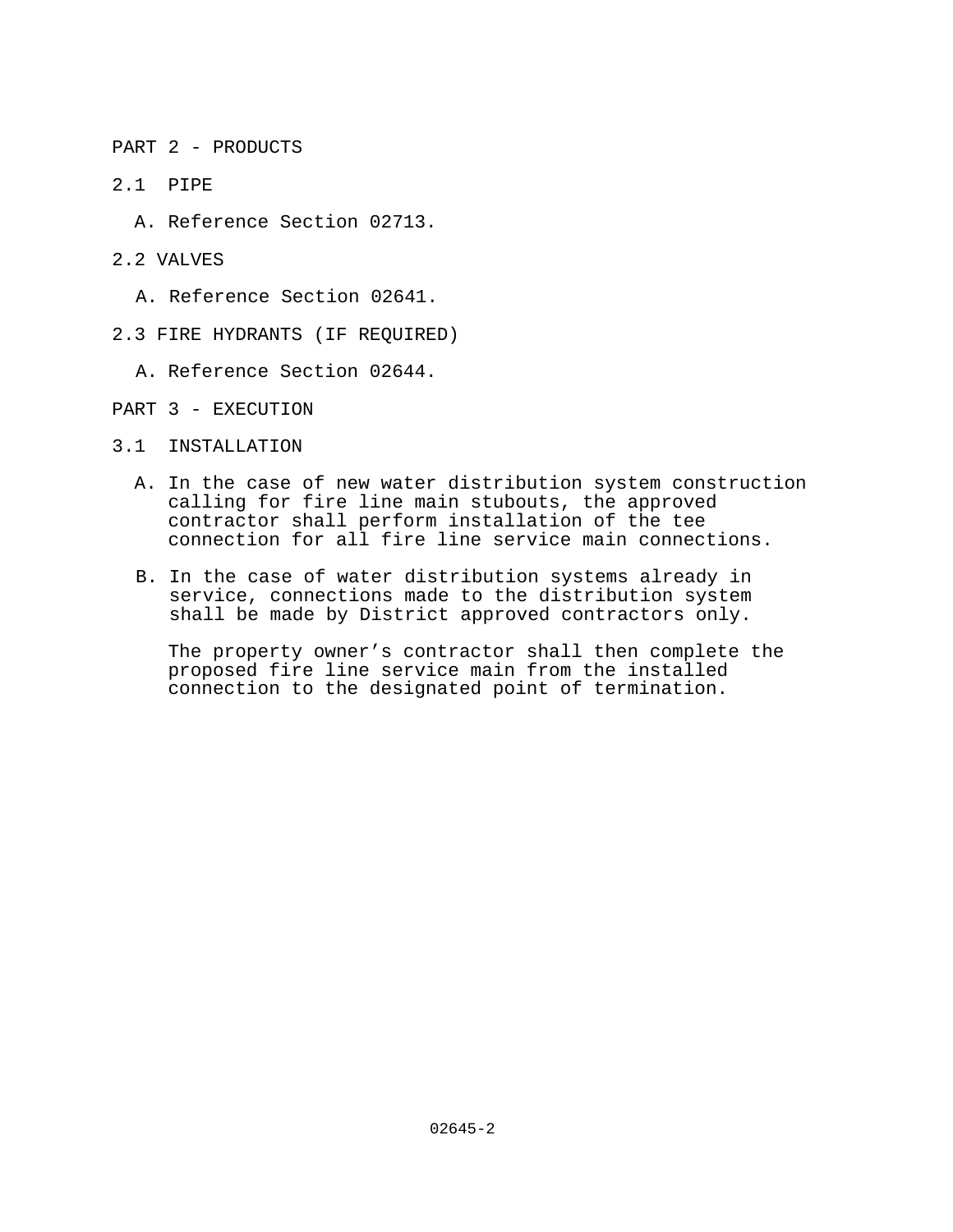## PART 2 - PRODUCTS

### 2.1 PIPE

A. Reference Section 02713.

### 2.2 VALVES

A. Reference Section 02641.

### 2.3 FIRE HYDRANTS (IF REQUIRED)

A. Reference Section 02644.

## PART 3 - EXECUTION

### 3.1 INSTALLATION

A. In the case of new water distribution system construction calling for fire line main stubouts, the approved contractor shall perform installation of the tee connection for all fire line service main connections.

B. In the case of water distribution systems already in service, connections made to the distribution system shall be made by District approved contractors only.

The property owner’s contractor shall then complete the proposed fire line service main from the installed connection to the designated point of termination.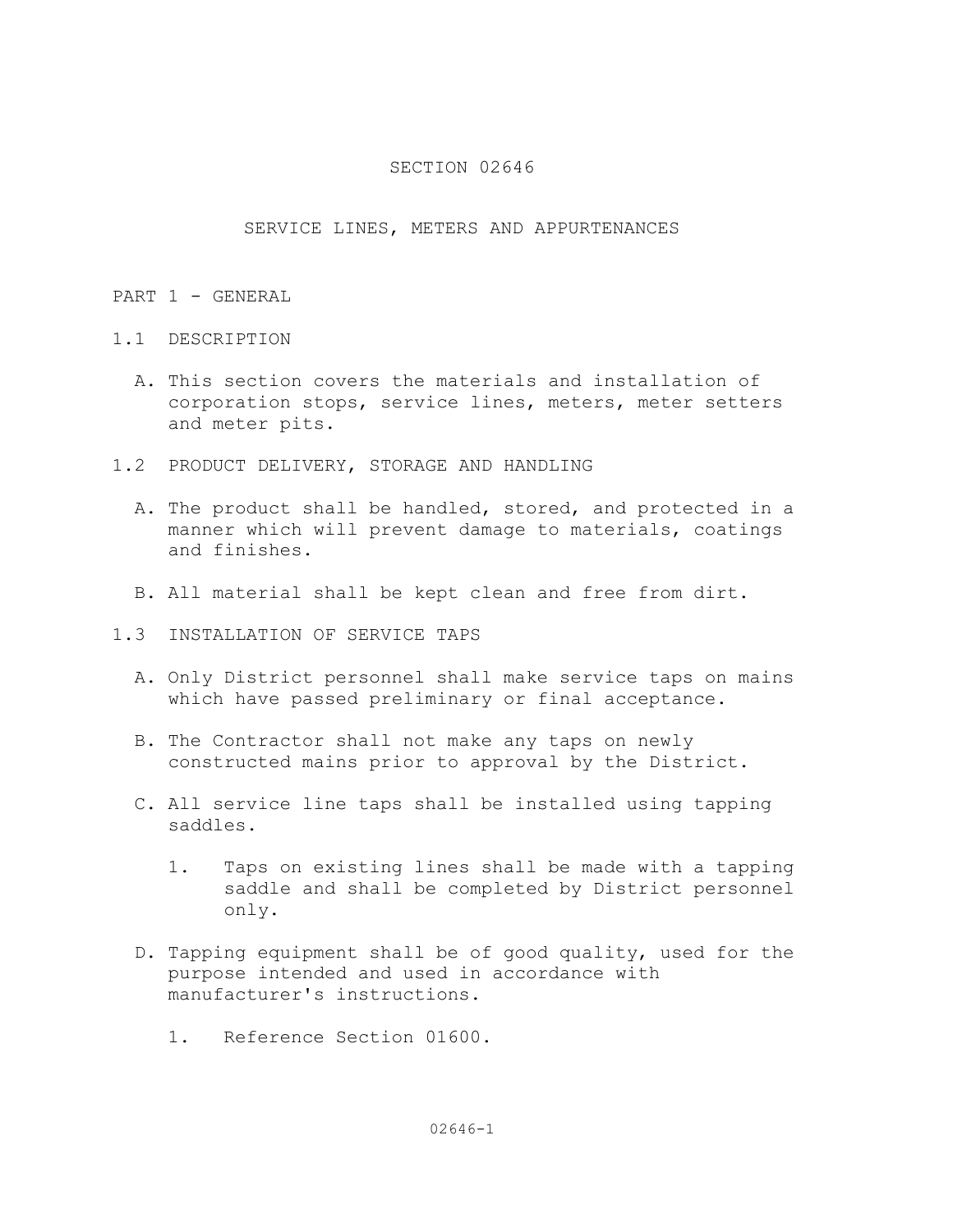# SECTION 02646

## SERVICE LINES, METERS AND APPURTENANCES

## PART 1 - GENERAL

### 1.1 DESCRIPTION

A. This section covers the materials and installation of corporation stops, service lines, meters, meter setters and meter pits.

### 1.2 PRODUCT DELIVERY, STORAGE AND HANDLING

A. The product shall be handled, stored, and protected in a manner which will prevent damage to materials, coatings and finishes.

B. All material shall be kept clean and free from dirt.

### 1.3 INSTALLATION OF SERVICE TAPS

A. Only District personnel shall make service taps on mains which have passed preliminary or final acceptance.

B. The Contractor shall not make any taps on newly constructed mains prior to approval by the District.

C. All service line taps shall be installed using tapping saddles.

   1. Taps on existing lines shall be made with a tapping saddle and shall be completed by District personnel only.

D. Tapping equipment shall be of good quality, used for the purpose intended and used in accordance with manufacturer's instructions.

   1. Reference Section 01600.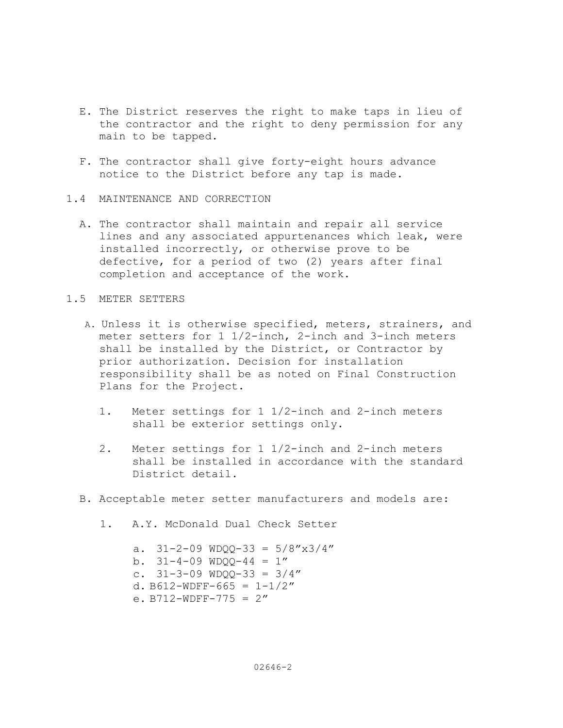E. The District reserves the right to make taps in lieu of the contractor and the right to deny permission for any main to be tapped.

F. The contractor shall give forty-eight hours advance notice to the District before any tap is made.

## 1.4 MAINTENANCE AND CORRECTION

A. The contractor shall maintain and repair all service lines and any associated appurtenances which leak, were installed incorrectly, or otherwise prove to be defective, for a period of two (2) years after final completion and acceptance of the work.

## 1.5 METER SETTERS

A. Unless it is otherwise specified, meters, strainers, and meter setters for 1 1/2-inch, 2-inch and 3-inch meters shall be installed by the District, or Contractor by prior authorization. Decision for installation responsibility shall be as noted on Final Construction Plans for the Project.

   1. Meter settings for 1 1/2-inch and 2-inch meters shall be exterior settings only.

   2. Meter settings for 1 1/2-inch and 2-inch meters shall be installed in accordance with the standard District detail.

B. Acceptable meter setter manufacturers and models are:

   1. A.Y. McDonald Dual Check Setter

      a. 31-2-09 WDQQ-33 = 5/8”x3/4”
      b. 31-4-09 WDQQ-44 = 1”
      c. 31-3-09 WDQQ-33 = 3/4”
      d. B612-WDFF-665 = 1-1/2”
      e. B712-WDFF-775 = 2”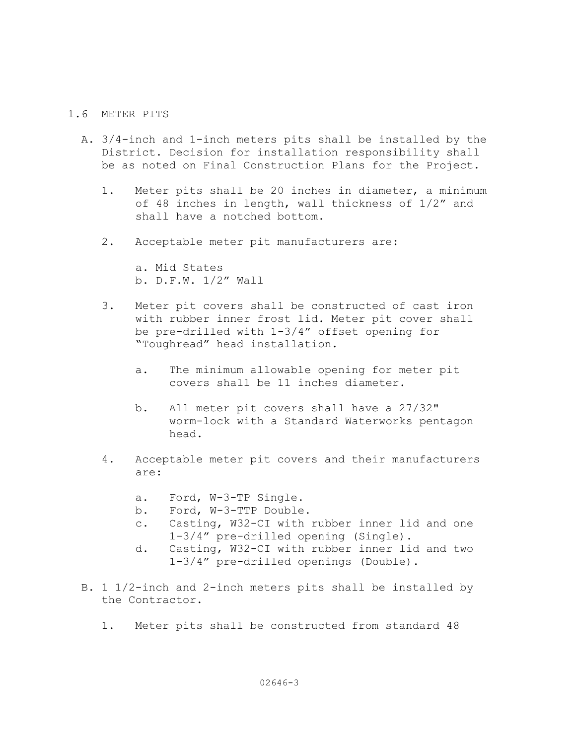## 1.6 METER PITS

A. 3/4-inch and 1-inch meters pits shall be installed by the District. Decision for installation responsibility shall be as noted on Final Construction Plans for the Project.

   1. Meter pits shall be 20 inches in diameter, a minimum of 48 inches in length, wall thickness of 1/2” and shall have a notched bottom.

   2. Acceptable meter pit manufacturers are:

      a. Mid States
      b. D.F.W. 1/2” Wall

   3. Meter pit covers shall be constructed of cast iron with rubber inner frost lid. Meter pit cover shall be pre-drilled with 1-3/4” offset opening for “Toughread” head installation.

      a. The minimum allowable opening for meter pit covers shall be 11 inches diameter.

      b. All meter pit covers shall have a 27/32" worm-lock with a Standard Waterworks pentagon head.

   4. Acceptable meter pit covers and their manufacturers are:

      a. Ford, W-3-TP Single.
      b. Ford, W-3-TTP Double.
      c. Casting, W32-CI with rubber inner lid and one 1-3/4” pre-drilled opening (Single).
      d. Casting, W32-CI with rubber inner lid and two 1-3/4” pre-drilled openings (Double).

B. 1 1/2-inch and 2-inch meters pits shall be installed by the Contractor.

   1. Meter pits shall be constructed from standard 48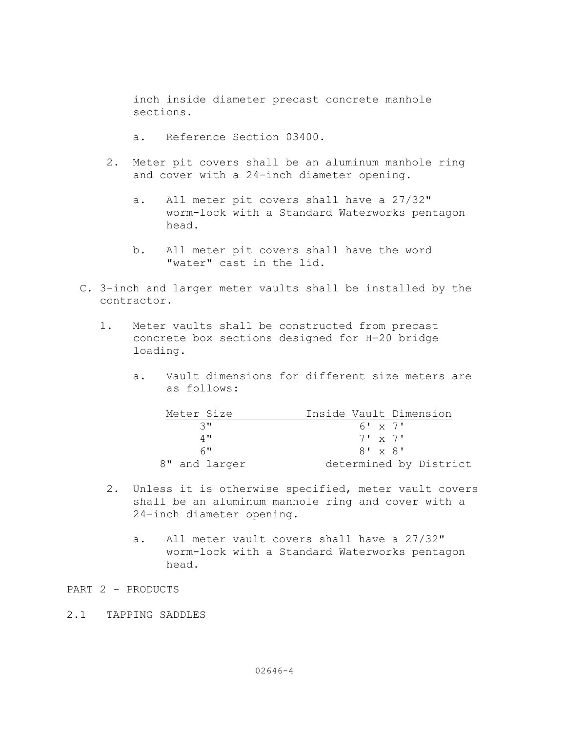inch inside diameter precast concrete manhole sections.

a. Reference Section 03400.

2. Meter pit covers shall be an aluminum manhole ring and cover with a 24-inch diameter opening.

   a. All meter pit covers shall have a 27/32" worm-lock with a Standard Waterworks pentagon head.

   b. All meter pit covers shall have the word "water" cast in the lid.

C. 3-inch and larger meter vaults shall be installed by the contractor.

   1. Meter vaults shall be constructed from precast concrete box sections designed for H-20 bridge loading.

      a. Vault dimensions for different size meters are as follows:

| Meter Size | Inside Vault Dimension |
|---|---|
| 3" | 6' x 7' |
| 4" | 7' x 7' |
| 6" | 8' x 8' |
| 8" and larger | determined by District |

   2. Unless it is otherwise specified, meter vault covers shall be an aluminum manhole ring and cover with a 24-inch diameter opening.

      a. All meter vault covers shall have a 27/32" worm-lock with a Standard Waterworks pentagon head.

## PART 2 - PRODUCTS

### 2.1 TAPPING SADDLES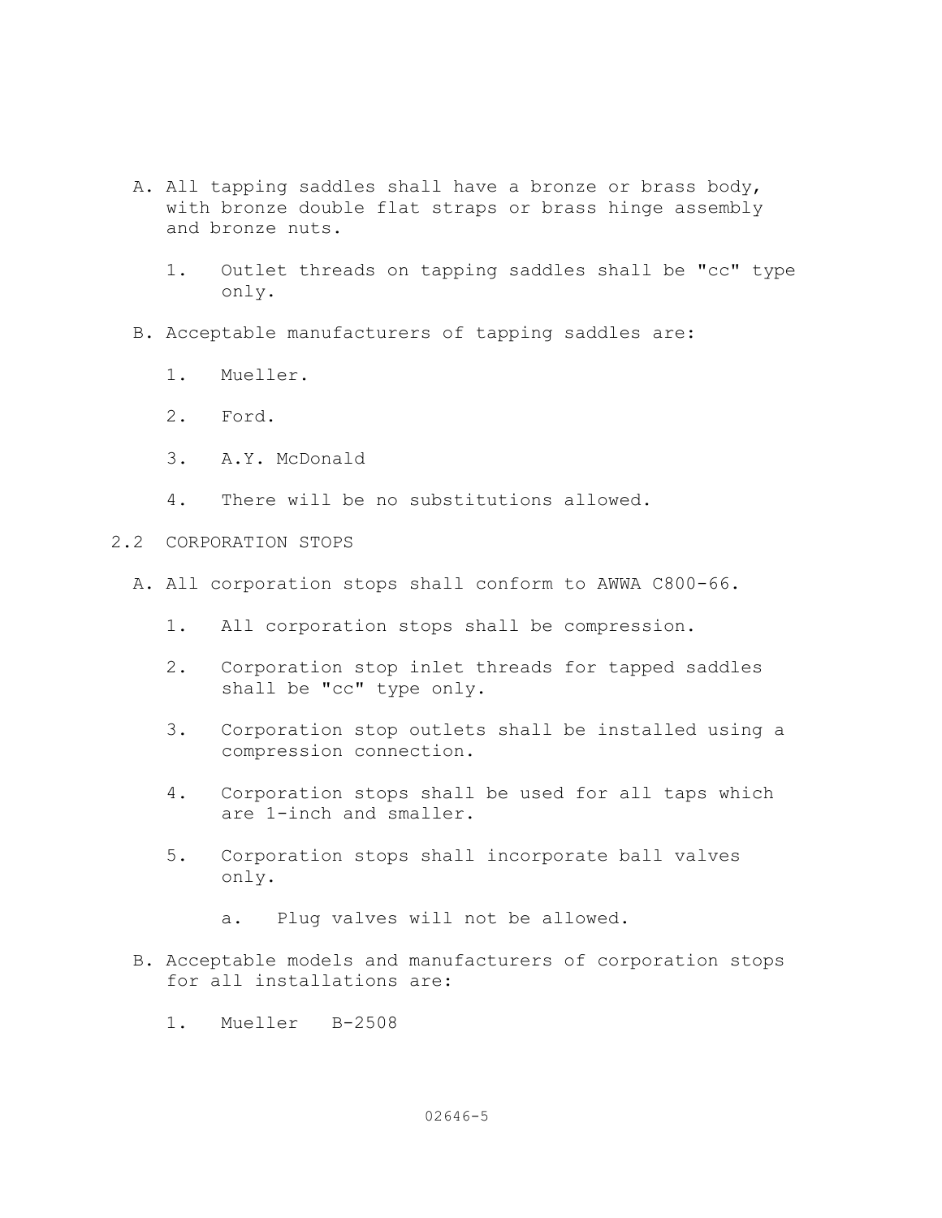A. All tapping saddles shall have a bronze or brass body, with bronze double flat straps or brass hinge assembly and bronze nuts.

   1. Outlet threads on tapping saddles shall be "cc" type only.

B. Acceptable manufacturers of tapping saddles are:

   1. Mueller.
   2. Ford.
   3. A.Y. McDonald
   4. There will be no substitutions allowed.

## 2.2 CORPORATION STOPS

A. All corporation stops shall conform to AWWA C800-66.

   1. All corporation stops shall be compression.
   2. Corporation stop inlet threads for tapped saddles shall be "cc" type only.
   3. Corporation stop outlets shall be installed using a compression connection.
   4. Corporation stops shall be used for all taps which are 1-inch and smaller.
   5. Corporation stops shall incorporate ball valves only.

      a. Plug valves will not be allowed.

B. Acceptable models and manufacturers of corporation stops for all installations are:

   1. Mueller B-2508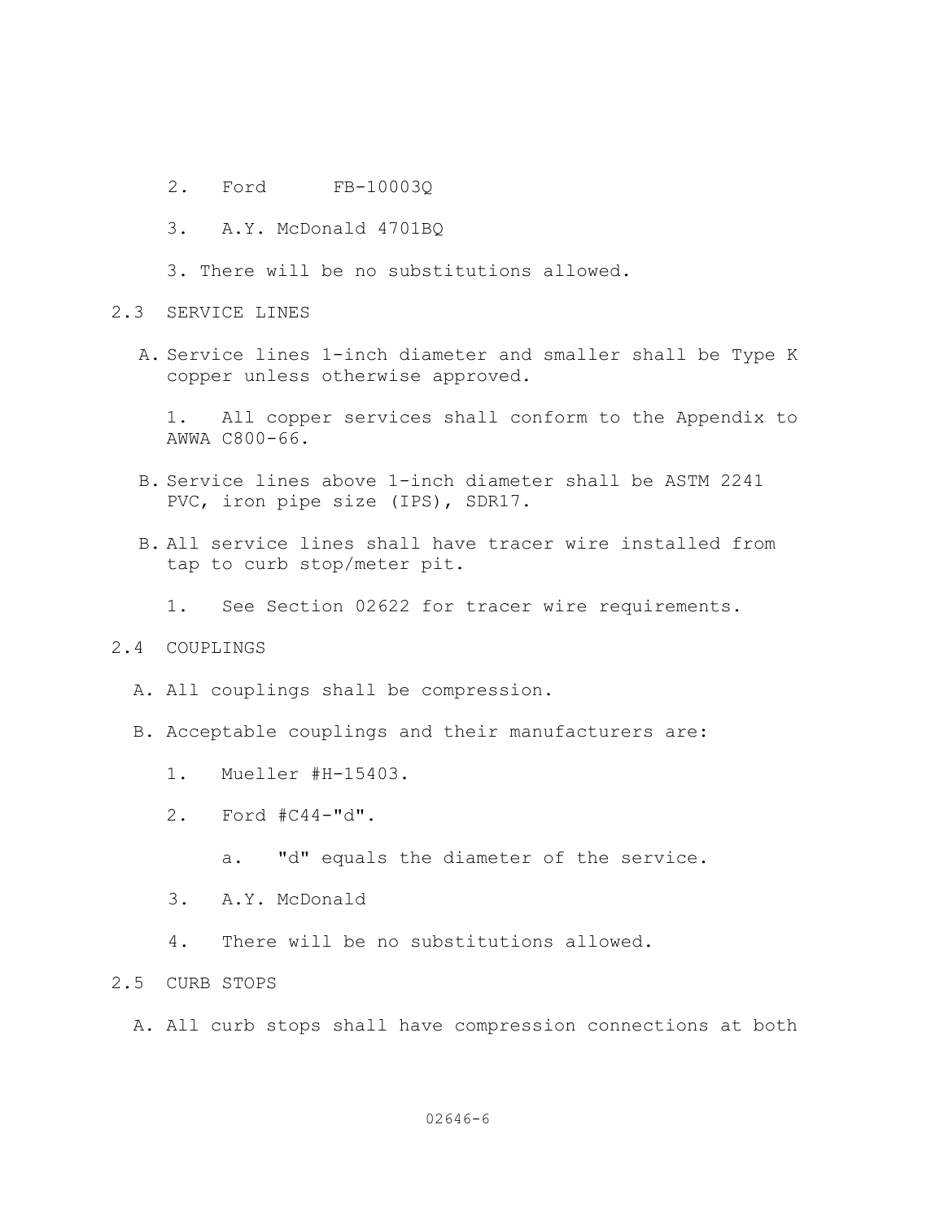2. Ford FB-10003Q

3. A.Y. McDonald 4701BQ

3. There will be no substitutions allowed.

## 2.3 SERVICE LINES

A. Service lines 1-inch diameter and smaller shall be Type K copper unless otherwise approved.

   1. All copper services shall conform to the Appendix to AWWA C800-66.

B. Service lines above 1-inch diameter shall be ASTM 2241 PVC, iron pipe size (IPS), SDR17.

B. All service lines shall have tracer wire installed from tap to curb stop/meter pit.

   1. See Section 02622 for tracer wire requirements.

## 2.4 COUPLINGS

A. All couplings shall be compression.

B. Acceptable couplings and their manufacturers are:

   1. Mueller #H-15403.

   2. Ford #C44-"d".

      a. "d" equals the diameter of the service.

   3. A.Y. McDonald

   4. There will be no substitutions allowed.

## 2.5 CURB STOPS

A. All curb stops shall have compression connections at both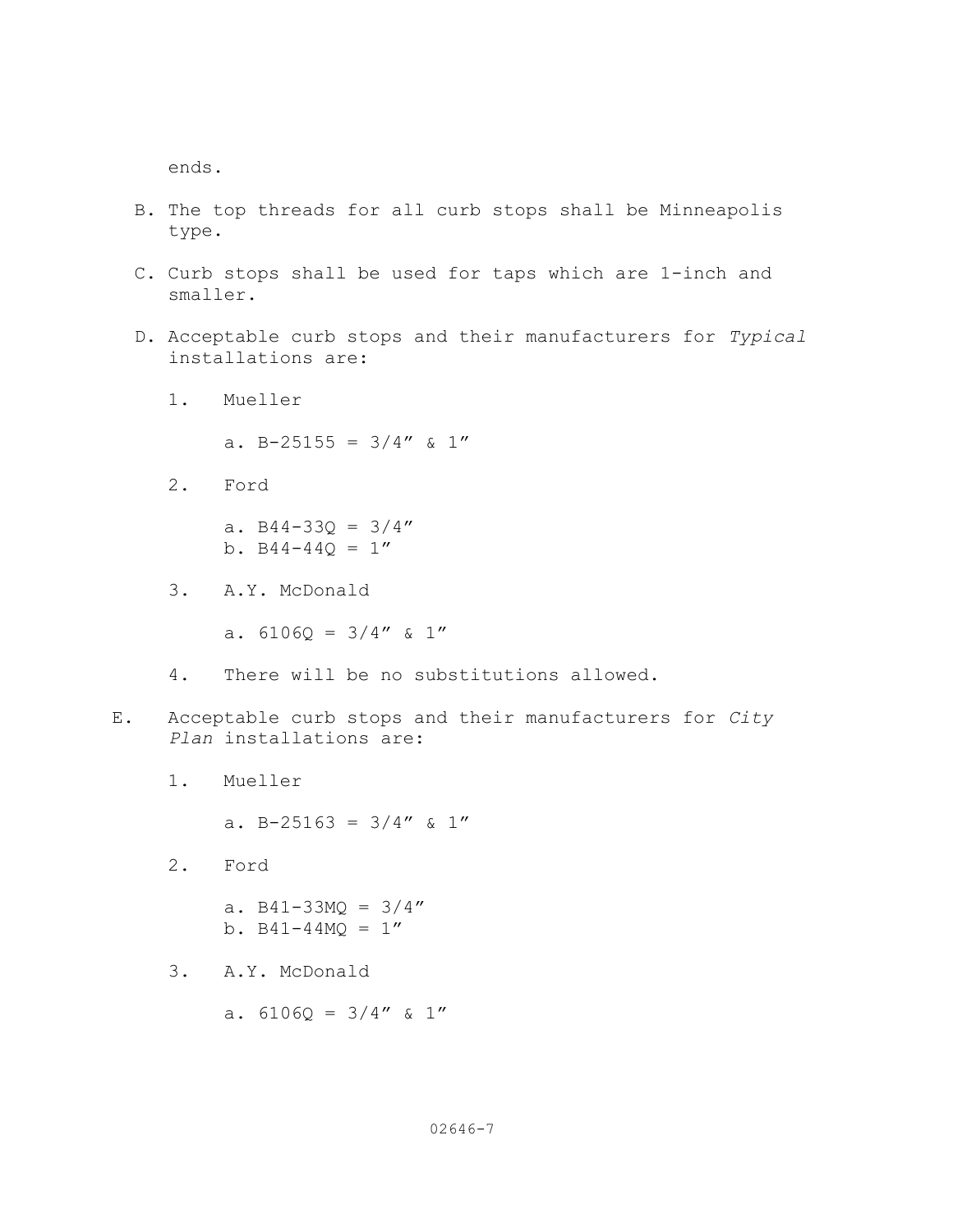ends.

B. The top threads for all curb stops shall be Minneapolis type.

C. Curb stops shall be used for taps which are 1-inch and smaller.

D. Acceptable curb stops and their manufacturers for *Typical* installations are:

   1. Mueller

      a. B-25155 = 3/4″ & 1″

   2. Ford

      a. B44-33Q = 3/4″
      b. B44-44Q = 1″

   3. A.Y. McDonald

      a. 6106Q = 3/4″ & 1″

   4. There will be no substitutions allowed.

E. Acceptable curb stops and their manufacturers for *City Plan* installations are:

   1. Mueller

      a. B-25163 = 3/4″ & 1″

   2. Ford

      a. B41-33MQ = 3/4″
      b. B41-44MQ = 1″

   3. A.Y. McDonald

      a. 6106Q = 3/4″ & 1″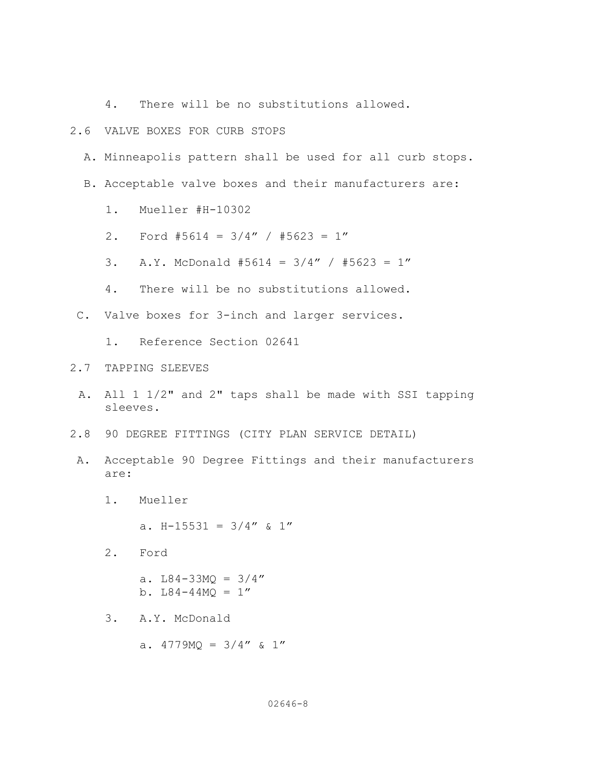4. There will be no substitutions allowed.

## 2.6 VALVE BOXES FOR CURB STOPS

A. Minneapolis pattern shall be used for all curb stops.

B. Acceptable valve boxes and their manufacturers are:

1. Mueller #H-10302
2. Ford #5614 = 3/4″ / #5623 = 1″
3. A.Y. McDonald #5614 = 3/4″ / #5623 = 1″
4. There will be no substitutions allowed.

C. Valve boxes for 3-inch and larger services.

1. Reference Section 02641

## 2.7 TAPPING SLEEVES

A. All 1 1/2" and 2" taps shall be made with SSI tapping sleeves.

## 2.8 90 DEGREE FITTINGS (CITY PLAN SERVICE DETAIL)

A. Acceptable 90 Degree Fittings and their manufacturers are:

1. Mueller
   a. H-15531 = 3/4″ & 1″
2. Ford
   a. L84-33MQ = 3/4″
   b. L84-44MQ = 1″
3. A.Y. McDonald
   a. 4779MQ = 3/4″ & 1″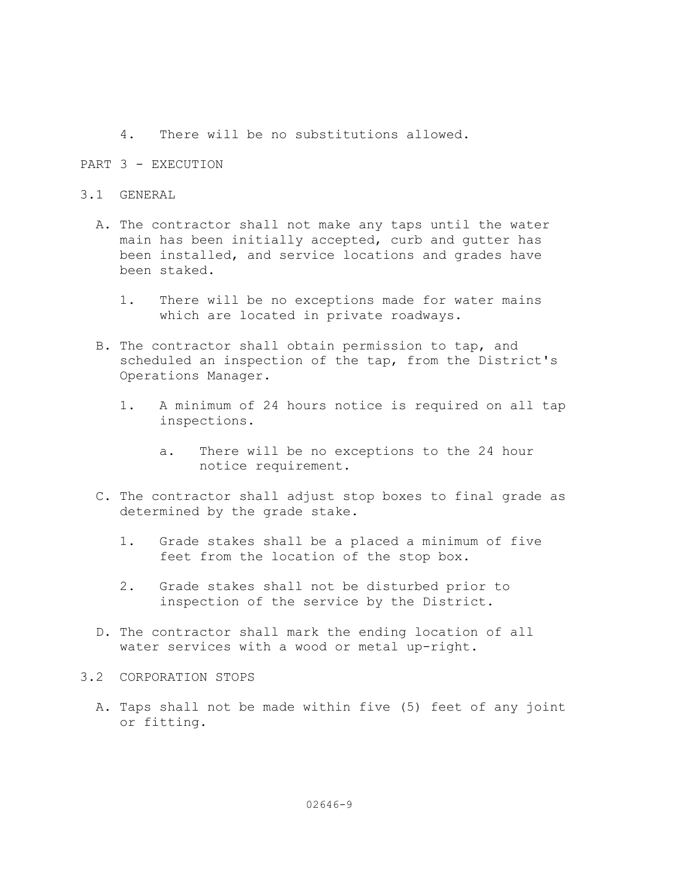4. There will be no substitutions allowed.

## PART 3 - EXECUTION

### 3.1 GENERAL

A. The contractor shall not make any taps until the water main has been initially accepted, curb and gutter has been installed, and service locations and grades have been staked.

   1. There will be no exceptions made for water mains which are located in private roadways.

B. The contractor shall obtain permission to tap, and scheduled an inspection of the tap, from the District's Operations Manager.

   1. A minimum of 24 hours notice is required on all tap inspections.

      a. There will be no exceptions to the 24 hour notice requirement.

C. The contractor shall adjust stop boxes to final grade as determined by the grade stake.

   1. Grade stakes shall be a placed a minimum of five feet from the location of the stop box.

   2. Grade stakes shall not be disturbed prior to inspection of the service by the District.

D. The contractor shall mark the ending location of all water services with a wood or metal up-right.

### 3.2 CORPORATION STOPS

A. Taps shall not be made within five (5) feet of any joint or fitting.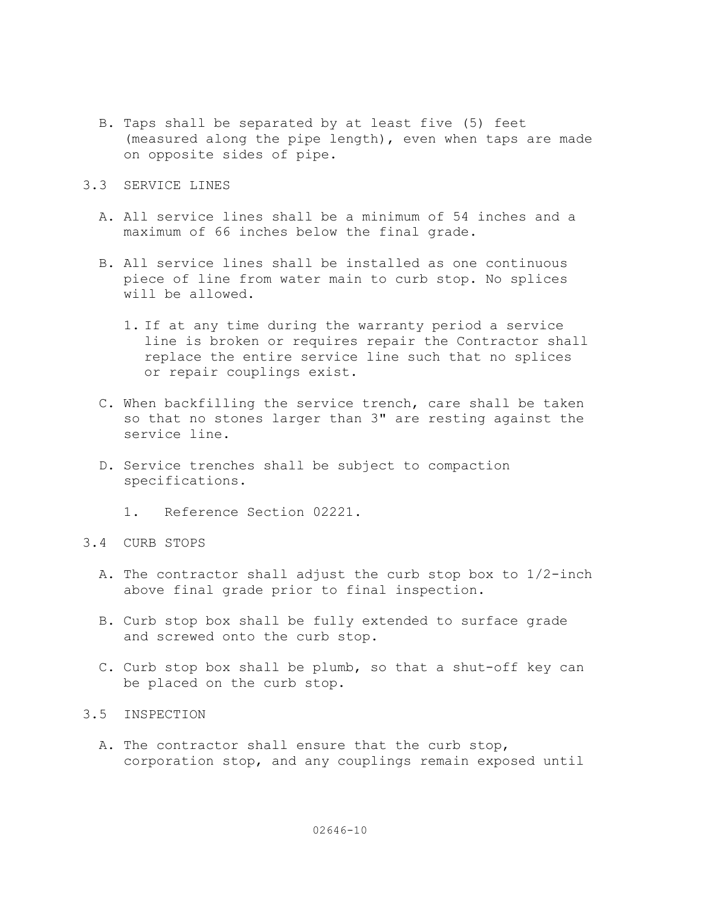B. Taps shall be separated by at least five (5) feet (measured along the pipe length), even when taps are made on opposite sides of pipe.

## 3.3 SERVICE LINES

A. All service lines shall be a minimum of 54 inches and a maximum of 66 inches below the final grade.

B. All service lines shall be installed as one continuous piece of line from water main to curb stop. No splices will be allowed.

   1. If at any time during the warranty period a service line is broken or requires repair the Contractor shall replace the entire service line such that no splices or repair couplings exist.

C. When backfilling the service trench, care shall be taken so that no stones larger than 3" are resting against the service line.

D. Service trenches shall be subject to compaction specifications.

   1. Reference Section 02221.

## 3.4 CURB STOPS

A. The contractor shall adjust the curb stop box to 1/2-inch above final grade prior to final inspection.

B. Curb stop box shall be fully extended to surface grade and screwed onto the curb stop.

C. Curb stop box shall be plumb, so that a shut-off key can be placed on the curb stop.

## 3.5 INSPECTION

A. The contractor shall ensure that the curb stop, corporation stop, and any couplings remain exposed until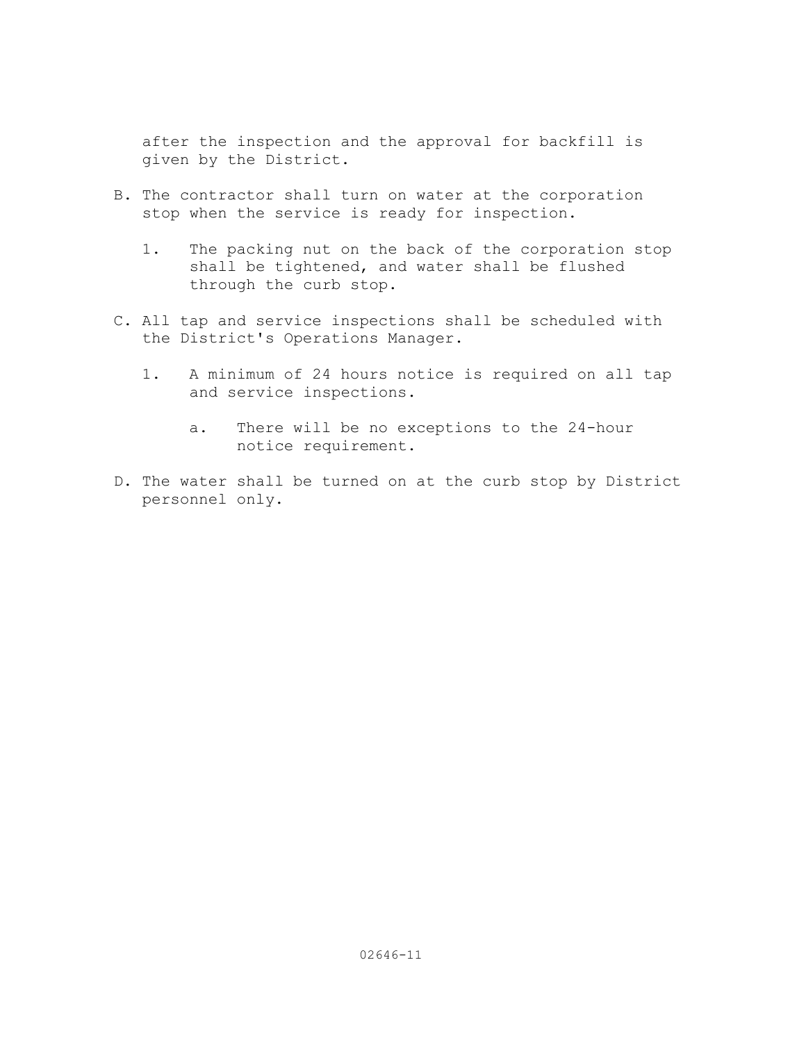after the inspection and the approval for backfill is given by the District.

B. The contractor shall turn on water at the corporation stop when the service is ready for inspection.

   1. The packing nut on the back of the corporation stop shall be tightened, and water shall be flushed through the curb stop.

C. All tap and service inspections shall be scheduled with the District's Operations Manager.

   1. A minimum of 24 hours notice is required on all tap and service inspections.

      a. There will be no exceptions to the 24-hour notice requirement.

D. The water shall be turned on at the curb stop by District personnel only.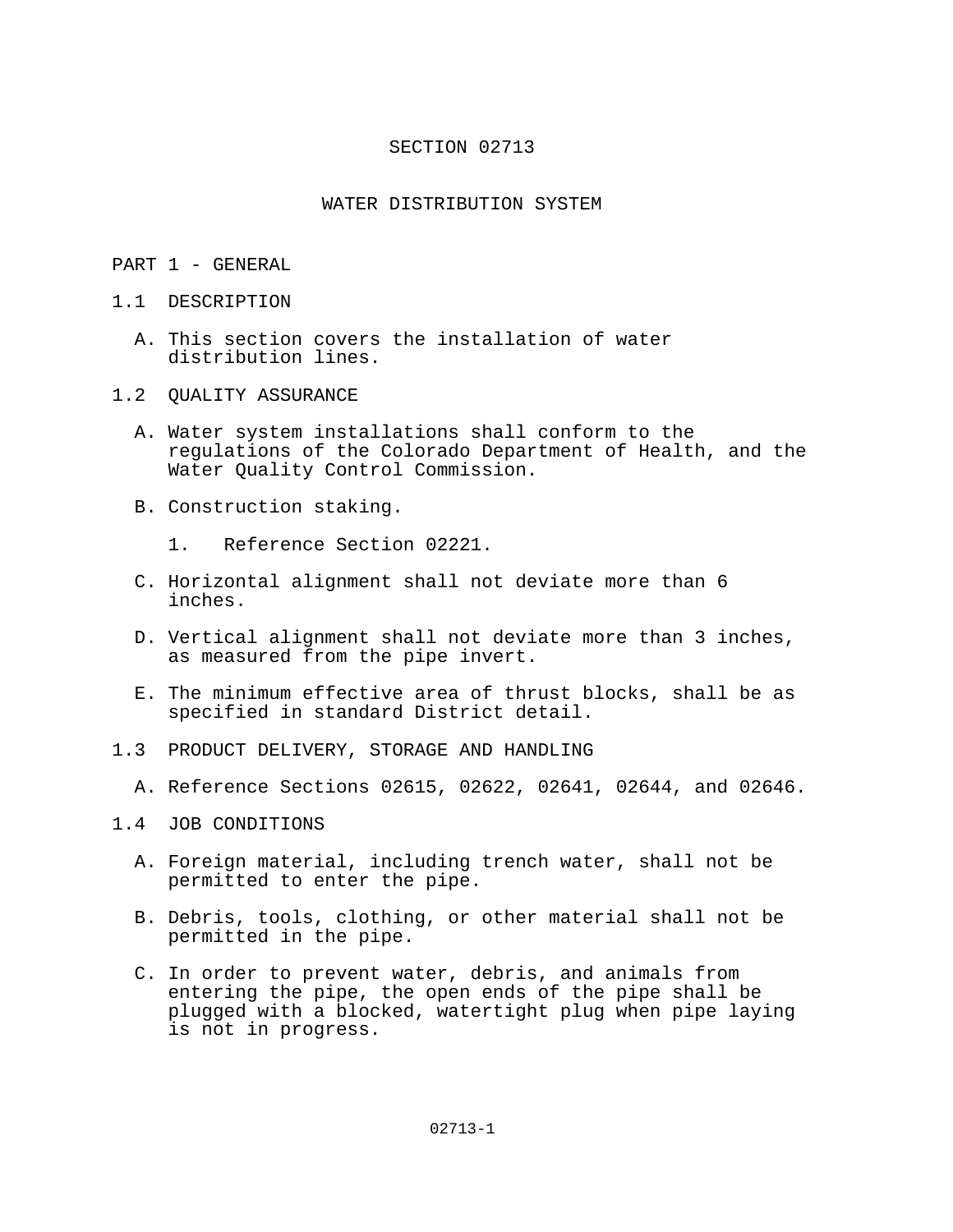# SECTION 02713

## WATER DISTRIBUTION SYSTEM

## PART 1 - GENERAL

### 1.1 DESCRIPTION

A. This section covers the installation of water distribution lines.

### 1.2 QUALITY ASSURANCE

A. Water system installations shall conform to the regulations of the Colorado Department of Health, and the Water Quality Control Commission.

B. Construction staking.

   1. Reference Section 02221.

C. Horizontal alignment shall not deviate more than 6 inches.

D. Vertical alignment shall not deviate more than 3 inches, as measured from the pipe invert.

E. The minimum effective area of thrust blocks, shall be as specified in standard District detail.

### 1.3 PRODUCT DELIVERY, STORAGE AND HANDLING

A. Reference Sections 02615, 02622, 02641, 02644, and 02646.

### 1.4 JOB CONDITIONS

A. Foreign material, including trench water, shall not be permitted to enter the pipe.

B. Debris, tools, clothing, or other material shall not be permitted in the pipe.

C. In order to prevent water, debris, and animals from entering the pipe, the open ends of the pipe shall be plugged with a blocked, watertight plug when pipe laying is not in progress.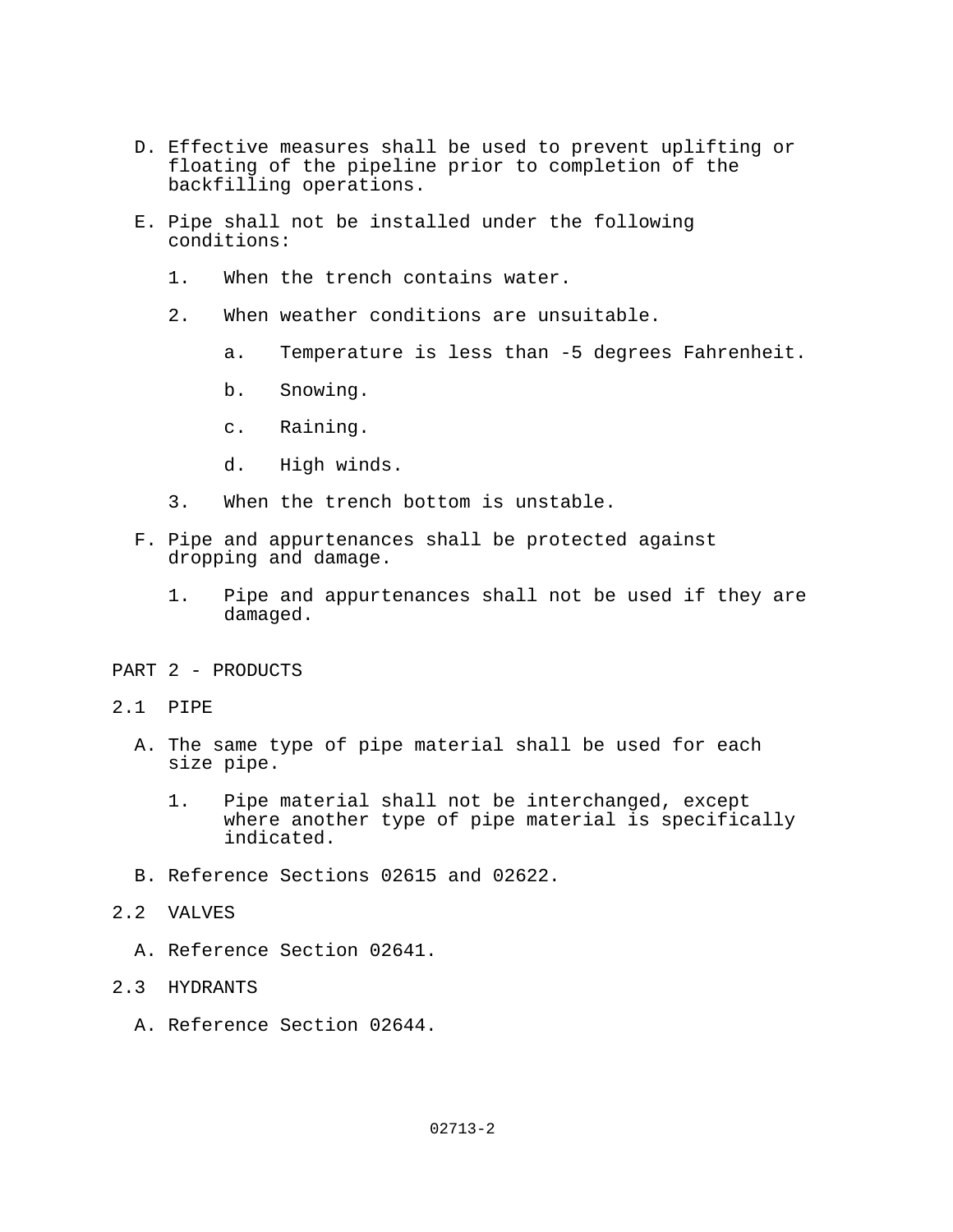D. Effective measures shall be used to prevent uplifting or floating of the pipeline prior to completion of the backfilling operations.

E. Pipe shall not be installed under the following conditions:

   1. When the trench contains water.

   2. When weather conditions are unsuitable.

      a. Temperature is less than -5 degrees Fahrenheit.

      b. Snowing.

      c. Raining.

      d. High winds.

   3. When the trench bottom is unstable.

F. Pipe and appurtenances shall be protected against dropping and damage.

   1. Pipe and appurtenances shall not be used if they are damaged.

## PART 2 - PRODUCTS

### 2.1 PIPE

A. The same type of pipe material shall be used for each size pipe.

   1. Pipe material shall not be interchanged, except where another type of pipe material is specifically indicated.

B. Reference Sections 02615 and 02622.

### 2.2 VALVES

A. Reference Section 02641.

### 2.3 HYDRANTS

A. Reference Section 02644.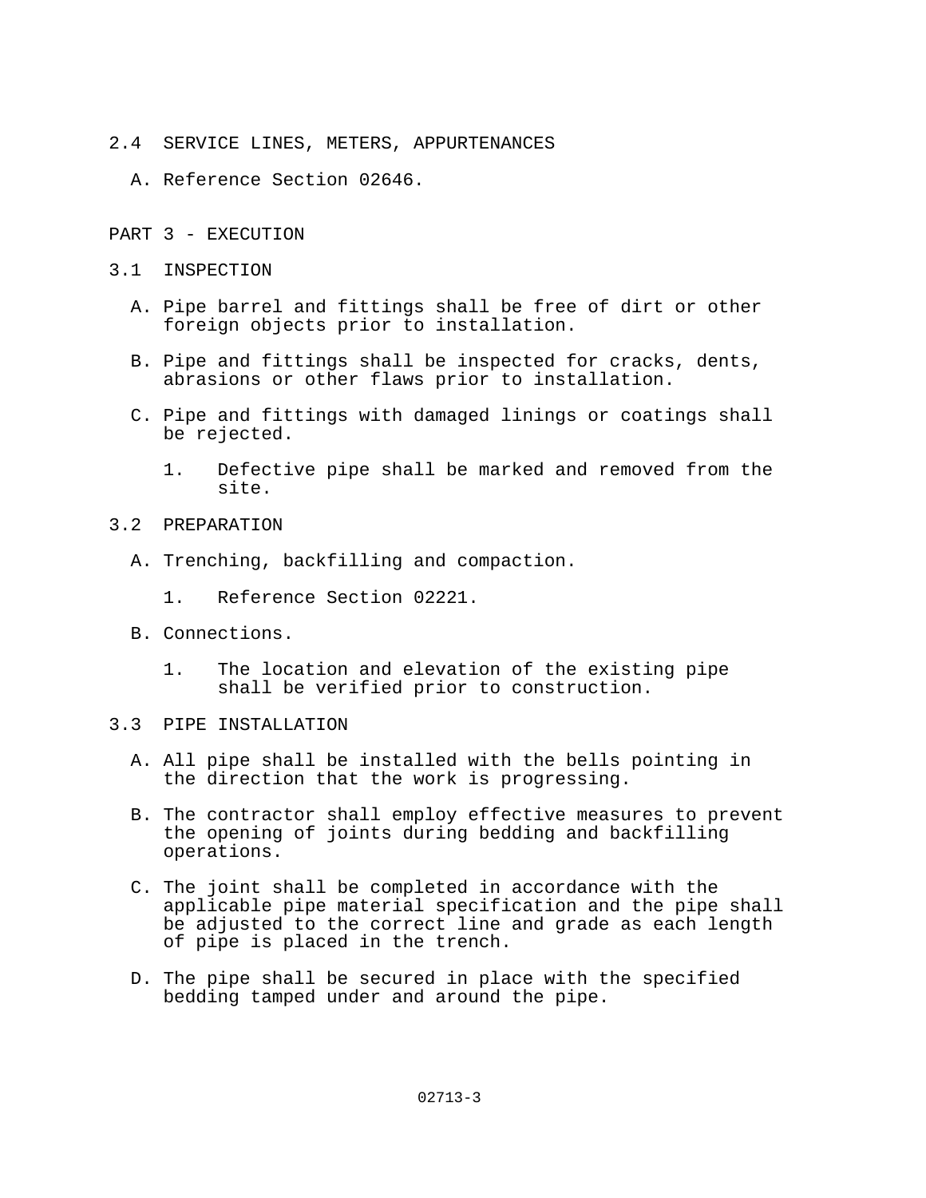## 2.4 SERVICE LINES, METERS, APPURTENANCES

A. Reference Section 02646.

# PART 3 - EXECUTION

## 3.1 INSPECTION

A. Pipe barrel and fittings shall be free of dirt or other foreign objects prior to installation.

B. Pipe and fittings shall be inspected for cracks, dents, abrasions or other flaws prior to installation.

C. Pipe and fittings with damaged linings or coatings shall be rejected.

1. Defective pipe shall be marked and removed from the site.

## 3.2 PREPARATION

A. Trenching, backfilling and compaction.

1. Reference Section 02221.

B. Connections.

1. The location and elevation of the existing pipe shall be verified prior to construction.

## 3.3 PIPE INSTALLATION

A. All pipe shall be installed with the bells pointing in the direction that the work is progressing.

B. The contractor shall employ effective measures to prevent the opening of joints during bedding and backfilling operations.

C. The joint shall be completed in accordance with the applicable pipe material specification and the pipe shall be adjusted to the correct line and grade as each length of pipe is placed in the trench.

D. The pipe shall be secured in place with the specified bedding tamped under and around the pipe.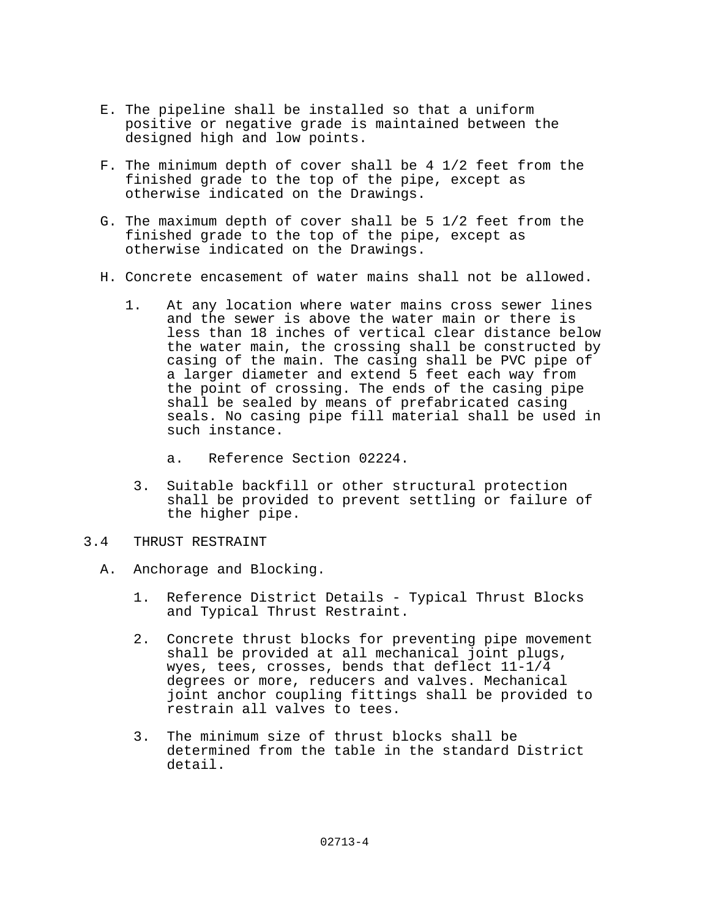E. The pipeline shall be installed so that a uniform positive or negative grade is maintained between the designed high and low points.

F. The minimum depth of cover shall be 4 1/2 feet from the finished grade to the top of the pipe, except as otherwise indicated on the Drawings.

G. The maximum depth of cover shall be 5 1/2 feet from the finished grade to the top of the pipe, except as otherwise indicated on the Drawings.

H. Concrete encasement of water mains shall not be allowed.

   1. At any location where water mains cross sewer lines and the sewer is above the water main or there is less than 18 inches of vertical clear distance below the water main, the crossing shall be constructed by casing of the main. The casing shall be PVC pipe of a larger diameter and extend 5 feet each way from the point of crossing. The ends of the casing pipe shall be sealed by means of prefabricated casing seals. No casing pipe fill material shall be used in such instance.

      a. Reference Section 02224.

   3. Suitable backfill or other structural protection shall be provided to prevent settling or failure of the higher pipe.

## 3.4 THRUST RESTRAINT

A. Anchorage and Blocking.

   1. Reference District Details - Typical Thrust Blocks and Typical Thrust Restraint.

   2. Concrete thrust blocks for preventing pipe movement shall be provided at all mechanical joint plugs, wyes, tees, crosses, bends that deflect 11-1/4 degrees or more, reducers and valves. Mechanical joint anchor coupling fittings shall be provided to restrain all valves to tees.

   3. The minimum size of thrust blocks shall be determined from the table in the standard District detail.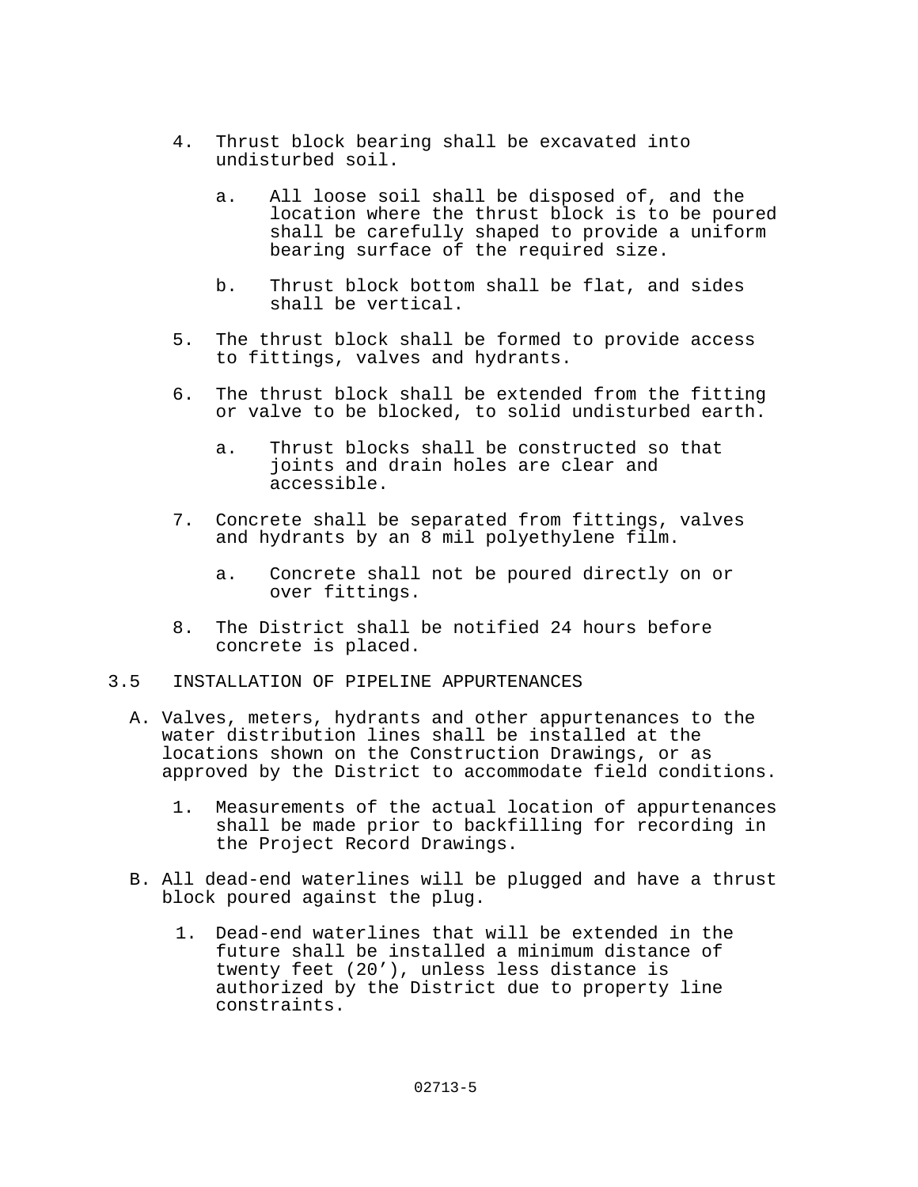4. Thrust block bearing shall be excavated into undisturbed soil.

   a. All loose soil shall be disposed of, and the location where the thrust block is to be poured shall be carefully shaped to provide a uniform bearing surface of the required size.

   b. Thrust block bottom shall be flat, and sides shall be vertical.

5. The thrust block shall be formed to provide access to fittings, valves and hydrants.

6. The thrust block shall be extended from the fitting or valve to be blocked, to solid undisturbed earth.

   a. Thrust blocks shall be constructed so that joints and drain holes are clear and accessible.

7. Concrete shall be separated from fittings, valves and hydrants by an 8 mil polyethylene film.

   a. Concrete shall not be poured directly on or over fittings.

8. The District shall be notified 24 hours before concrete is placed.

## 3.5 INSTALLATION OF PIPELINE APPURTENANCES

A. Valves, meters, hydrants and other appurtenances to the water distribution lines shall be installed at the locations shown on the Construction Drawings, or as approved by the District to accommodate field conditions.

   1. Measurements of the actual location of appurtenances shall be made prior to backfilling for recording in the Project Record Drawings.

B. All dead-end waterlines will be plugged and have a thrust block poured against the plug.

   1. Dead-end waterlines that will be extended in the future shall be installed a minimum distance of twenty feet (20’), unless less distance is authorized by the District due to property line constraints.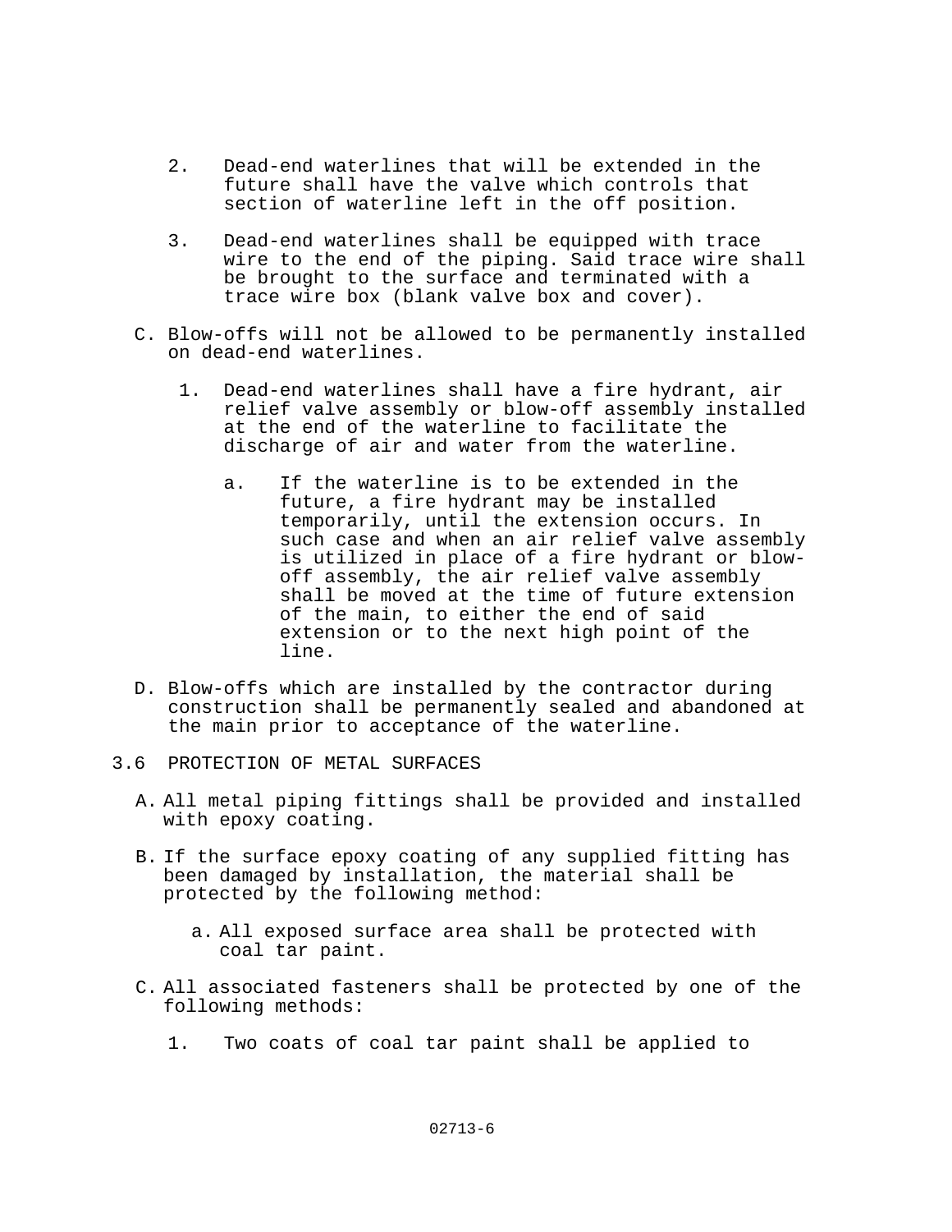2. Dead-end waterlines that will be extended in the future shall have the valve which controls that section of waterline left in the off position.

3. Dead-end waterlines shall be equipped with trace wire to the end of the piping. Said trace wire shall be brought to the surface and terminated with a trace wire box (blank valve box and cover).

C. Blow-offs will not be allowed to be permanently installed on dead-end waterlines.

   1. Dead-end waterlines shall have a fire hydrant, air relief valve assembly or blow-off assembly installed at the end of the waterline to facilitate the discharge of air and water from the waterline.

      a. If the waterline is to be extended in the future, a fire hydrant may be installed temporarily, until the extension occurs. In such case and when an air relief valve assembly is utilized in place of a fire hydrant or blow-off assembly, the air relief valve assembly shall be moved at the time of future extension of the main, to either the end of said extension or to the next high point of the line.

D. Blow-offs which are installed by the contractor during construction shall be permanently sealed and abandoned at the main prior to acceptance of the waterline.

## 3.6 PROTECTION OF METAL SURFACES

A. All metal piping fittings shall be provided and installed with epoxy coating.

B. If the surface epoxy coating of any supplied fitting has been damaged by installation, the material shall be protected by the following method:

   a. All exposed surface area shall be protected with coal tar paint.

C. All associated fasteners shall be protected by one of the following methods:

   1. Two coats of coal tar paint shall be applied to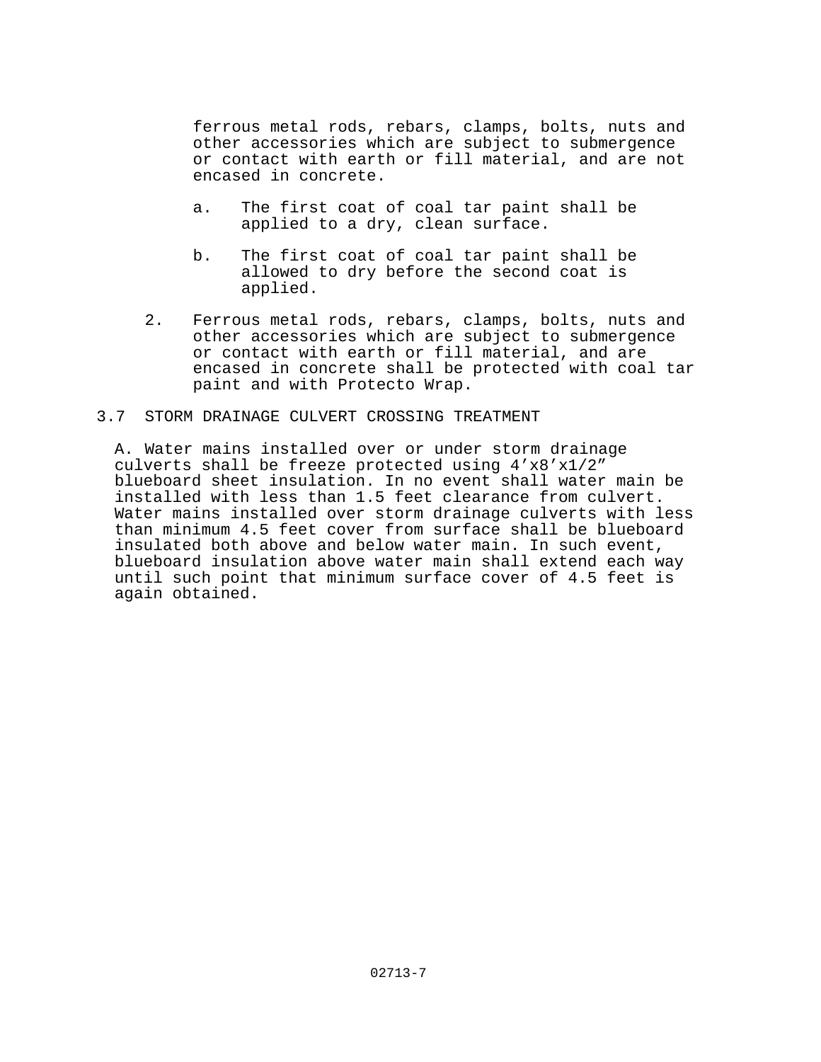ferrous metal rods, rebars, clamps, bolts, nuts and other accessories which are subject to submergence or contact with earth or fill material, and are not encased in concrete.

   a. The first coat of coal tar paint shall be applied to a dry, clean surface.

   b. The first coat of coal tar paint shall be allowed to dry before the second coat is applied.

2. Ferrous metal rods, rebars, clamps, bolts, nuts and other accessories which are subject to submergence or contact with earth or fill material, and are encased in concrete shall be protected with coal tar paint and with Protecto Wrap.

## 3.7 STORM DRAINAGE CULVERT CROSSING TREATMENT

A. Water mains installed over or under storm drainage culverts shall be freeze protected using 4’x8’x1/2” blueboard sheet insulation. In no event shall water main be installed with less than 1.5 feet clearance from culvert. Water mains installed over storm drainage culverts with less than minimum 4.5 feet cover from surface shall be blueboard insulated both above and below water main. In such event, blueboard insulation above water main shall extend each way until such point that minimum surface cover of 4.5 feet is again obtained.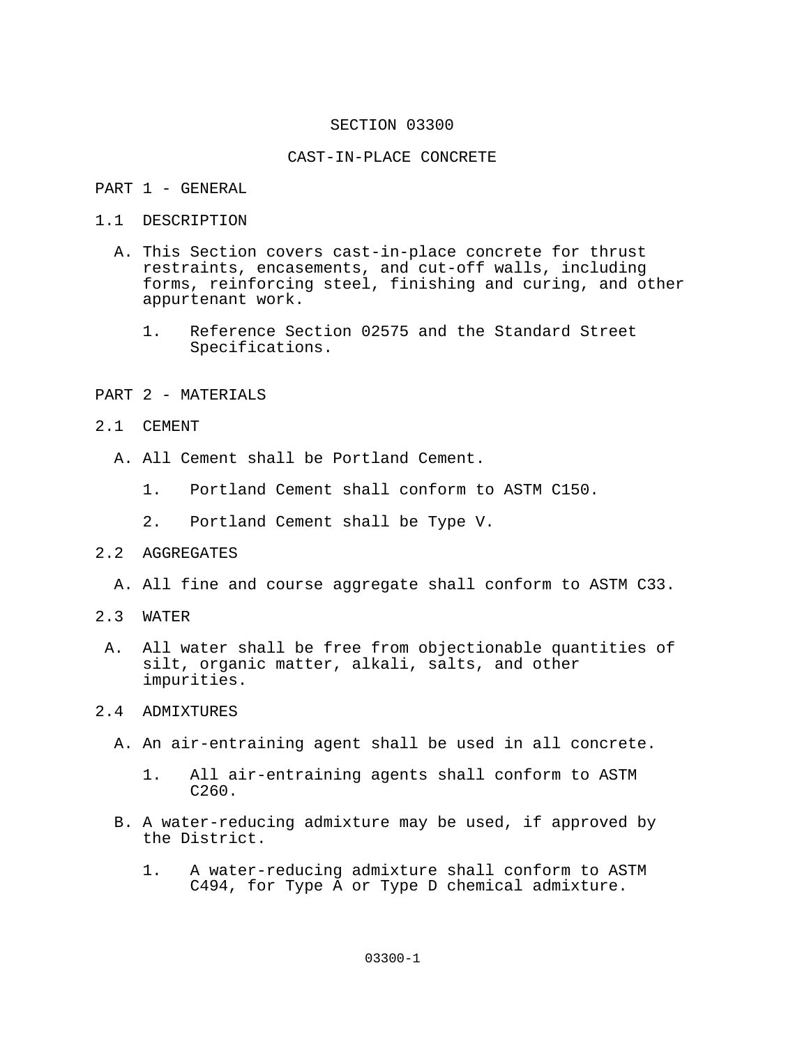# SECTION 03300

## CAST-IN-PLACE CONCRETE

## PART 1 - GENERAL

### 1.1 DESCRIPTION

A. This Section covers cast-in-place concrete for thrust restraints, encasements, and cut-off walls, including forms, reinforcing steel, finishing and curing, and other appurtenant work.

1. Reference Section 02575 and the Standard Street Specifications.

## PART 2 - MATERIALS

### 2.1 CEMENT

A. All Cement shall be Portland Cement.

1. Portland Cement shall conform to ASTM C150.
2. Portland Cement shall be Type V.

### 2.2 AGGREGATES

A. All fine and course aggregate shall conform to ASTM C33.

### 2.3 WATER

A. All water shall be free from objectionable quantities of silt, organic matter, alkali, salts, and other impurities.

### 2.4 ADMIXTURES

A. An air-entraining agent shall be used in all concrete.

1. All air-entraining agents shall conform to ASTM C260.

B. A water-reducing admixture may be used, if approved by the District.

1. A water-reducing admixture shall conform to ASTM C494, for Type A or Type D chemical admixture.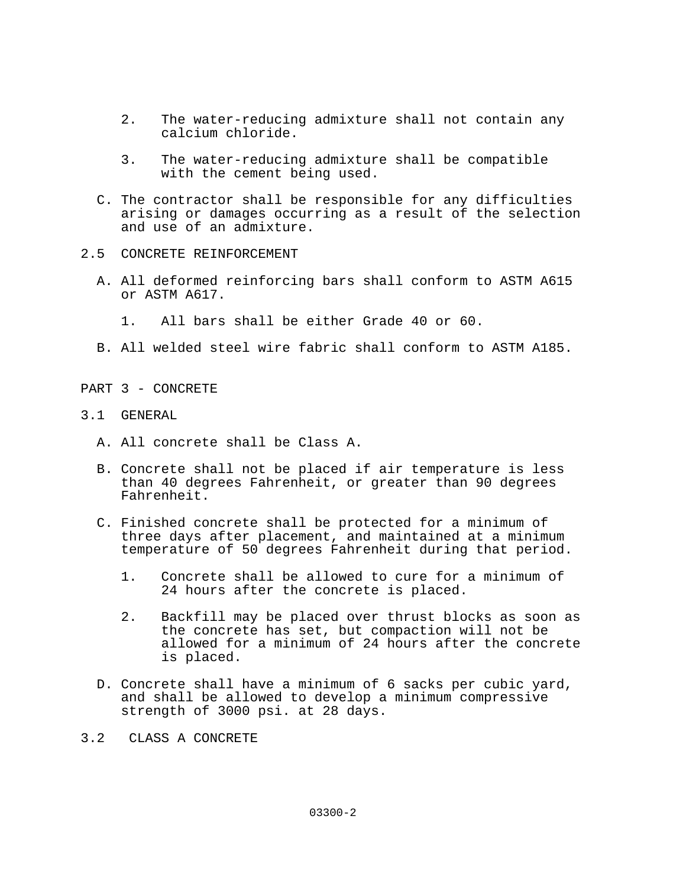2. The water-reducing admixture shall not contain any calcium chloride.

3. The water-reducing admixture shall be compatible with the cement being used.

C. The contractor shall be responsible for any difficulties arising or damages occurring as a result of the selection and use of an admixture.

## 2.5 CONCRETE REINFORCEMENT

A. All deformed reinforcing bars shall conform to ASTM A615 or ASTM A617.

   1. All bars shall be either Grade 40 or 60.

B. All welded steel wire fabric shall conform to ASTM A185.

# PART 3 - CONCRETE

## 3.1 GENERAL

A. All concrete shall be Class A.

B. Concrete shall not be placed if air temperature is less than 40 degrees Fahrenheit, or greater than 90 degrees Fahrenheit.

C. Finished concrete shall be protected for a minimum of three days after placement, and maintained at a minimum temperature of 50 degrees Fahrenheit during that period.

   1. Concrete shall be allowed to cure for a minimum of 24 hours after the concrete is placed.

   2. Backfill may be placed over thrust blocks as soon as the concrete has set, but compaction will not be allowed for a minimum of 24 hours after the concrete is placed.

D. Concrete shall have a minimum of 6 sacks per cubic yard, and shall be allowed to develop a minimum compressive strength of 3000 psi. at 28 days.

## 3.2 CLASS A CONCRETE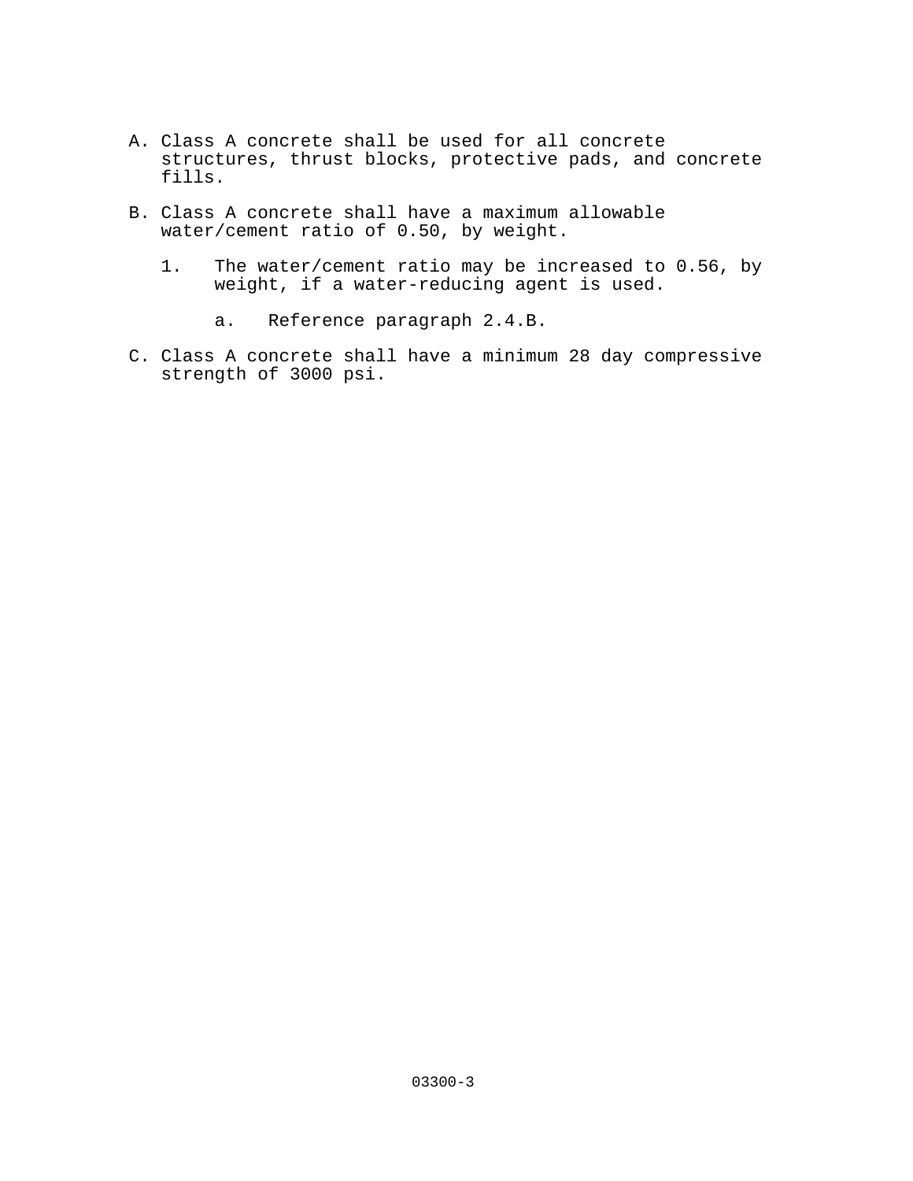A. Class A concrete shall be used for all concrete structures, thrust blocks, protective pads, and concrete fills.

B. Class A concrete shall have a maximum allowable water/cement ratio of 0.50, by weight.

   1. The water/cement ratio may be increased to 0.56, by weight, if a water-reducing agent is used.

      a. Reference paragraph 2.4.B.

C. Class A concrete shall have a minimum 28 day compressive strength of 3000 psi.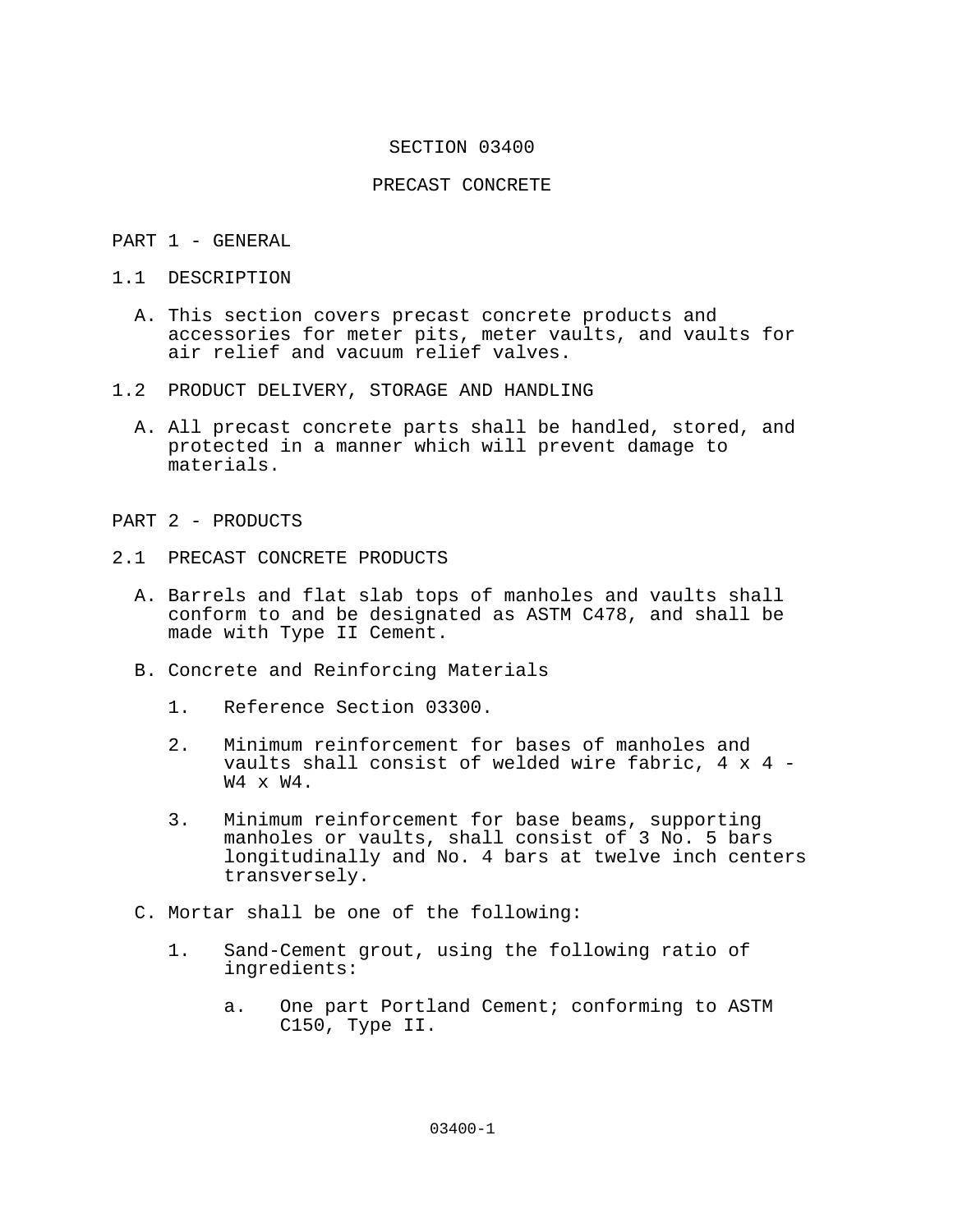# SECTION 03400

# PRECAST CONCRETE

## PART 1 - GENERAL

### 1.1 DESCRIPTION

A. This section covers precast concrete products and accessories for meter pits, meter vaults, and vaults for air relief and vacuum relief valves.

### 1.2 PRODUCT DELIVERY, STORAGE AND HANDLING

A. All precast concrete parts shall be handled, stored, and protected in a manner which will prevent damage to materials.

## PART 2 - PRODUCTS

### 2.1 PRECAST CONCRETE PRODUCTS

A. Barrels and flat slab tops of manholes and vaults shall conform to and be designated as ASTM C478, and shall be made with Type II Cement.

B. Concrete and Reinforcing Materials

1. Reference Section 03300.
2. Minimum reinforcement for bases of manholes and vaults shall consist of welded wire fabric, 4 x 4 - W4 x W4.
3. Minimum reinforcement for base beams, supporting manholes or vaults, shall consist of 3 No. 5 bars longitudinally and No. 4 bars at twelve inch centers transversely.

C. Mortar shall be one of the following:

1. Sand-Cement grout, using the following ratio of ingredients:
   a. One part Portland Cement; conforming to ASTM C150, Type II.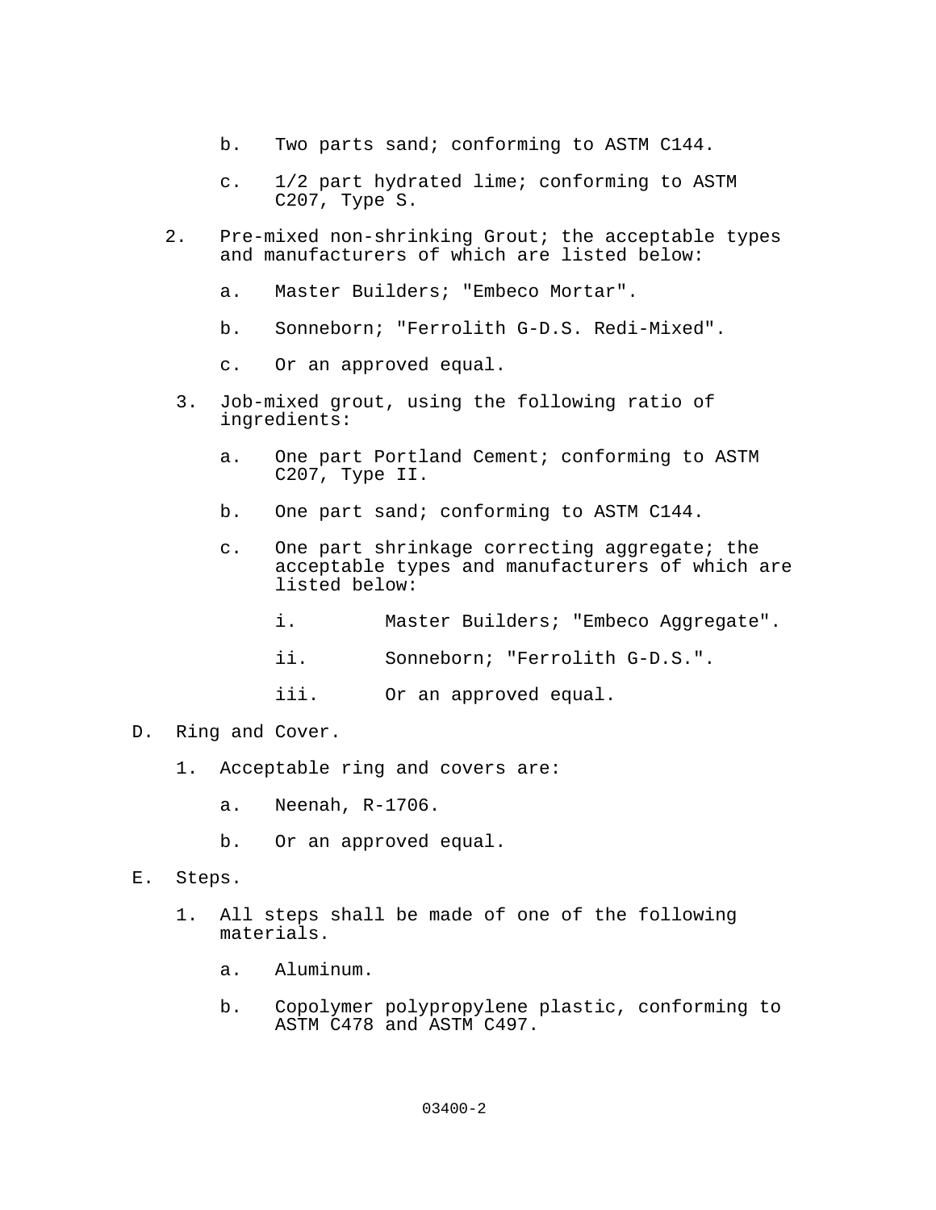b. Two parts sand; conforming to ASTM C144.

c. 1/2 part hydrated lime; conforming to ASTM C207, Type S.

2. Pre-mixed non-shrinking Grout; the acceptable types and manufacturers of which are listed below:

   a. Master Builders; "Embeco Mortar".

   b. Sonneborn; "Ferrolith G-D.S. Redi-Mixed".

   c. Or an approved equal.

3. Job-mixed grout, using the following ratio of ingredients:

   a. One part Portland Cement; conforming to ASTM C207, Type II.

   b. One part sand; conforming to ASTM C144.

   c. One part shrinkage correcting aggregate; the acceptable types and manufacturers of which are listed below:

      i. Master Builders; "Embeco Aggregate".

      ii. Sonneborn; "Ferrolith G-D.S.".

      iii. Or an approved equal.

D. Ring and Cover.

   1. Acceptable ring and covers are:

      a. Neenah, R-1706.

      b. Or an approved equal.

E. Steps.

   1. All steps shall be made of one of the following materials.

      a. Aluminum.

      b. Copolymer polypropylene plastic, conforming to ASTM C478 and ASTM C497.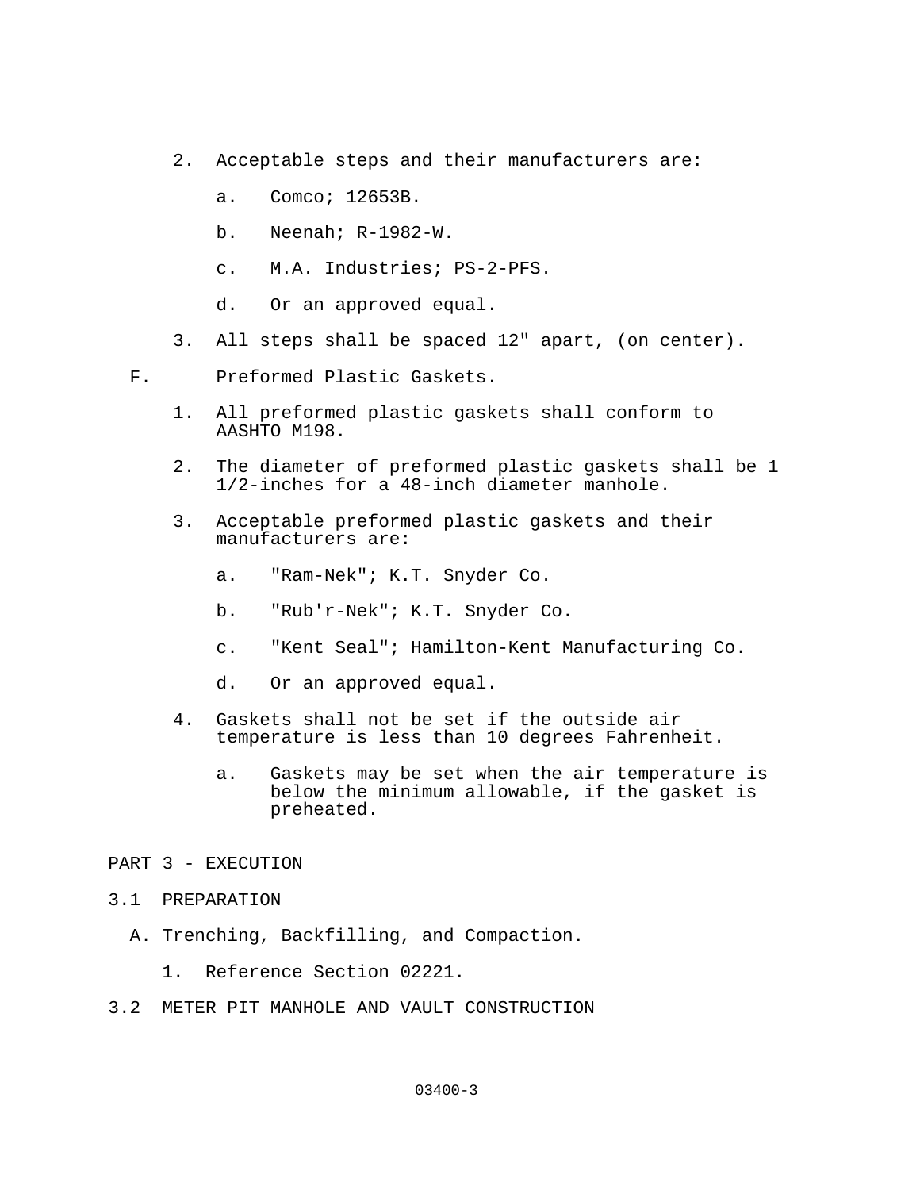2. Acceptable steps and their manufacturers are:

    a. Comco; 12653B.

    b. Neenah; R-1982-W.

    c. M.A. Industries; PS-2-PFS.

    d. Or an approved equal.

3. All steps shall be spaced 12" apart, (on center).

F. Preformed Plastic Gaskets.

1. All preformed plastic gaskets shall conform to AASHTO M198.

2. The diameter of preformed plastic gaskets shall be 1 1/2-inches for a 48-inch diameter manhole.

3. Acceptable preformed plastic gaskets and their manufacturers are:

    a. "Ram-Nek"; K.T. Snyder Co.

    b. "Rub'r-Nek"; K.T. Snyder Co.

    c. "Kent Seal"; Hamilton-Kent Manufacturing Co.

    d. Or an approved equal.

4. Gaskets shall not be set if the outside air temperature is less than 10 degrees Fahrenheit.

    a. Gaskets may be set when the air temperature is below the minimum allowable, if the gasket is preheated.

## PART 3 - EXECUTION

### 3.1 PREPARATION

A. Trenching, Backfilling, and Compaction.

1. Reference Section 02221.

### 3.2 METER PIT MANHOLE AND VAULT CONSTRUCTION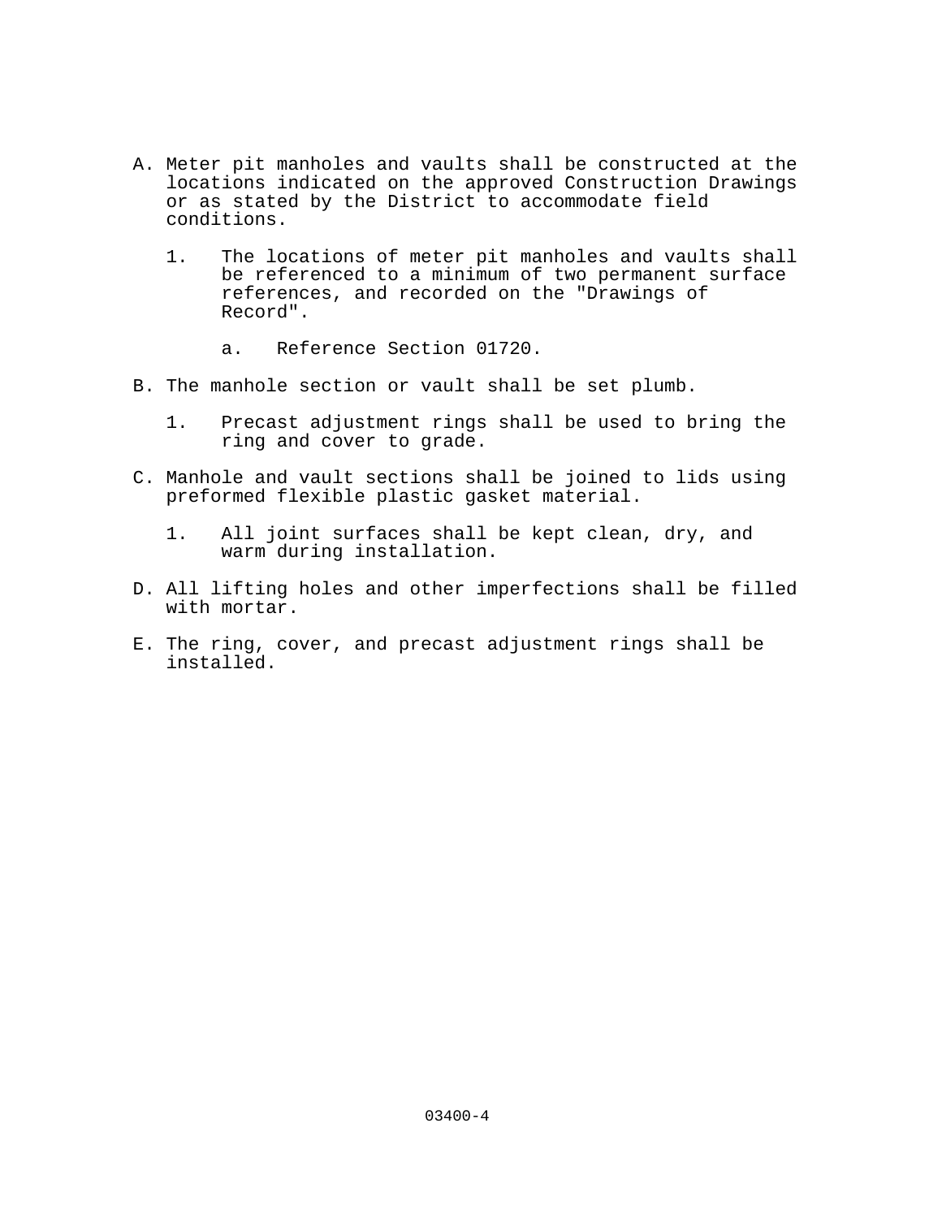A. Meter pit manholes and vaults shall be constructed at the locations indicated on the approved Construction Drawings or as stated by the District to accommodate field conditions.

   1. The locations of meter pit manholes and vaults shall be referenced to a minimum of two permanent surface references, and recorded on the "Drawings of Record".

      a. Reference Section 01720.

B. The manhole section or vault shall be set plumb.

   1. Precast adjustment rings shall be used to bring the ring and cover to grade.

C. Manhole and vault sections shall be joined to lids using preformed flexible plastic gasket material.

   1. All joint surfaces shall be kept clean, dry, and warm during installation.

D. All lifting holes and other imperfections shall be filled with mortar.

E. The ring, cover, and precast adjustment rings shall be installed.